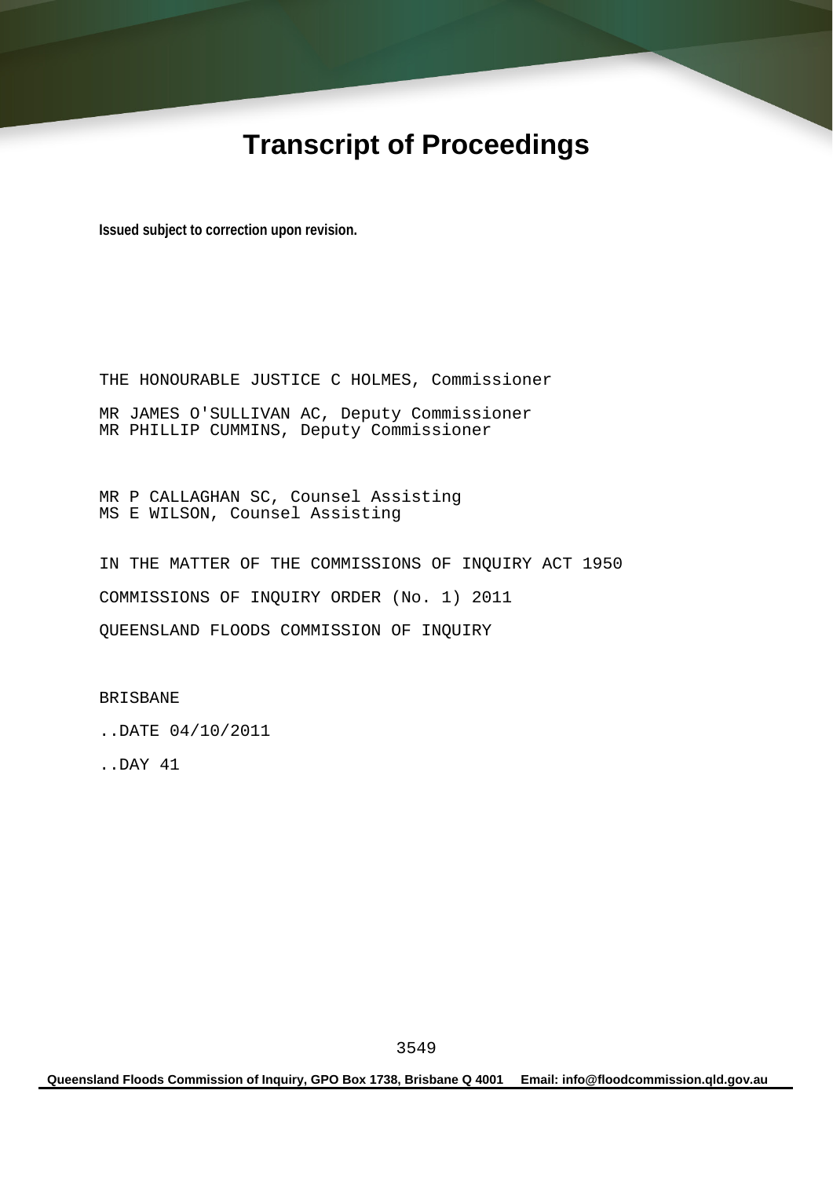# Transcript of Proceedings

**Issued subject to correction upon revision.**

THE HONOURABLE JUSTICE C HOLMES, Commissioner

MR JAMES O'SULLIVAN AC, Deputy Commissioner
MR PHILLIP CUMMINS, Deputy Commissioner

MR P CALLAGHAN SC, Counsel Assisting
MS E WILSON, Counsel Assisting

IN THE MATTER OF THE COMMISSIONS OF INQUIRY ACT 1950

COMMISSIONS OF INQUIRY ORDER (No. 1) 2011

QUEENSLAND FLOODS COMMISSION OF INQUIRY

BRISBANE

..DATE 04/10/2011

..DAY 41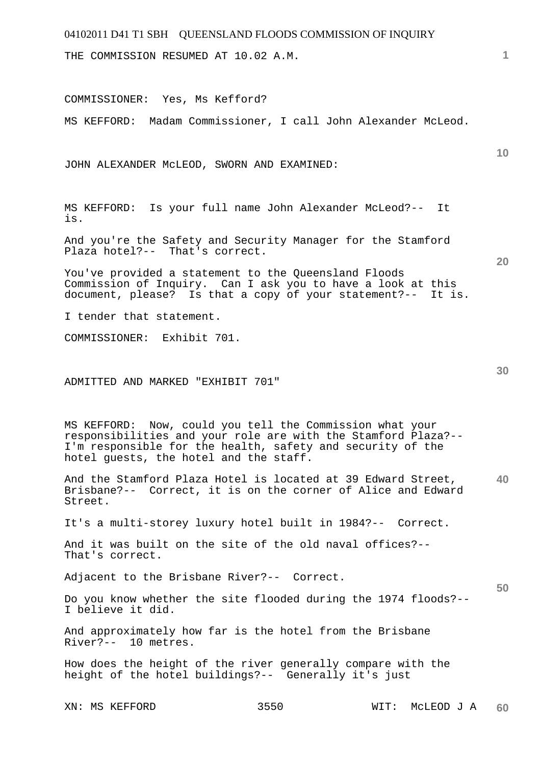THE COMMISSION RESUMED AT 10.02 A.M.

COMMISSIONER: Yes, Ms Kefford?

MS KEFFORD: Madam Commissioner, I call John Alexander McLeod.

JOHN ALEXANDER McLEOD, SWORN AND EXAMINED:

MS KEFFORD: Is your full name John Alexander McLeod?-- It is.

And you're the Safety and Security Manager for the Stamford Plaza hotel?-- That's correct.

You've provided a statement to the Queensland Floods Commission of Inquiry. Can I ask you to have a look at this document, please? Is that a copy of your statement?-- It is.

I tender that statement.

COMMISSIONER: Exhibit 701.

ADMITTED AND MARKED "EXHIBIT 701"

MS KEFFORD: Now, could you tell the Commission what your responsibilities and your role are with the Stamford Plaza?-- I'm responsible for the health, safety and security of the hotel guests, the hotel and the staff.

And the Stamford Plaza Hotel is located at 39 Edward Street, Brisbane?-- Correct, it is on the corner of Alice and Edward Street.

It's a multi-storey luxury hotel built in 1984?-- Correct.

And it was built on the site of the old naval offices?-- That's correct.

Adjacent to the Brisbane River?-- Correct.

Do you know whether the site flooded during the 1974 floods?-- I believe it did.

And approximately how far is the hotel from the Brisbane River?-- 10 metres.

How does the height of the river generally compare with the height of the hotel buildings?-- Generally it's just

XN: MS KEFFORD WIT: McLEOD J A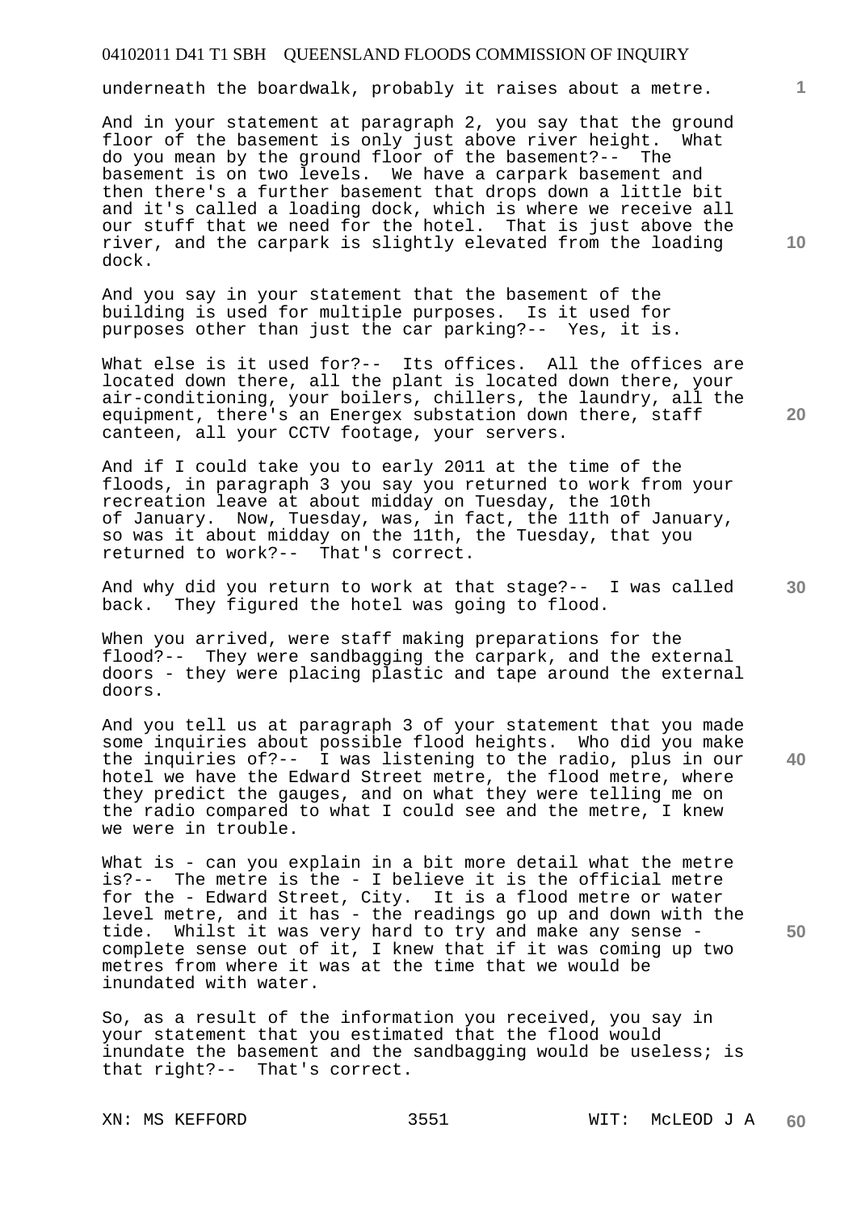underneath the boardwalk, probably it raises about a metre.

And in your statement at paragraph 2, you say that the ground floor of the basement is only just above river height. What do you mean by the ground floor of the basement?-- The basement is on two levels. We have a carpark basement and then there's a further basement that drops down a little bit and it's called a loading dock, which is where we receive all our stuff that we need for the hotel. That is just above the river, and the carpark is slightly elevated from the loading dock.

And you say in your statement that the basement of the building is used for multiple purposes. Is it used for purposes other than just the car parking?-- Yes, it is.

What else is it used for?-- Its offices. All the offices are located down there, all the plant is located down there, your air-conditioning, your boilers, chillers, the laundry, all the equipment, there's an Energex substation down there, staff canteen, all your CCTV footage, your servers.

And if I could take you to early 2011 at the time of the floods, in paragraph 3 you say you returned to work from your recreation leave at about midday on Tuesday, the 10th of January. Now, Tuesday, was, in fact, the 11th of January, so was it about midday on the 11th, the Tuesday, that you returned to work?-- That's correct.

And why did you return to work at that stage?-- I was called back. They figured the hotel was going to flood.

When you arrived, were staff making preparations for the flood?-- They were sandbagging the carpark, and the external doors - they were placing plastic and tape around the external doors.

And you tell us at paragraph 3 of your statement that you made some inquiries about possible flood heights. Who did you make the inquiries of?-- I was listening to the radio, plus in our hotel we have the Edward Street metre, the flood metre, where they predict the gauges, and on what they were telling me on the radio compared to what I could see and the metre, I knew we were in trouble.

What is - can you explain in a bit more detail what the metre is?-- The metre is the - I believe it is the official metre for the - Edward Street, City. It is a flood metre or water level metre, and it has - the readings go up and down with the tide. Whilst it was very hard to try and make any sense - complete sense out of it, I knew that if it was coming up two metres from where it was at the time that we would be inundated with water.

So, as a result of the information you received, you say in your statement that you estimated that the flood would inundate the basement and the sandbagging would be useless; is that right?-- That's correct.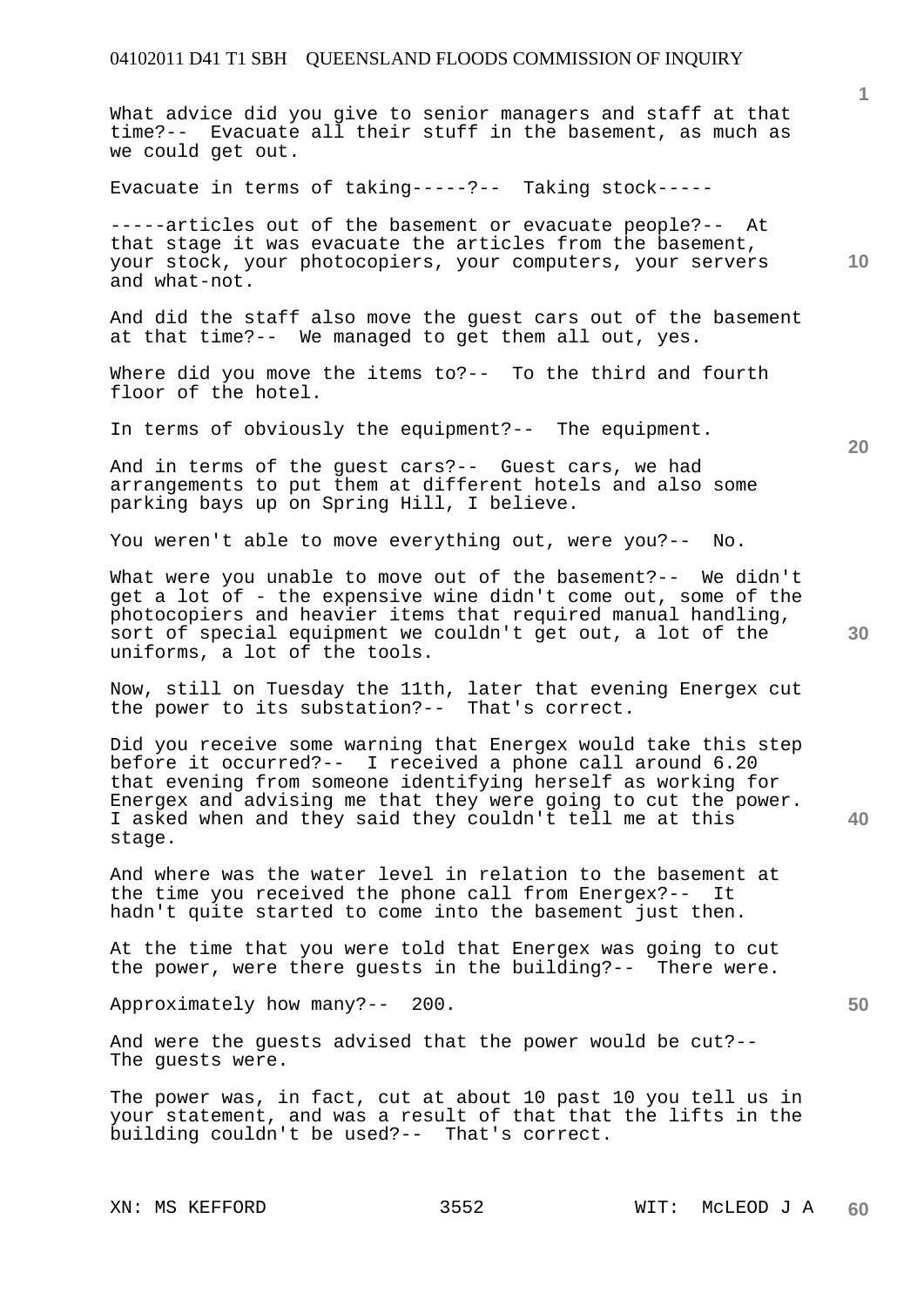What advice did you give to senior managers and staff at that time?-- Evacuate all their stuff in the basement, as much as we could get out.

Evacuate in terms of taking-----?-- Taking stock-----

-----articles out of the basement or evacuate people?-- At that stage it was evacuate the articles from the basement, your stock, your photocopiers, your computers, your servers and what-not.

And did the staff also move the guest cars out of the basement at that time?-- We managed to get them all out, yes.

Where did you move the items to?-- To the third and fourth floor of the hotel.

In terms of obviously the equipment?-- The equipment.

And in terms of the guest cars?-- Guest cars, we had arrangements to put them at different hotels and also some parking bays up on Spring Hill, I believe.

You weren't able to move everything out, were you?-- No.

What were you unable to move out of the basement?-- We didn't get a lot of - the expensive wine didn't come out, some of the photocopiers and heavier items that required manual handling, sort of special equipment we couldn't get out, a lot of the uniforms, a lot of the tools.

Now, still on Tuesday the 11th, later that evening Energex cut the power to its substation?-- That's correct.

Did you receive some warning that Energex would take this step before it occurred?-- I received a phone call around 6.20 that evening from someone identifying herself as working for Energex and advising me that they were going to cut the power. I asked when and they said they couldn't tell me at this stage.

And where was the water level in relation to the basement at the time you received the phone call from Energex?-- It hadn't quite started to come into the basement just then.

At the time that you were told that Energex was going to cut the power, were there guests in the building?-- There were.

Approximately how many?-- 200.

And were the guests advised that the power would be cut?-- The guests were.

The power was, in fact, cut at about 10 past 10 you tell us in your statement, and was a result of that that the lifts in the building couldn't be used?-- That's correct.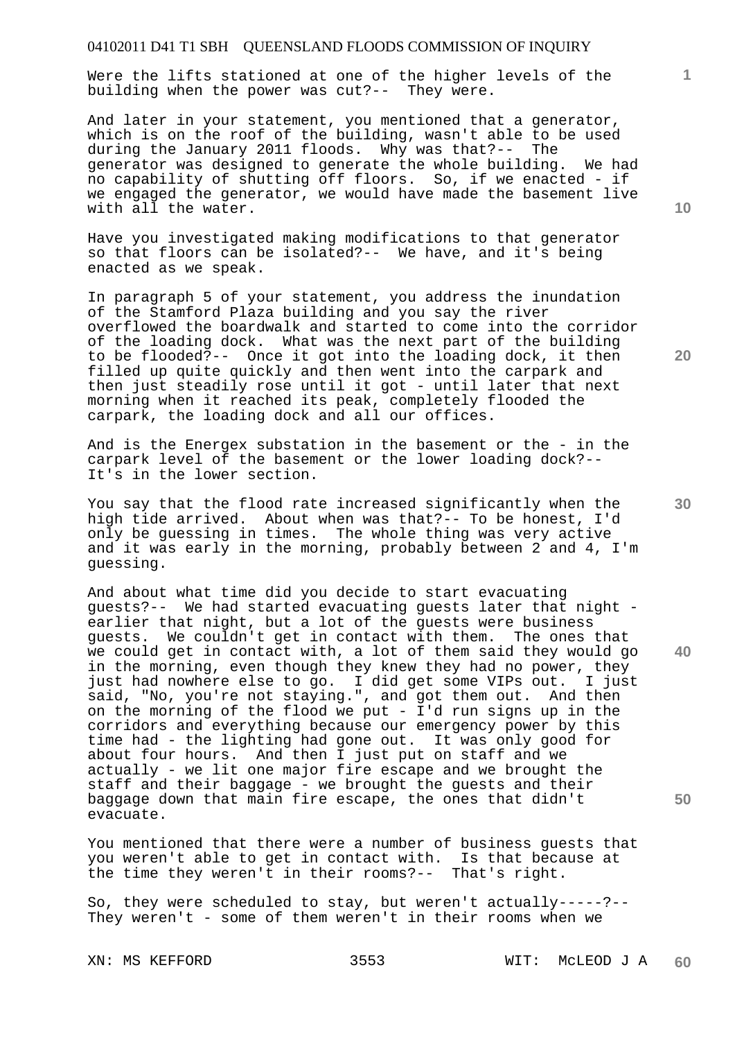Were the lifts stationed at one of the higher levels of the building when the power was cut?-- They were.

And later in your statement, you mentioned that a generator, which is on the roof of the building, wasn't able to be used during the January 2011 floods. Why was that?-- The generator was designed to generate the whole building. We had no capability of shutting off floors. So, if we enacted - if we engaged the generator, we would have made the basement live with all the water.

Have you investigated making modifications to that generator so that floors can be isolated?-- We have, and it's being enacted as we speak.

In paragraph 5 of your statement, you address the inundation of the Stamford Plaza building and you say the river overflowed the boardwalk and started to come into the corridor of the loading dock. What was the next part of the building to be flooded?-- Once it got into the loading dock, it then filled up quite quickly and then went into the carpark and then just steadily rose until it got - until later that next morning when it reached its peak, completely flooded the carpark, the loading dock and all our offices.

And is the Energex substation in the basement or the - in the carpark level of the basement or the lower loading dock?-- It's in the lower section.

You say that the flood rate increased significantly when the high tide arrived. About when was that?-- To be honest, I'd only be guessing in times. The whole thing was very active and it was early in the morning, probably between 2 and 4, I'm guessing.

And about what time did you decide to start evacuating guests?-- We had started evacuating guests later that night - earlier that night, but a lot of the guests were business guests. We couldn't get in contact with them. The ones that we could get in contact with, a lot of them said they would go in the morning, even though they knew they had no power, they just had nowhere else to go. I did get some VIPs out. I just said, "No, you're not staying.", and got them out. And then on the morning of the flood we put - I'd run signs up in the corridors and everything because our emergency power by this time had - the lighting had gone out. It was only good for about four hours. And then I just put on staff and we actually - we lit one major fire escape and we brought the staff and their baggage - we brought the guests and their baggage down that main fire escape, the ones that didn't evacuate.

You mentioned that there were a number of business guests that you weren't able to get in contact with. Is that because at the time they weren't in their rooms?-- That's right.

So, they were scheduled to stay, but weren't actually-----?-- They weren't - some of them weren't in their rooms when we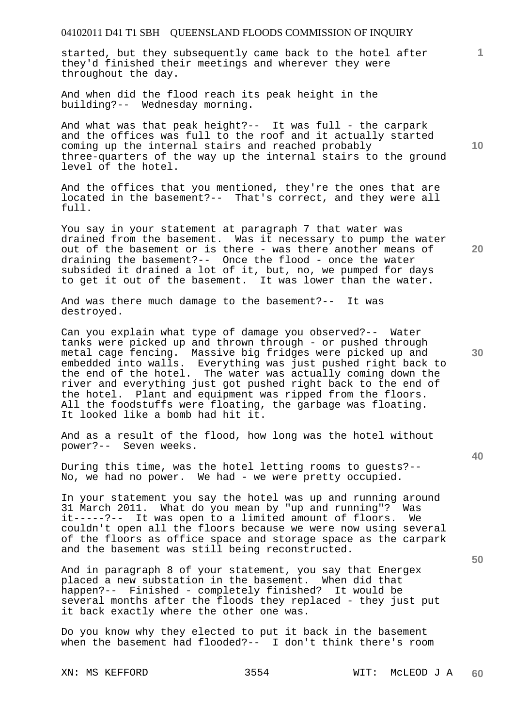started, but they subsequently came back to the hotel after they'd finished their meetings and wherever they were throughout the day.

And when did the flood reach its peak height in the building?-- Wednesday morning.

And what was that peak height?-- It was full - the carpark and the offices was full to the roof and it actually started coming up the internal stairs and reached probably three-quarters of the way up the internal stairs to the ground level of the hotel.

And the offices that you mentioned, they're the ones that are located in the basement?-- That's correct, and they were all full.

You say in your statement at paragraph 7 that water was drained from the basement. Was it necessary to pump the water out of the basement or is there - was there another means of draining the basement?-- Once the flood - once the water subsided it drained a lot of it, but, no, we pumped for days to get it out of the basement. It was lower than the water.

And was there much damage to the basement?-- It was destroyed.

Can you explain what type of damage you observed?-- Water tanks were picked up and thrown through - or pushed through metal cage fencing. Massive big fridges were picked up and embedded into walls. Everything was just pushed right back to the end of the hotel. The water was actually coming down the river and everything just got pushed right back to the end of the hotel. Plant and equipment was ripped from the floors. All the foodstuffs were floating, the garbage was floating. It looked like a bomb had hit it.

And as a result of the flood, how long was the hotel without power?-- Seven weeks.

During this time, was the hotel letting rooms to guests?-- No, we had no power. We had - we were pretty occupied.

In your statement you say the hotel was up and running around 31 March 2011. What do you mean by "up and running"? Was it-----?-- It was open to a limited amount of floors. We couldn't open all the floors because we were now using several of the floors as office space and storage space as the carpark and the basement was still being reconstructed.

And in paragraph 8 of your statement, you say that Energex placed a new substation in the basement. When did that happen?-- Finished - completely finished? It would be several months after the floods they replaced - they just put it back exactly where the other one was.

Do you know why they elected to put it back in the basement when the basement had flooded?-- I don't think there's room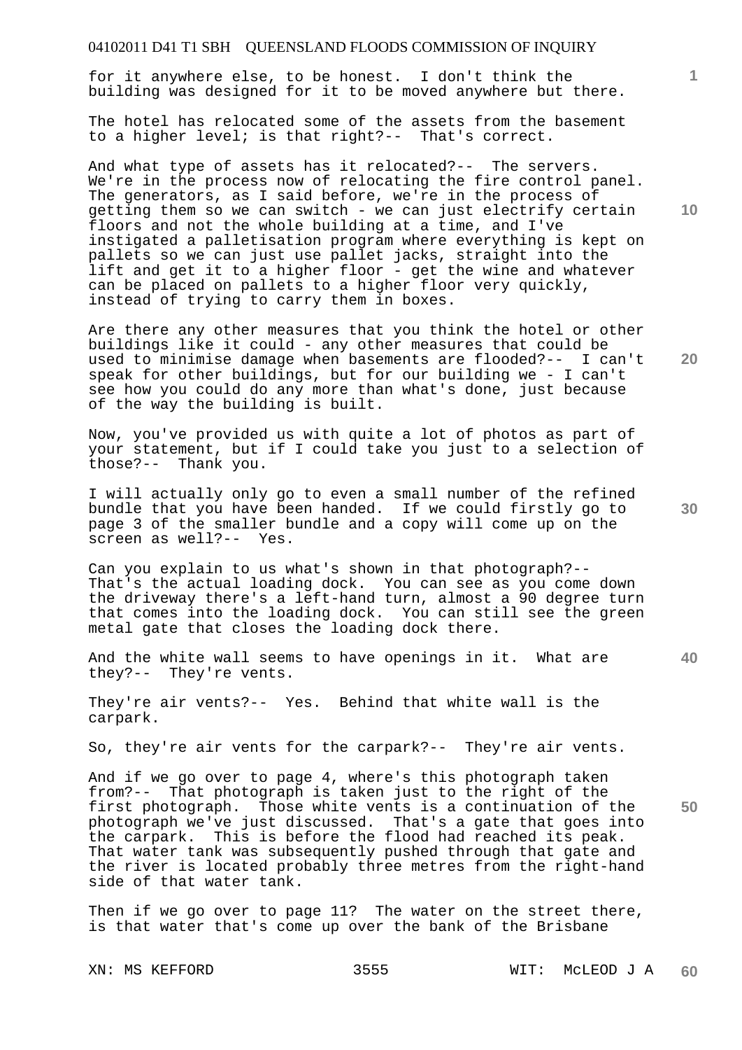for it anywhere else, to be honest. I don't think the building was designed for it to be moved anywhere but there.

The hotel has relocated some of the assets from the basement to a higher level; is that right?-- That's correct.

And what type of assets has it relocated?-- The servers. We're in the process now of relocating the fire control panel. The generators, as I said before, we're in the process of getting them so we can switch - we can just electrify certain floors and not the whole building at a time, and I've instigated a palletisation program where everything is kept on pallets so we can just use pallet jacks, straight into the lift and get it to a higher floor - get the wine and whatever can be placed on pallets to a higher floor very quickly, instead of trying to carry them in boxes.

Are there any other measures that you think the hotel or other buildings like it could - any other measures that could be used to minimise damage when basements are flooded?-- I can't speak for other buildings, but for our building we - I can't see how you could do any more than what's done, just because of the way the building is built.

Now, you've provided us with quite a lot of photos as part of your statement, but if I could take you just to a selection of those?-- Thank you.

I will actually only go to even a small number of the refined bundle that you have been handed. If we could firstly go to page 3 of the smaller bundle and a copy will come up on the screen as well?-- Yes.

Can you explain to us what's shown in that photograph?-- That's the actual loading dock. You can see as you come down the driveway there's a left-hand turn, almost a 90 degree turn that comes into the loading dock. You can still see the green metal gate that closes the loading dock there.

And the white wall seems to have openings in it. What are they?-- They're vents.

They're air vents?-- Yes. Behind that white wall is the carpark.

So, they're air vents for the carpark?-- They're air vents.

And if we go over to page 4, where's this photograph taken from?-- That photograph is taken just to the right of the first photograph. Those white vents is a continuation of the photograph we've just discussed. That's a gate that goes into the carpark. This is before the flood had reached its peak. That water tank was subsequently pushed through that gate and the river is located probably three metres from the right-hand side of that water tank.

Then if we go over to page 11? The water on the street there, is that water that's come up over the bank of the Brisbane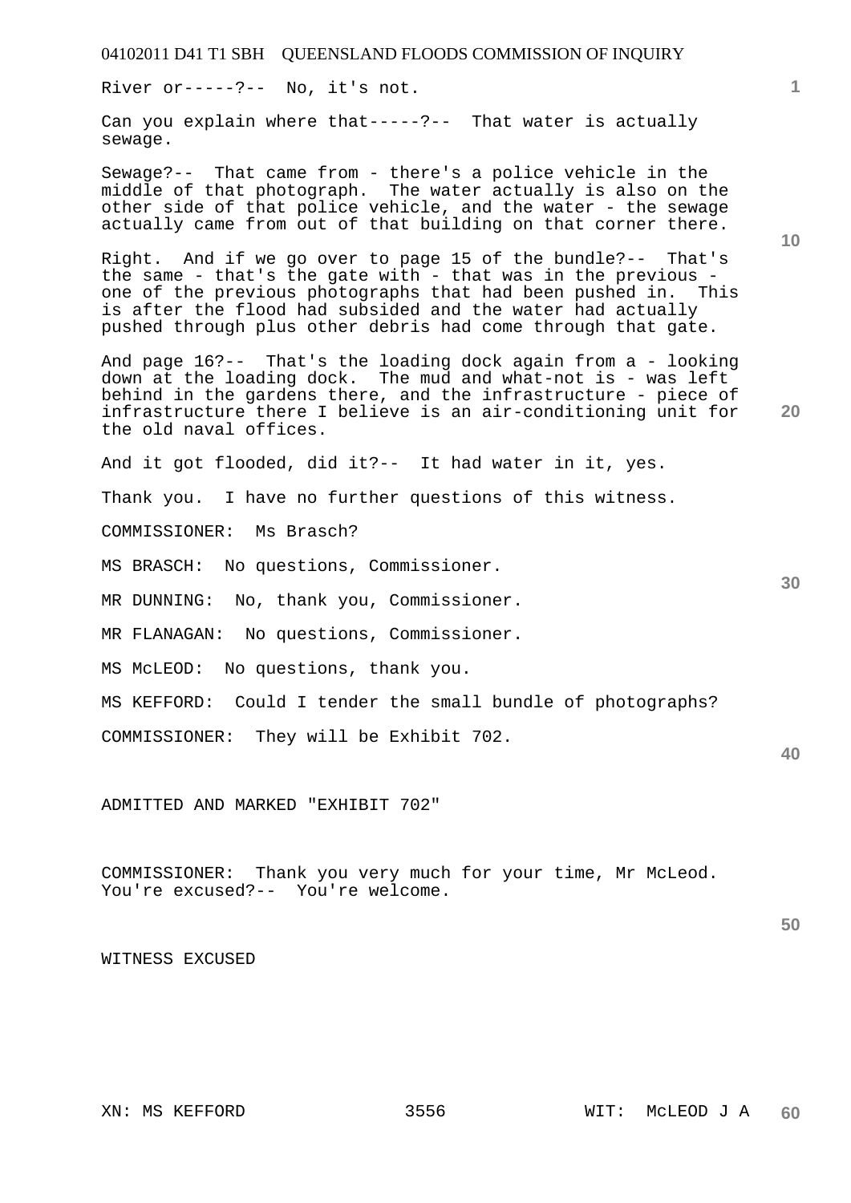River or-----?-- No, it's not.

Can you explain where that-----?-- That water is actually sewage.

Sewage?-- That came from - there's a police vehicle in the middle of that photograph. The water actually is also on the other side of that police vehicle, and the water - the sewage actually came from out of that building on that corner there.

Right. And if we go over to page 15 of the bundle?-- That's the same - that's the gate with - that was in the previous - one of the previous photographs that had been pushed in. This is after the flood had subsided and the water had actually pushed through plus other debris had come through that gate.

And page 16?-- That's the loading dock again from a - looking down at the loading dock. The mud and what-not is - was left behind in the gardens there, and the infrastructure - piece of infrastructure there I believe is an air-conditioning unit for the old naval offices.

And it got flooded, did it?-- It had water in it, yes.

Thank you. I have no further questions of this witness.

COMMISSIONER: Ms Brasch?

MS BRASCH: No questions, Commissioner.

MR DUNNING: No, thank you, Commissioner.

MR FLANAGAN: No questions, Commissioner.

MS McLEOD: No questions, thank you.

MS KEFFORD: Could I tender the small bundle of photographs?

COMMISSIONER: They will be Exhibit 702.

ADMITTED AND MARKED "EXHIBIT 702"

COMMISSIONER: Thank you very much for your time, Mr McLeod. You're excused?-- You're welcome.

WITNESS EXCUSED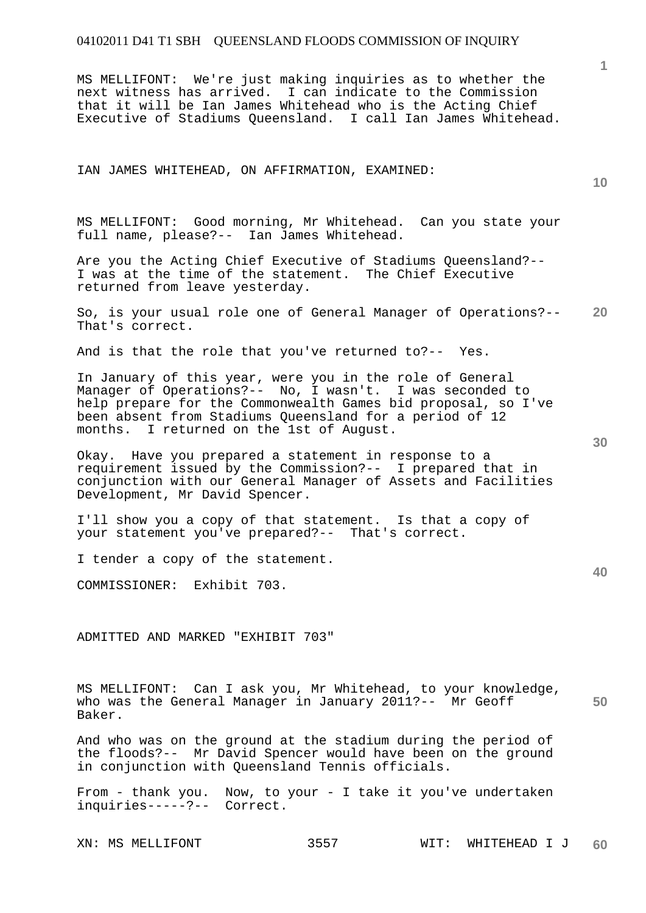MS MELLIFONT: We're just making inquiries as to whether the next witness has arrived. I can indicate to the Commission that it will be Ian James Whitehead who is the Acting Chief Executive of Stadiums Queensland. I call Ian James Whitehead.

IAN JAMES WHITEHEAD, ON AFFIRMATION, EXAMINED:

MS MELLIFONT: Good morning, Mr Whitehead. Can you state your full name, please?-- Ian James Whitehead.

Are you the Acting Chief Executive of Stadiums Queensland?-- I was at the time of the statement. The Chief Executive returned from leave yesterday.

So, is your usual role one of General Manager of Operations?-- That's correct.

And is that the role that you've returned to?-- Yes.

In January of this year, were you in the role of General Manager of Operations?-- No, I wasn't. I was seconded to help prepare for the Commonwealth Games bid proposal, so I've been absent from Stadiums Queensland for a period of 12 months. I returned on the 1st of August.

Okay. Have you prepared a statement in response to a requirement issued by the Commission?-- I prepared that in conjunction with our General Manager of Assets and Facilities Development, Mr David Spencer.

I'll show you a copy of that statement. Is that a copy of your statement you've prepared?-- That's correct.

I tender a copy of the statement.

COMMISSIONER: Exhibit 703.

ADMITTED AND MARKED "EXHIBIT 703"

MS MELLIFONT: Can I ask you, Mr Whitehead, to your knowledge, who was the General Manager in January 2011?-- Mr Geoff Baker.

And who was on the ground at the stadium during the period of the floods?-- Mr David Spencer would have been on the ground in conjunction with Queensland Tennis officials.

From - thank you. Now, to your - I take it you've undertaken inquiries-----?-- Correct.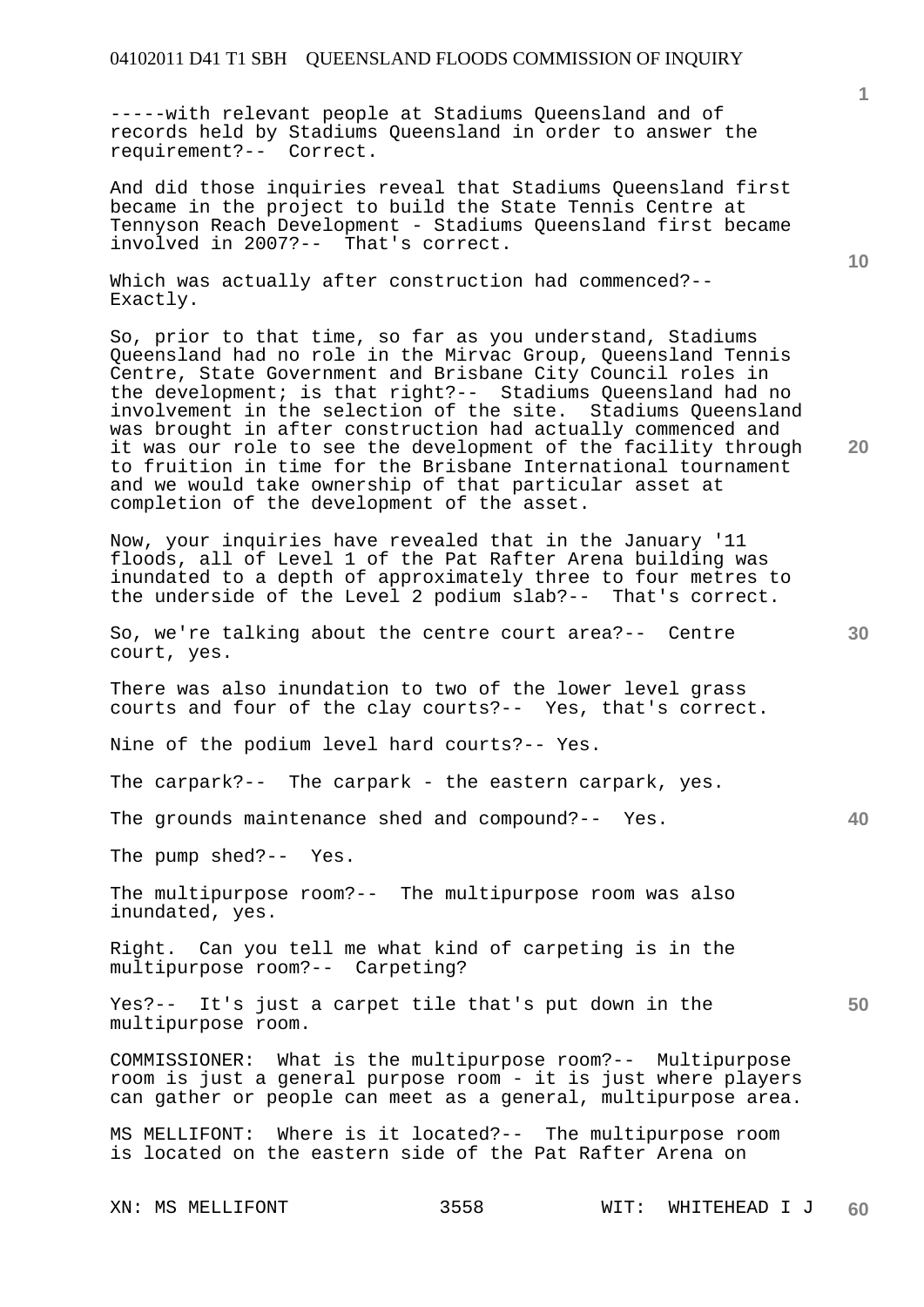-----with relevant people at Stadiums Queensland and of records held by Stadiums Queensland in order to answer the requirement?-- Correct.

And did those inquiries reveal that Stadiums Queensland first became in the project to build the State Tennis Centre at Tennyson Reach Development - Stadiums Queensland first became involved in 2007?-- That's correct.

Which was actually after construction had commenced?-- Exactly.

So, prior to that time, so far as you understand, Stadiums Queensland had no role in the Mirvac Group, Queensland Tennis Centre, State Government and Brisbane City Council roles in the development; is that right?-- Stadiums Queensland had no involvement in the selection of the site. Stadiums Queensland was brought in after construction had actually commenced and it was our role to see the development of the facility through to fruition in time for the Brisbane International tournament and we would take ownership of that particular asset at completion of the development of the asset.

Now, your inquiries have revealed that in the January '11 floods, all of Level 1 of the Pat Rafter Arena building was inundated to a depth of approximately three to four metres to the underside of the Level 2 podium slab?-- That's correct.

So, we're talking about the centre court area?-- Centre court, yes.

There was also inundation to two of the lower level grass courts and four of the clay courts?-- Yes, that's correct.

Nine of the podium level hard courts?-- Yes.

The carpark?-- The carpark - the eastern carpark, yes.

The grounds maintenance shed and compound?-- Yes.

The pump shed?-- Yes.

The multipurpose room?-- The multipurpose room was also inundated, yes.

Right. Can you tell me what kind of carpeting is in the multipurpose room?-- Carpeting?

Yes?-- It's just a carpet tile that's put down in the multipurpose room.

COMMISSIONER: What is the multipurpose room?-- Multipurpose room is just a general purpose room - it is just where players can gather or people can meet as a general, multipurpose area.

MS MELLIFONT: Where is it located?-- The multipurpose room is located on the eastern side of the Pat Rafter Arena on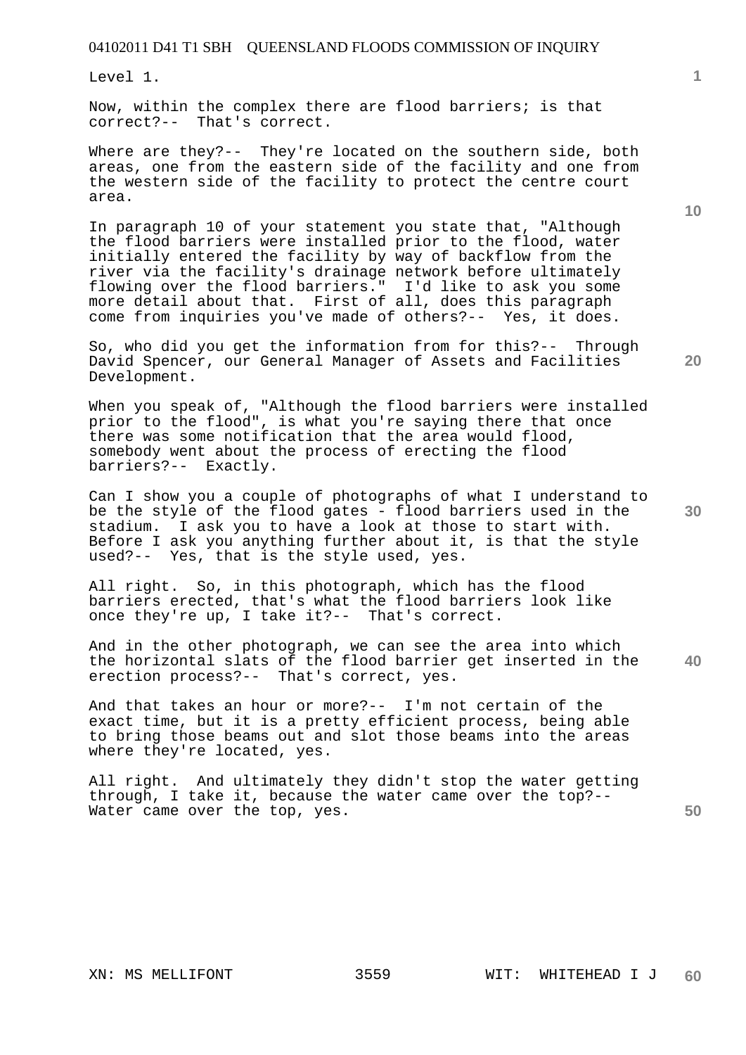Level 1.

Now, within the complex there are flood barriers; is that correct?-- That's correct.

Where are they?-- They're located on the southern side, both areas, one from the eastern side of the facility and one from the western side of the facility to protect the centre court area.

In paragraph 10 of your statement you state that, "Although the flood barriers were installed prior to the flood, water initially entered the facility by way of backflow from the river via the facility's drainage network before ultimately flowing over the flood barriers." I'd like to ask you some more detail about that. First of all, does this paragraph come from inquiries you've made of others?-- Yes, it does.

So, who did you get the information from for this?-- Through David Spencer, our General Manager of Assets and Facilities Development.

When you speak of, "Although the flood barriers were installed prior to the flood", is what you're saying there that once there was some notification that the area would flood, somebody went about the process of erecting the flood barriers?-- Exactly.

Can I show you a couple of photographs of what I understand to be the style of the flood gates - flood barriers used in the stadium. I ask you to have a look at those to start with. Before I ask you anything further about it, is that the style used?-- Yes, that is the style used, yes.

All right. So, in this photograph, which has the flood barriers erected, that's what the flood barriers look like once they're up, I take it?-- That's correct.

And in the other photograph, we can see the area into which the horizontal slats of the flood barrier get inserted in the erection process?-- That's correct, yes.

And that takes an hour or more?-- I'm not certain of the exact time, but it is a pretty efficient process, being able to bring those beams out and slot those beams into the areas where they're located, yes.

All right. And ultimately they didn't stop the water getting through, I take it, because the water came over the top?-- Water came over the top, yes.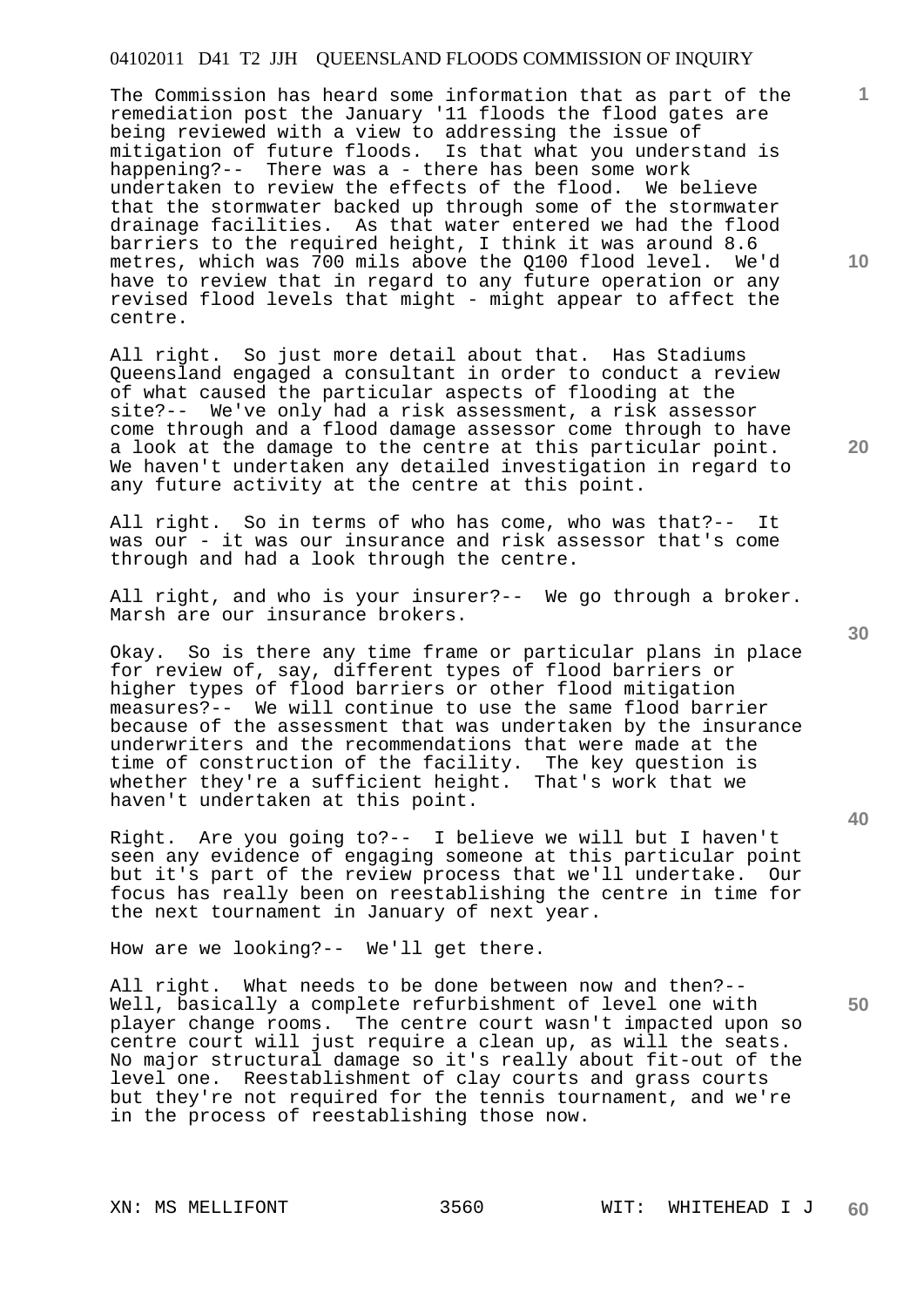The Commission has heard some information that as part of the remediation post the January '11 floods the flood gates are being reviewed with a view to addressing the issue of mitigation of future floods. Is that what you understand is happening?-- There was a - there has been some work undertaken to review the effects of the flood. We believe that the stormwater backed up through some of the stormwater drainage facilities. As that water entered we had the flood barriers to the required height, I think it was around 8.6 metres, which was 700 mils above the Q100 flood level. We'd have to review that in regard to any future operation or any revised flood levels that might - might appear to affect the centre.

All right. So just more detail about that. Has Stadiums Queensland engaged a consultant in order to conduct a review of what caused the particular aspects of flooding at the site?-- We've only had a risk assessment, a risk assessor come through and a flood damage assessor come through to have a look at the damage to the centre at this particular point. We haven't undertaken any detailed investigation in regard to any future activity at the centre at this point.

All right. So in terms of who has come, who was that?-- It was our - it was our insurance and risk assessor that's come through and had a look through the centre.

All right, and who is your insurer?-- We go through a broker. Marsh are our insurance brokers.

Okay. So is there any time frame or particular plans in place for review of, say, different types of flood barriers or higher types of flood barriers or other flood mitigation measures?-- We will continue to use the same flood barrier because of the assessment that was undertaken by the insurance underwriters and the recommendations that were made at the time of construction of the facility. The key question is whether they're a sufficient height. That's work that we haven't undertaken at this point.

Right. Are you going to?-- I believe we will but I haven't seen any evidence of engaging someone at this particular point but it's part of the review process that we'll undertake. Our focus has really been on reestablishing the centre in time for the next tournament in January of next year.

How are we looking?-- We'll get there.

All right. What needs to be done between now and then?-- Well, basically a complete refurbishment of level one with player change rooms. The centre court wasn't impacted upon so centre court will just require a clean up, as will the seats. No major structural damage so it's really about fit-out of the level one. Reestablishment of clay courts and grass courts but they're not required for the tennis tournament, and we're in the process of reestablishing those now.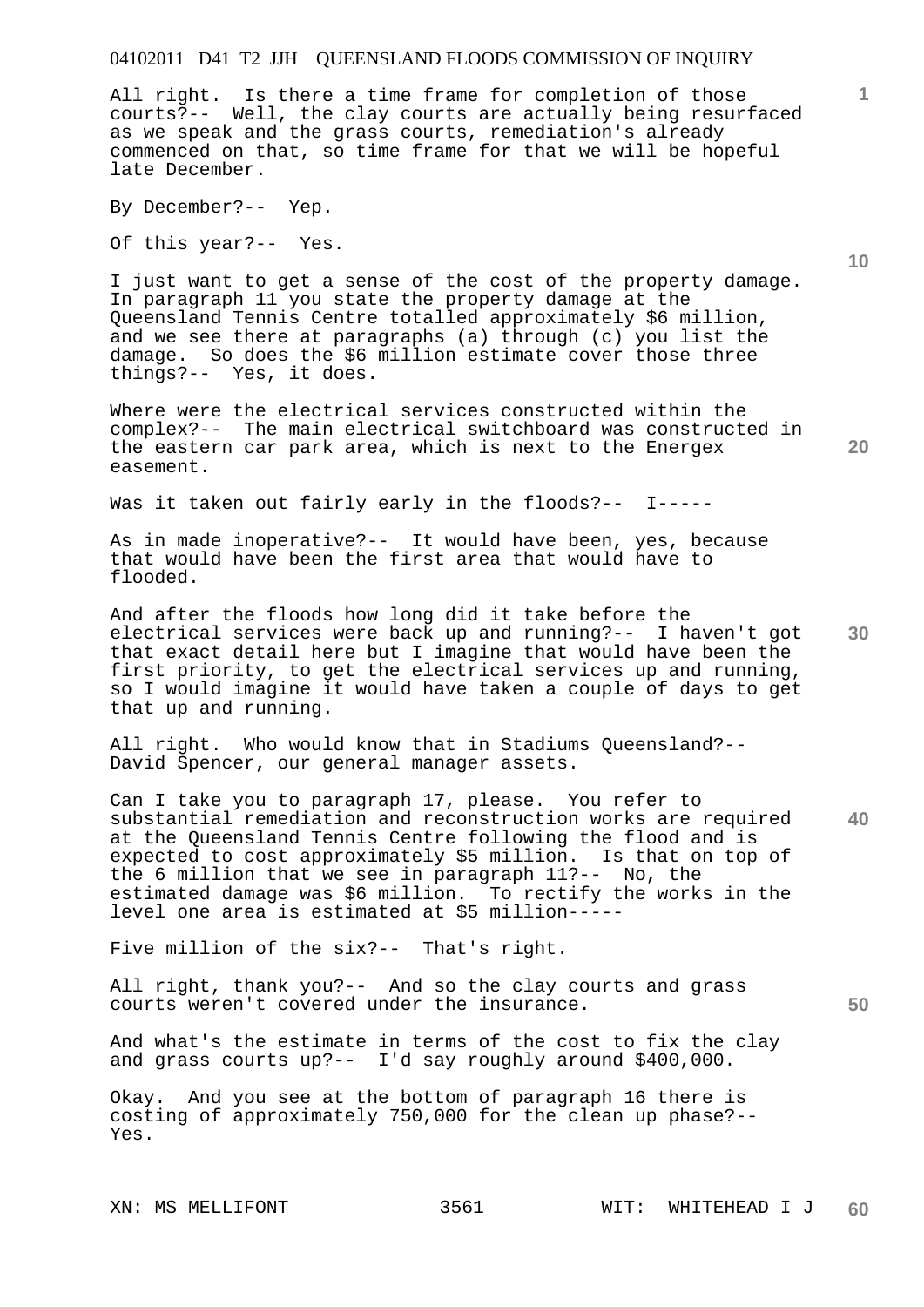All right. Is there a time frame for completion of those courts?-- Well, the clay courts are actually being resurfaced as we speak and the grass courts, remediation's already commenced on that, so time frame for that we will be hopeful late December.

By December?-- Yep.

Of this year?-- Yes.

I just want to get a sense of the cost of the property damage. In paragraph 11 you state the property damage at the Queensland Tennis Centre totalled approximately $6 million, and we see there at paragraphs (a) through (c) you list the damage. So does the $6 million estimate cover those three things?-- Yes, it does.

Where were the electrical services constructed within the complex?-- The main electrical switchboard was constructed in the eastern car park area, which is next to the Energex easement.

Was it taken out fairly early in the floods?-- I-----

As in made inoperative?-- It would have been, yes, because that would have been the first area that would have to flooded.

And after the floods how long did it take before the electrical services were back up and running?-- I haven't got that exact detail here but I imagine that would have been the first priority, to get the electrical services up and running, so I would imagine it would have taken a couple of days to get that up and running.

All right. Who would know that in Stadiums Queensland?-- David Spencer, our general manager assets.

Can I take you to paragraph 17, please. You refer to substantial remediation and reconstruction works are required at the Queensland Tennis Centre following the flood and is expected to cost approximately $5 million. Is that on top of the 6 million that we see in paragraph 11?-- No, the estimated damage was $6 million. To rectify the works in the level one area is estimated at $5 million-----

Five million of the six?-- That's right.

All right, thank you?-- And so the clay courts and grass courts weren't covered under the insurance.

And what's the estimate in terms of the cost to fix the clay and grass courts up?-- I'd say roughly around $400,000.

Okay. And you see at the bottom of paragraph 16 there is costing of approximately 750,000 for the clean up phase?-- Yes.

XN: MS MELLIFONT WIT: WHITEHEAD I J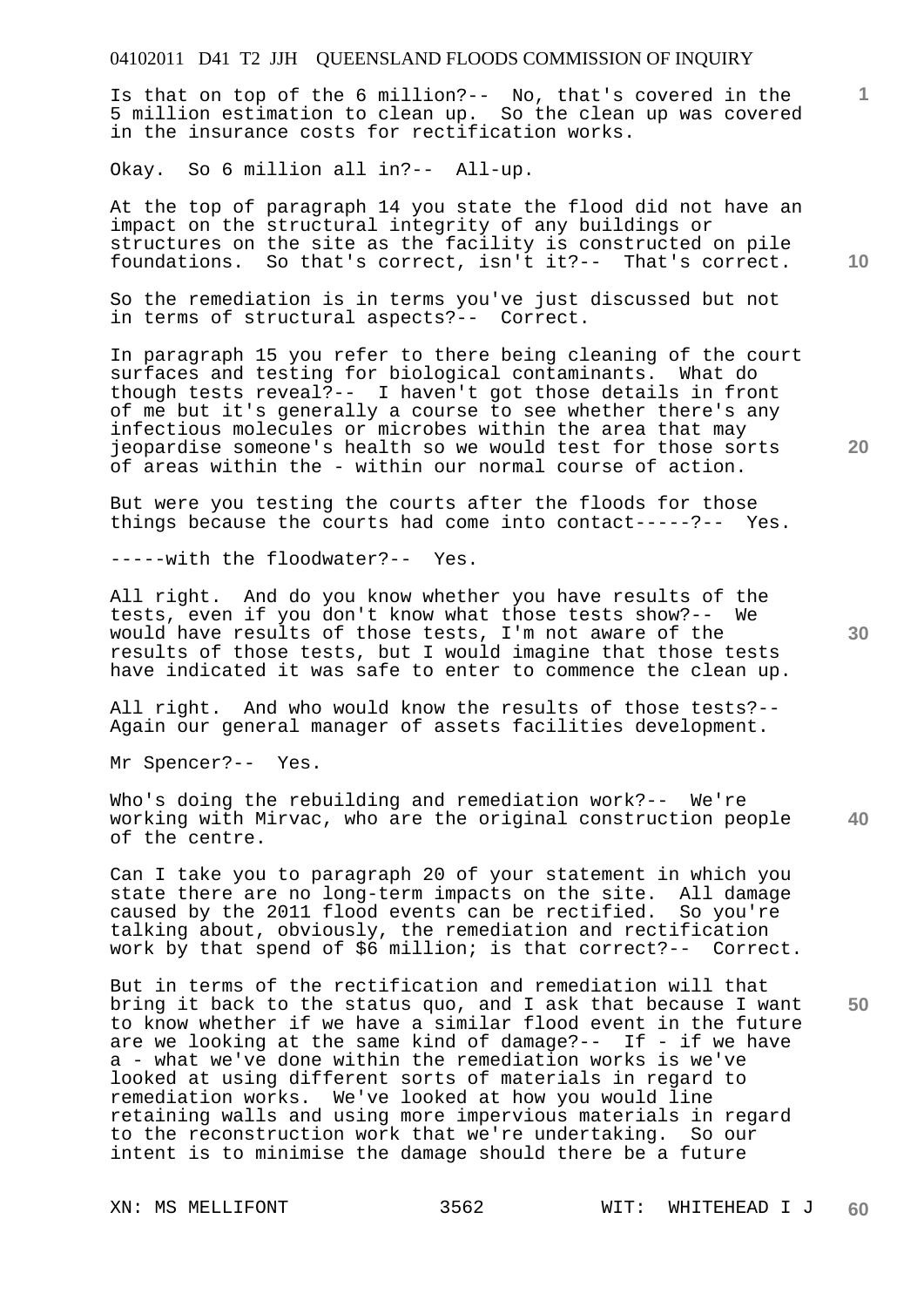Is that on top of the 6 million?-- No, that's covered in the 5 million estimation to clean up. So the clean up was covered in the insurance costs for rectification works.

Okay. So 6 million all in?-- All-up.

At the top of paragraph 14 you state the flood did not have an impact on the structural integrity of any buildings or structures on the site as the facility is constructed on pile foundations. So that's correct, isn't it?-- That's correct.

So the remediation is in terms you've just discussed but not in terms of structural aspects?-- Correct.

In paragraph 15 you refer to there being cleaning of the court surfaces and testing for biological contaminants. What do though tests reveal?-- I haven't got those details in front of me but it's generally a course to see whether there's any infectious molecules or microbes within the area that may jeopardise someone's health so we would test for those sorts of areas within the - within our normal course of action.

But were you testing the courts after the floods for those things because the courts had come into contact-----?-- Yes.

-----with the floodwater?-- Yes.

All right. And do you know whether you have results of the tests, even if you don't know what those tests show?-- We would have results of those tests, I'm not aware of the results of those tests, but I would imagine that those tests have indicated it was safe to enter to commence the clean up.

All right. And who would know the results of those tests?-- Again our general manager of assets facilities development.

Mr Spencer?-- Yes.

Who's doing the rebuilding and remediation work?-- We're working with Mirvac, who are the original construction people of the centre.

Can I take you to paragraph 20 of your statement in which you state there are no long-term impacts on the site. All damage caused by the 2011 flood events can be rectified. So you're talking about, obviously, the remediation and rectification work by that spend of $6 million; is that correct?-- Correct.

But in terms of the rectification and remediation will that bring it back to the status quo, and I ask that because I want to know whether if we have a similar flood event in the future are we looking at the same kind of damage?-- If - if we have a - what we've done within the remediation works is we've looked at using different sorts of materials in regard to remediation works. We've looked at how you would line retaining walls and using more impervious materials in regard to the reconstruction work that we're undertaking. So our intent is to minimise the damage should there be a future

XN: MS MELLIFONT WIT: WHITEHEAD I J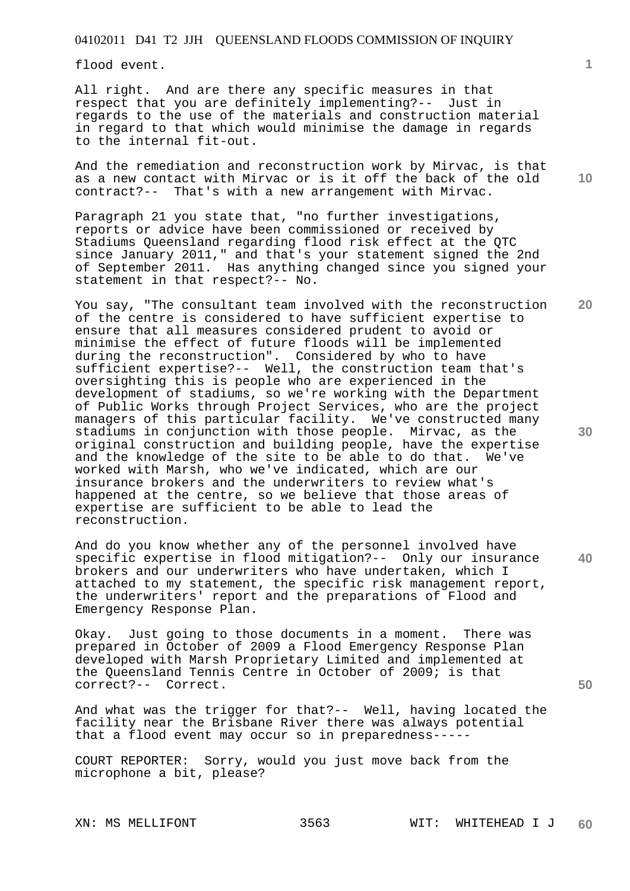flood event.

All right. And are there any specific measures in that respect that you are definitely implementing?-- Just in regards to the use of the materials and construction material in regard to that which would minimise the damage in regards to the internal fit-out.

And the remediation and reconstruction work by Mirvac, is that as a new contact with Mirvac or is it off the back of the old contract?-- That's with a new arrangement with Mirvac.

Paragraph 21 you state that, "no further investigations, reports or advice have been commissioned or received by Stadiums Queensland regarding flood risk effect at the QTC since January 2011," and that's your statement signed the 2nd of September 2011. Has anything changed since you signed your statement in that respect?-- No.

You say, "The consultant team involved with the reconstruction of the centre is considered to have sufficient expertise to ensure that all measures considered prudent to avoid or minimise the effect of future floods will be implemented during the reconstruction". Considered by who to have sufficient expertise?-- Well, the construction team that's oversighting this is people who are experienced in the development of stadiums, so we're working with the Department of Public Works through Project Services, who are the project managers of this particular facility. We've constructed many stadiums in conjunction with those people. Mirvac, as the original construction and building people, have the expertise and the knowledge of the site to be able to do that. We've worked with Marsh, who we've indicated, which are our insurance brokers and the underwriters to review what's happened at the centre, so we believe that those areas of expertise are sufficient to be able to lead the reconstruction.

And do you know whether any of the personnel involved have specific expertise in flood mitigation?-- Only our insurance brokers and our underwriters who have undertaken, which I attached to my statement, the specific risk management report, the underwriters' report and the preparations of Flood and Emergency Response Plan.

Okay. Just going to those documents in a moment. There was prepared in October of 2009 a Flood Emergency Response Plan developed with Marsh Proprietary Limited and implemented at the Queensland Tennis Centre in October of 2009; is that correct?-- Correct.

And what was the trigger for that?-- Well, having located the facility near the Brisbane River there was always potential that a flood event may occur so in preparedness-----

COURT REPORTER: Sorry, would you just move back from the microphone a bit, please?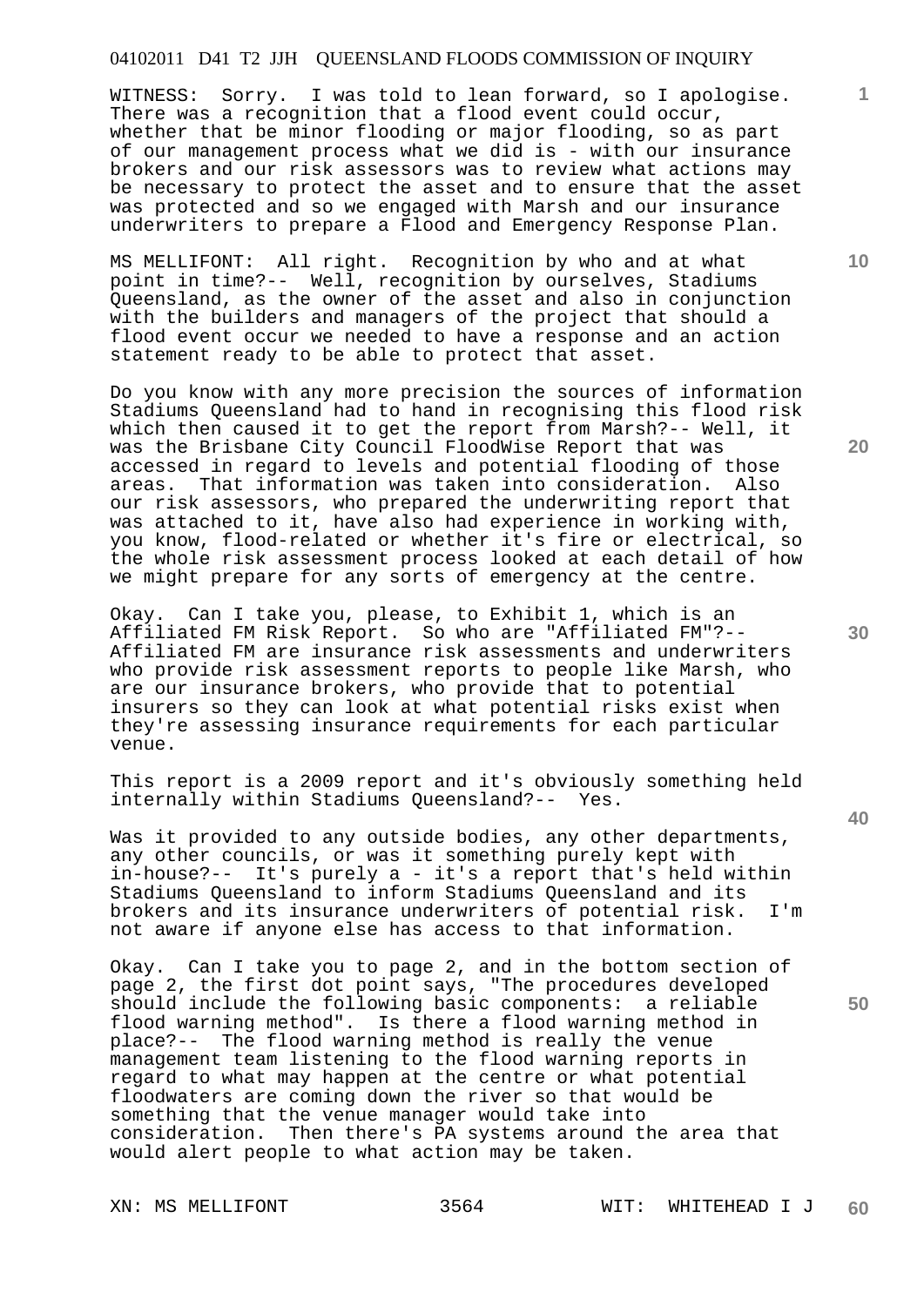WITNESS: Sorry. I was told to lean forward, so I apologise. There was a recognition that a flood event could occur, whether that be minor flooding or major flooding, so as part of our management process what we did is - with our insurance brokers and our risk assessors was to review what actions may be necessary to protect the asset and to ensure that the asset was protected and so we engaged with Marsh and our insurance underwriters to prepare a Flood and Emergency Response Plan.

MS MELLIFONT: All right. Recognition by who and at what point in time?-- Well, recognition by ourselves, Stadiums Queensland, as the owner of the asset and also in conjunction with the builders and managers of the project that should a flood event occur we needed to have a response and an action statement ready to be able to protect that asset.

Do you know with any more precision the sources of information Stadiums Queensland had to hand in recognising this flood risk which then caused it to get the report from Marsh?-- Well, it was the Brisbane City Council FloodWise Report that was accessed in regard to levels and potential flooding of those areas. That information was taken into consideration. Also our risk assessors, who prepared the underwriting report that was attached to it, have also had experience in working with, you know, flood-related or whether it's fire or electrical, so the whole risk assessment process looked at each detail of how we might prepare for any sorts of emergency at the centre.

Okay. Can I take you, please, to Exhibit 1, which is an Affiliated FM Risk Report. So who are "Affiliated FM"?-- Affiliated FM are insurance risk assessments and underwriters who provide risk assessment reports to people like Marsh, who are our insurance brokers, who provide that to potential insurers so they can look at what potential risks exist when they're assessing insurance requirements for each particular venue.

This report is a 2009 report and it's obviously something held internally within Stadiums Queensland?-- Yes.

Was it provided to any outside bodies, any other departments, any other councils, or was it something purely kept with in-house?-- It's purely a - it's a report that's held within Stadiums Queensland to inform Stadiums Queensland and its brokers and its insurance underwriters of potential risk. I'm not aware if anyone else has access to that information.

Okay. Can I take you to page 2, and in the bottom section of page 2, the first dot point says, "The procedures developed should include the following basic components: a reliable flood warning method". Is there a flood warning method in place?-- The flood warning method is really the venue management team listening to the flood warning reports in regard to what may happen at the centre or what potential floodwaters are coming down the river so that would be something that the venue manager would take into consideration. Then there's PA systems around the area that would alert people to what action may be taken.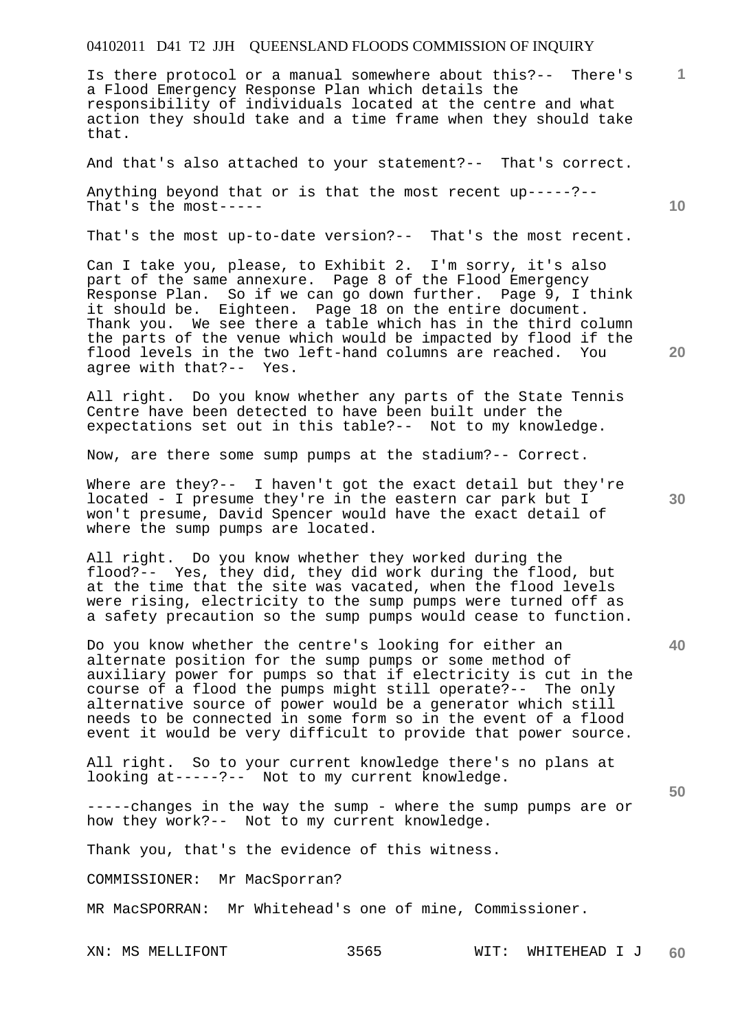Is there protocol or a manual somewhere about this?-- There's a Flood Emergency Response Plan which details the responsibility of individuals located at the centre and what action they should take and a time frame when they should take that.

And that's also attached to your statement?-- That's correct.

Anything beyond that or is that the most recent up-----?-- That's the most-----

That's the most up-to-date version?-- That's the most recent.

Can I take you, please, to Exhibit 2. I'm sorry, it's also part of the same annexure. Page 8 of the Flood Emergency Response Plan. So if we can go down further. Page 9, I think it should be. Eighteen. Page 18 on the entire document. Thank you. We see there a table which has in the third column the parts of the venue which would be impacted by flood if the flood levels in the two left-hand columns are reached. You agree with that?-- Yes.

All right. Do you know whether any parts of the State Tennis Centre have been detected to have been built under the expectations set out in this table?-- Not to my knowledge.

Now, are there some sump pumps at the stadium?-- Correct.

Where are they?-- I haven't got the exact detail but they're located - I presume they're in the eastern car park but I won't presume, David Spencer would have the exact detail of where the sump pumps are located.

All right. Do you know whether they worked during the flood?-- Yes, they did, they did work during the flood, but at the time that the site was vacated, when the flood levels were rising, electricity to the sump pumps were turned off as a safety precaution so the sump pumps would cease to function.

Do you know whether the centre's looking for either an alternate position for the sump pumps or some method of auxiliary power for pumps so that if electricity is cut in the course of a flood the pumps might still operate?-- The only alternative source of power would be a generator which still needs to be connected in some form so in the event of a flood event it would be very difficult to provide that power source.

All right. So to your current knowledge there's no plans at looking at-----?-- Not to my current knowledge.

-----changes in the way the sump - where the sump pumps are or how they work?-- Not to my current knowledge.

Thank you, that's the evidence of this witness.

COMMISSIONER: Mr MacSporran?

MR MacSPORRAN: Mr Whitehead's one of mine, Commissioner.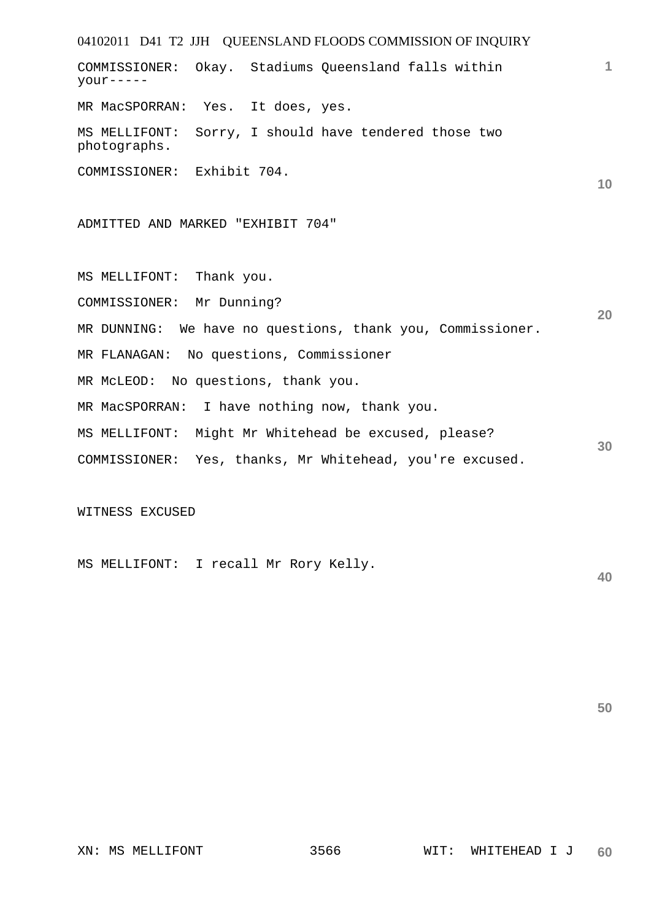COMMISSIONER: Okay. Stadiums Queensland falls within your-----

MR MacSPORRAN: Yes. It does, yes.

MS MELLIFONT: Sorry, I should have tendered those two photographs.

COMMISSIONER: Exhibit 704.

ADMITTED AND MARKED "EXHIBIT 704"

MS MELLIFONT: Thank you.

COMMISSIONER: Mr Dunning?

MR DUNNING: We have no questions, thank you, Commissioner.

MR FLANAGAN: No questions, Commissioner

MR McLEOD: No questions, thank you.

MR MacSPORRAN: I have nothing now, thank you.

MS MELLIFONT: Might Mr Whitehead be excused, please?

COMMISSIONER: Yes, thanks, Mr Whitehead, you're excused.

WITNESS EXCUSED

MS MELLIFONT: I recall Mr Rory Kelly.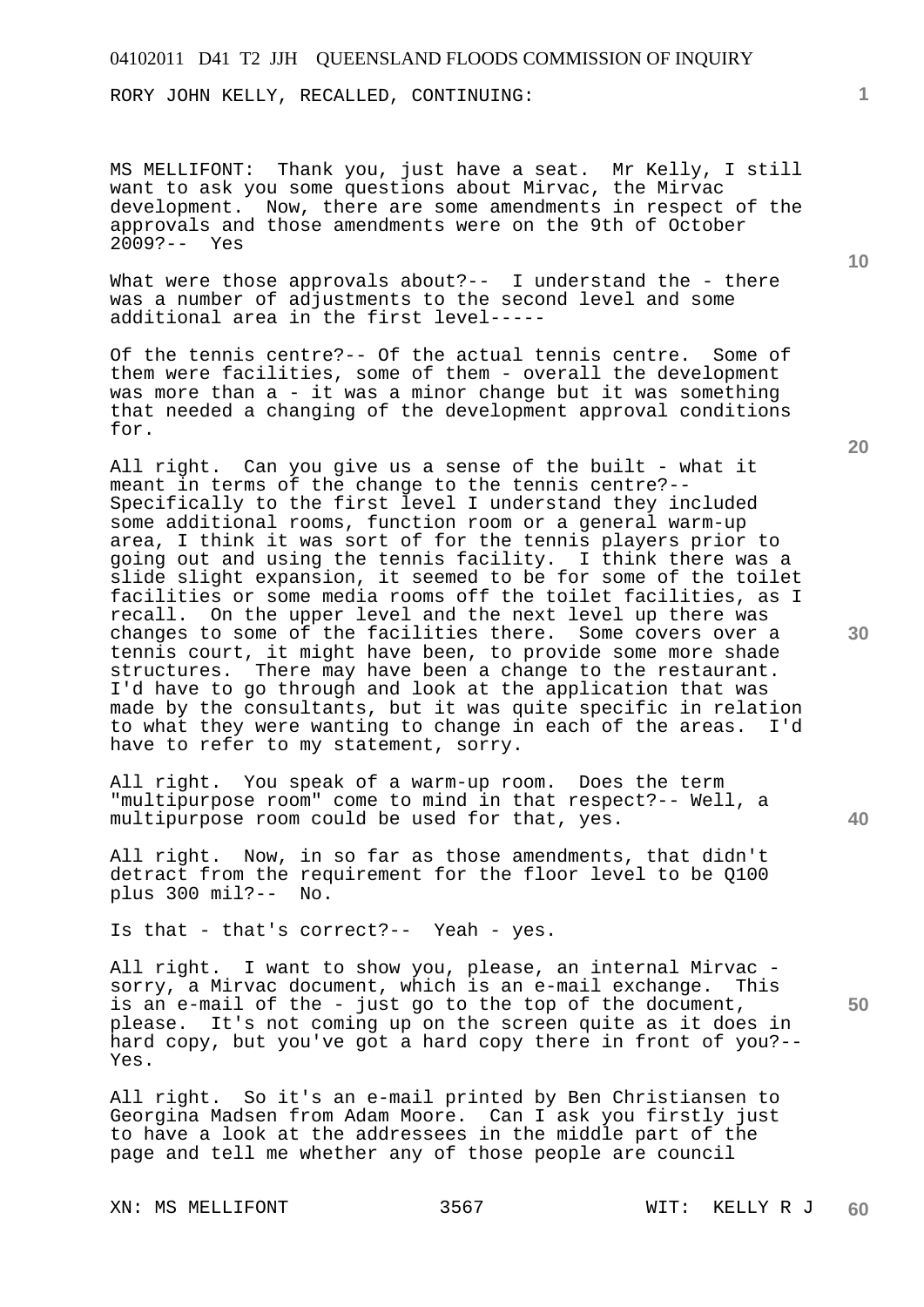RORY JOHN KELLY, RECALLED, CONTINUING:

MS MELLIFONT: Thank you, just have a seat. Mr Kelly, I still want to ask you some questions about Mirvac, the Mirvac development. Now, there are some amendments in respect of the approvals and those amendments were on the 9th of October 2009?-- Yes

What were those approvals about?-- I understand the - there was a number of adjustments to the second level and some additional area in the first level-----

Of the tennis centre?-- Of the actual tennis centre. Some of them were facilities, some of them - overall the development was more than a - it was a minor change but it was something that needed a changing of the development approval conditions for.

All right. Can you give us a sense of the built - what it meant in terms of the change to the tennis centre?-- Specifically to the first level I understand they included some additional rooms, function room or a general warm-up area, I think it was sort of for the tennis players prior to going out and using the tennis facility. I think there was a slide slight expansion, it seemed to be for some of the toilet facilities or some media rooms off the toilet facilities, as I recall. On the upper level and the next level up there was changes to some of the facilities there. Some covers over a tennis court, it might have been, to provide some more shade structures. There may have been a change to the restaurant. I'd have to go through and look at the application that was made by the consultants, but it was quite specific in relation to what they were wanting to change in each of the areas. I'd have to refer to my statement, sorry.

All right. You speak of a warm-up room. Does the term "multipurpose room" come to mind in that respect?-- Well, a multipurpose room could be used for that, yes.

All right. Now, in so far as those amendments, that didn't detract from the requirement for the floor level to be Q100 plus 300 mil?-- No.

Is that - that's correct?-- Yeah - yes.

All right. I want to show you, please, an internal Mirvac - sorry, a Mirvac document, which is an e-mail exchange. This is an e-mail of the - just go to the top of the document, please. It's not coming up on the screen quite as it does in hard copy, but you've got a hard copy there in front of you?-- Yes.

All right. So it's an e-mail printed by Ben Christiansen to Georgina Madsen from Adam Moore. Can I ask you firstly just to have a look at the addressees in the middle part of the page and tell me whether any of those people are council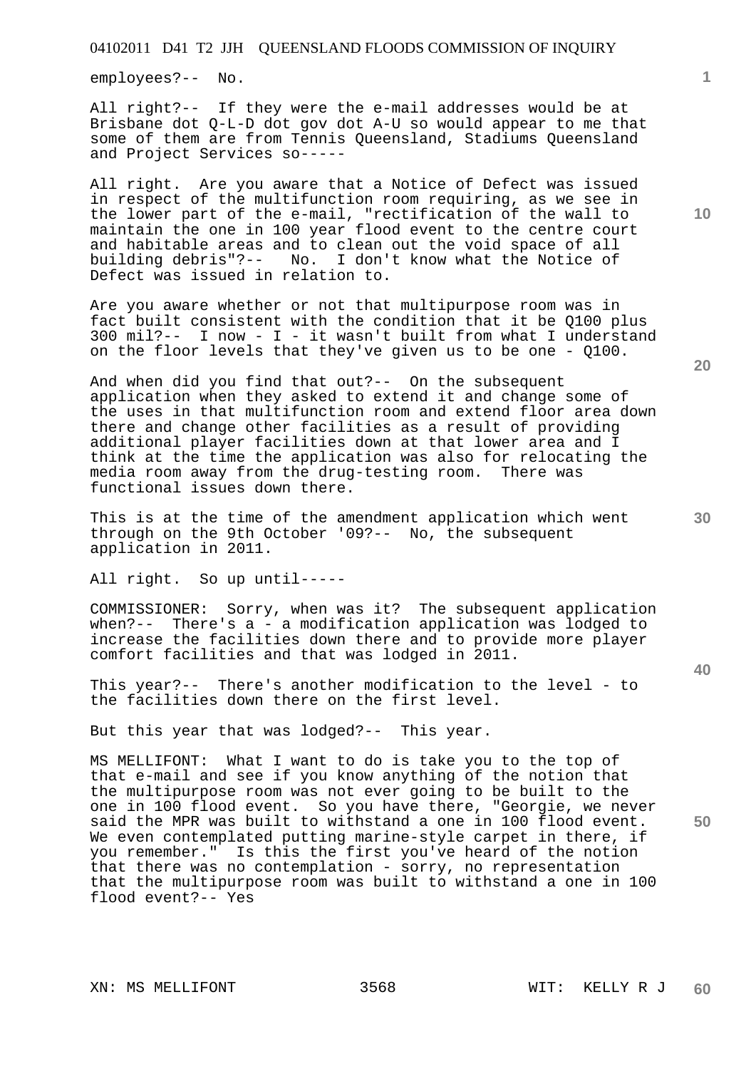employees?-- No.

All right?-- If they were the e-mail addresses would be at Brisbane dot Q-L-D dot gov dot A-U so would appear to me that some of them are from Tennis Queensland, Stadiums Queensland and Project Services so-----

All right. Are you aware that a Notice of Defect was issued in respect of the multifunction room requiring, as we see in the lower part of the e-mail, "rectification of the wall to maintain the one in 100 year flood event to the centre court and habitable areas and to clean out the void space of all building debris"?-- No. I don't know what the Notice of Defect was issued in relation to.

Are you aware whether or not that multipurpose room was in fact built consistent with the condition that it be Q100 plus 300 mil?-- I now - I - it wasn't built from what I understand on the floor levels that they've given us to be one - Q100.

And when did you find that out?-- On the subsequent application when they asked to extend it and change some of the uses in that multifunction room and extend floor area down there and change other facilities as a result of providing additional player facilities down at that lower area and I think at the time the application was also for relocating the media room away from the drug-testing room. There was functional issues down there.

This is at the time of the amendment application which went through on the 9th October '09?-- No, the subsequent application in 2011.

All right. So up until-----

COMMISSIONER: Sorry, when was it? The subsequent application when?-- There's a - a modification application was lodged to increase the facilities down there and to provide more player comfort facilities and that was lodged in 2011.

This year?-- There's another modification to the level - to the facilities down there on the first level.

But this year that was lodged?-- This year.

MS MELLIFONT: What I want to do is take you to the top of that e-mail and see if you know anything of the notion that the multipurpose room was not ever going to be built to the one in 100 flood event. So you have there, "Georgie, we never said the MPR was built to withstand a one in 100 flood event. We even contemplated putting marine-style carpet in there, if you remember." Is this the first you've heard of the notion that there was no contemplation - sorry, no representation that the multipurpose room was built to withstand a one in 100 flood event?-- Yes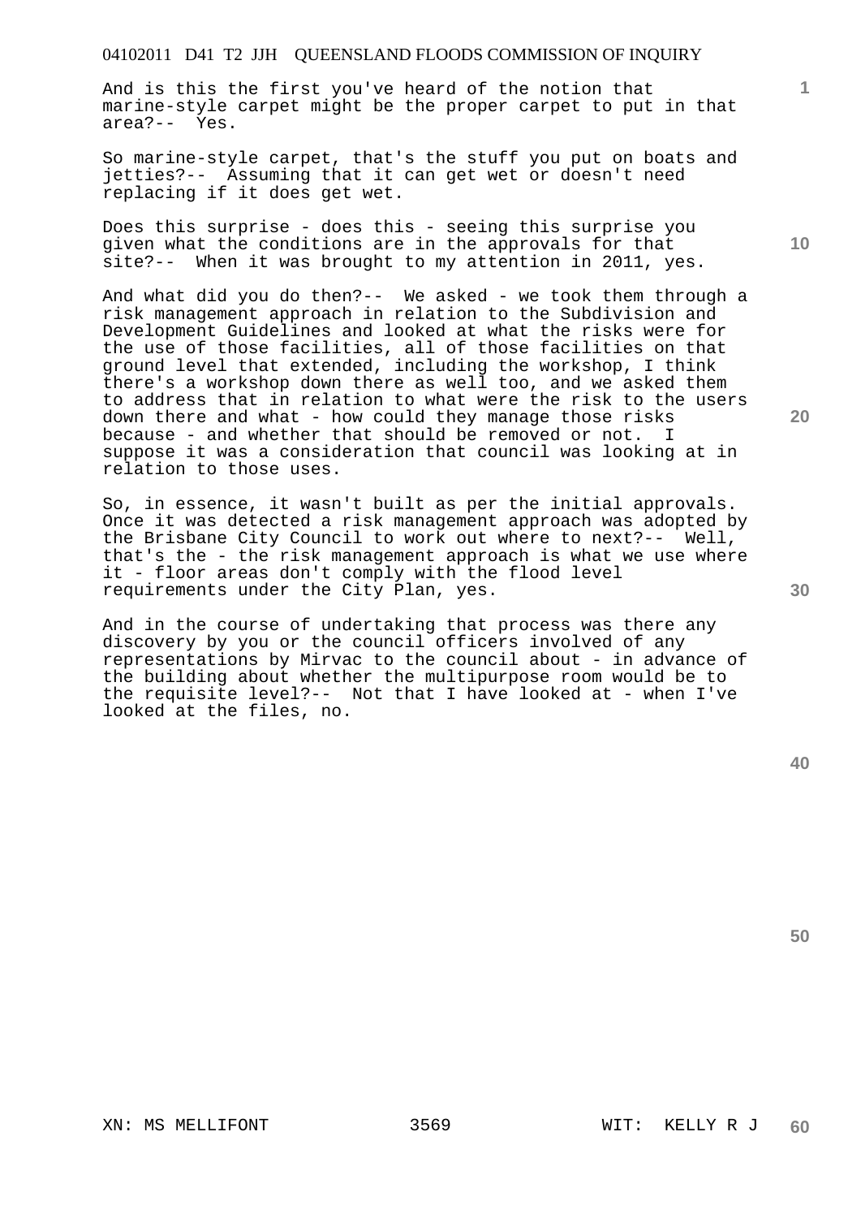And is this the first you've heard of the notion that marine-style carpet might be the proper carpet to put in that area?-- Yes.

So marine-style carpet, that's the stuff you put on boats and jetties?-- Assuming that it can get wet or doesn't need replacing if it does get wet.

Does this surprise - does this - seeing this surprise you given what the conditions are in the approvals for that site?-- When it was brought to my attention in 2011, yes.

And what did you do then?-- We asked - we took them through a risk management approach in relation to the Subdivision and Development Guidelines and looked at what the risks were for the use of those facilities, all of those facilities on that ground level that extended, including the workshop, I think there's a workshop down there as well too, and we asked them to address that in relation to what were the risk to the users down there and what - how could they manage those risks because - and whether that should be removed or not. I suppose it was a consideration that council was looking at in relation to those uses.

So, in essence, it wasn't built as per the initial approvals. Once it was detected a risk management approach was adopted by the Brisbane City Council to work out where to next?-- Well, that's the - the risk management approach is what we use where it - floor areas don't comply with the flood level requirements under the City Plan, yes.

And in the course of undertaking that process was there any discovery by you or the council officers involved of any representations by Mirvac to the council about - in advance of the building about whether the multipurpose room would be to the requisite level?-- Not that I have looked at - when I've looked at the files, no.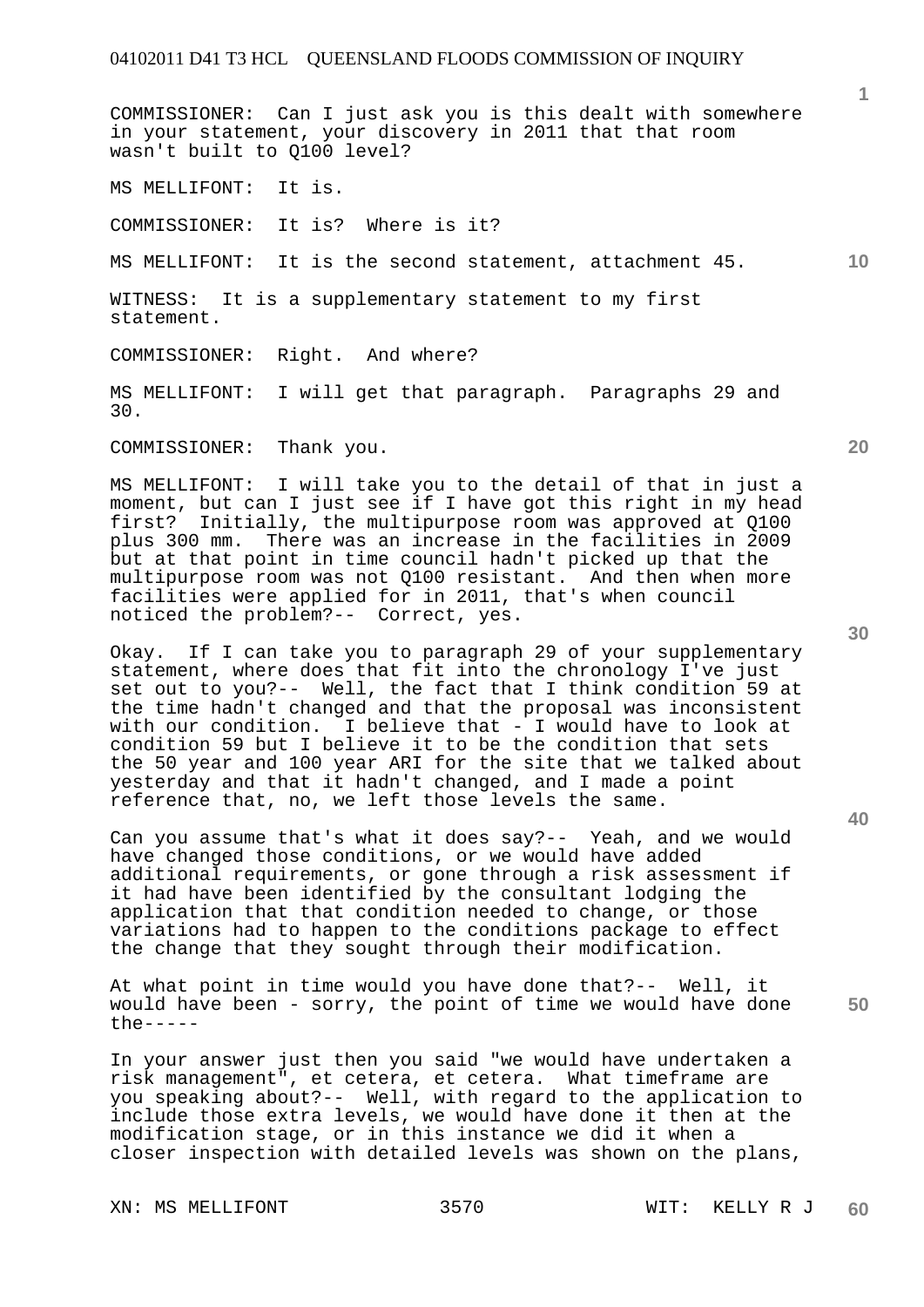COMMISSIONER: Can I just ask you is this dealt with somewhere in your statement, your discovery in 2011 that that room wasn't built to Q100 level?

MS MELLIFONT: It is.

COMMISSIONER: It is? Where is it?

MS MELLIFONT: It is the second statement, attachment 45.

WITNESS: It is a supplementary statement to my first statement.

COMMISSIONER: Right. And where?

MS MELLIFONT: I will get that paragraph. Paragraphs 29 and 30.

COMMISSIONER: Thank you.

MS MELLIFONT: I will take you to the detail of that in just a moment, but can I just see if I have got this right in my head first? Initially, the multipurpose room was approved at Q100 plus 300 mm. There was an increase in the facilities in 2009 but at that point in time council hadn't picked up that the multipurpose room was not Q100 resistant. And then when more facilities were applied for in 2011, that's when council noticed the problem?-- Correct, yes.

Okay. If I can take you to paragraph 29 of your supplementary statement, where does that fit into the chronology I've just set out to you?-- Well, the fact that I think condition 59 at the time hadn't changed and that the proposal was inconsistent with our condition. I believe that - I would have to look at condition 59 but I believe it to be the condition that sets the 50 year and 100 year ARI for the site that we talked about yesterday and that it hadn't changed, and I made a point reference that, no, we left those levels the same.

Can you assume that's what it does say?-- Yeah, and we would have changed those conditions, or we would have added additional requirements, or gone through a risk assessment if it had have been identified by the consultant lodging the application that that condition needed to change, or those variations had to happen to the conditions package to effect the change that they sought through their modification.

At what point in time would you have done that?-- Well, it would have been - sorry, the point of time we would have done the-----

In your answer just then you said "we would have undertaken a risk management", et cetera, et cetera. What timeframe are you speaking about?-- Well, with regard to the application to include those extra levels, we would have done it then at the modification stage, or in this instance we did it when a closer inspection with detailed levels was shown on the plans,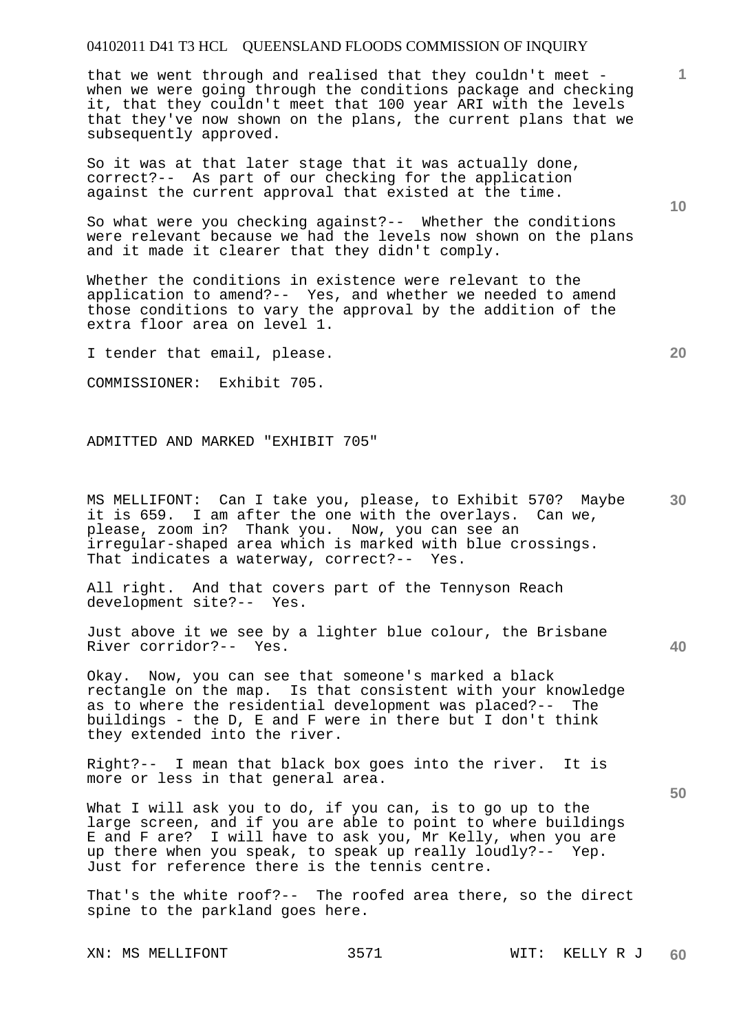that we went through and realised that they couldn't meet - when we were going through the conditions package and checking it, that they couldn't meet that 100 year ARI with the levels that they've now shown on the plans, the current plans that we subsequently approved.

So it was at that later stage that it was actually done, correct?-- As part of our checking for the application against the current approval that existed at the time.

So what were you checking against?-- Whether the conditions were relevant because we had the levels now shown on the plans and it made it clearer that they didn't comply.

Whether the conditions in existence were relevant to the application to amend?-- Yes, and whether we needed to amend those conditions to vary the approval by the addition of the extra floor area on level 1.

I tender that email, please.

COMMISSIONER: Exhibit 705.

ADMITTED AND MARKED "EXHIBIT 705"

MS MELLIFONT: Can I take you, please, to Exhibit 570? Maybe it is 659. I am after the one with the overlays. Can we, please, zoom in? Thank you. Now, you can see an irregular-shaped area which is marked with blue crossings. That indicates a waterway, correct?-- Yes.

All right. And that covers part of the Tennyson Reach development site?-- Yes.

Just above it we see by a lighter blue colour, the Brisbane River corridor?-- Yes.

Okay. Now, you can see that someone's marked a black rectangle on the map. Is that consistent with your knowledge as to where the residential development was placed?-- The buildings - the D, E and F were in there but I don't think they extended into the river.

Right?-- I mean that black box goes into the river. It is more or less in that general area.

What I will ask you to do, if you can, is to go up to the large screen, and if you are able to point to where buildings E and F are? I will have to ask you, Mr Kelly, when you are up there when you speak, to speak up really loudly?-- Yep. Just for reference there is the tennis centre.

That's the white roof?-- The roofed area there, so the direct spine to the parkland goes here.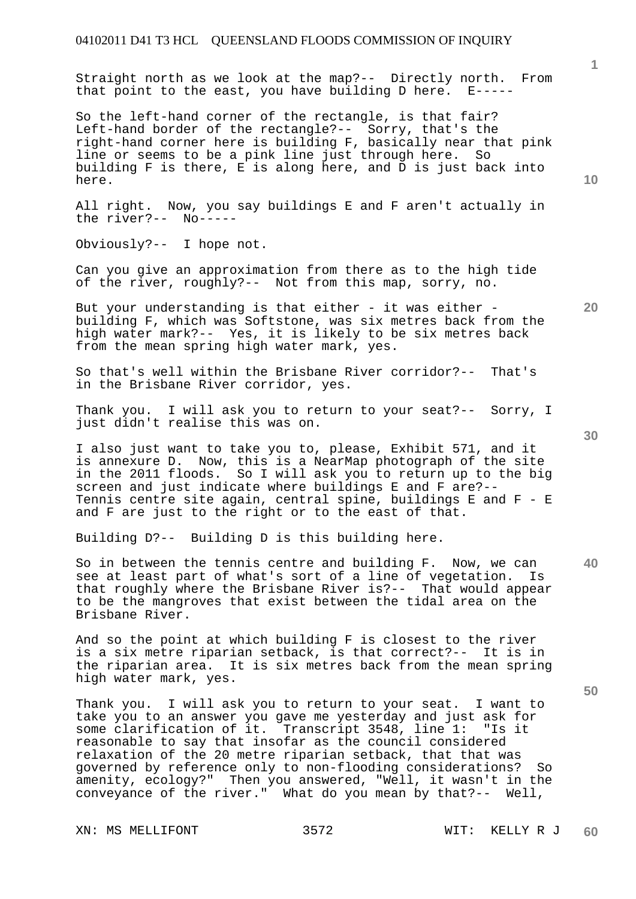Straight north as we look at the map?-- Directly north. From that point to the east, you have building D here. E-----

So the left-hand corner of the rectangle, is that fair? Left-hand border of the rectangle?-- Sorry, that's the right-hand corner here is building F, basically near that pink line or seems to be a pink line just through here. So building F is there, E is along here, and D is just back into here.

All right. Now, you say buildings E and F aren't actually in the river?-- No-----

Obviously?-- I hope not.

Can you give an approximation from there as to the high tide of the river, roughly?-- Not from this map, sorry, no.

But your understanding is that either - it was either - building F, which was Softstone, was six metres back from the high water mark?-- Yes, it is likely to be six metres back from the mean spring high water mark, yes.

So that's well within the Brisbane River corridor?-- That's in the Brisbane River corridor, yes.

Thank you. I will ask you to return to your seat?-- Sorry, I just didn't realise this was on.

I also just want to take you to, please, Exhibit 571, and it is annexure D. Now, this is a NearMap photograph of the site in the 2011 floods. So I will ask you to return up to the big screen and just indicate where buildings E and F are?-- Tennis centre site again, central spine, buildings E and F - E and F are just to the right or to the east of that.

Building D?-- Building D is this building here.

So in between the tennis centre and building F. Now, we can see at least part of what's sort of a line of vegetation. Is that roughly where the Brisbane River is?-- That would appear to be the mangroves that exist between the tidal area on the Brisbane River.

And so the point at which building F is closest to the river is a six metre riparian setback, is that correct?-- It is in the riparian area. It is six metres back from the mean spring high water mark, yes.

Thank you. I will ask you to return to your seat. I want to take you to an answer you gave me yesterday and just ask for some clarification of it. Transcript 3548, line 1: "Is it reasonable to say that insofar as the council considered relaxation of the 20 metre riparian setback, that that was governed by reference only to non-flooding considerations? So amenity, ecology?" Then you answered, "Well, it wasn't in the conveyance of the river." What do you mean by that?-- Well,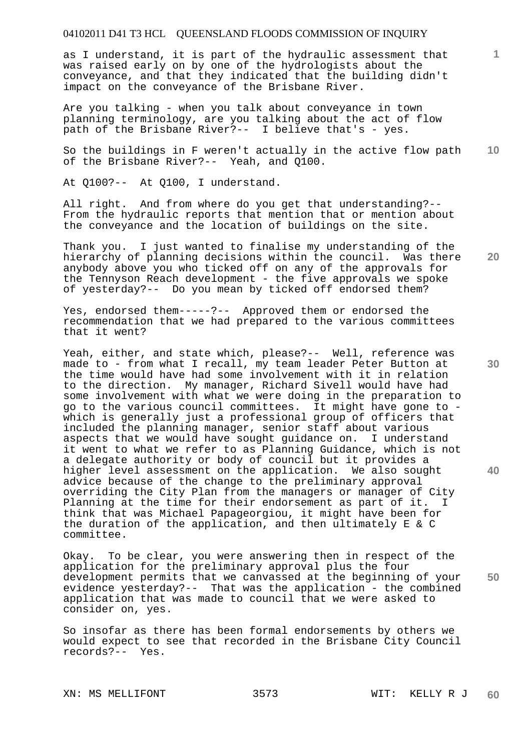as I understand, it is part of the hydraulic assessment that was raised early on by one of the hydrologists about the conveyance, and that they indicated that the building didn't impact on the conveyance of the Brisbane River.

Are you talking - when you talk about conveyance in town planning terminology, are you talking about the act of flow path of the Brisbane River?-- I believe that's - yes.

So the buildings in F weren't actually in the active flow path of the Brisbane River?-- Yeah, and Q100.

At Q100?-- At Q100, I understand.

All right. And from where do you get that understanding?-- From the hydraulic reports that mention that or mention about the conveyance and the location of buildings on the site.

Thank you. I just wanted to finalise my understanding of the hierarchy of planning decisions within the council. Was there anybody above you who ticked off on any of the approvals for the Tennyson Reach development - the five approvals we spoke of yesterday?-- Do you mean by ticked off endorsed them?

Yes, endorsed them-----?-- Approved them or endorsed the recommendation that we had prepared to the various committees that it went?

Yeah, either, and state which, please?-- Well, reference was made to - from what I recall, my team leader Peter Button at the time would have had some involvement with it in relation to the direction. My manager, Richard Sivell would have had some involvement with what we were doing in the preparation to go to the various council committees. It might have gone to - which is generally just a professional group of officers that included the planning manager, senior staff about various aspects that we would have sought guidance on. I understand it went to what we refer to as Planning Guidance, which is not a delegate authority or body of council but it provides a higher level assessment on the application. We also sought advice because of the change to the preliminary approval overriding the City Plan from the managers or manager of City Planning at the time for their endorsement as part of it. I think that was Michael Papageorgiou, it might have been for the duration of the application, and then ultimately E & C committee.

Okay. To be clear, you were answering then in respect of the application for the preliminary approval plus the four development permits that we canvassed at the beginning of your evidence yesterday?-- That was the application - the combined application that was made to council that we were asked to consider on, yes.

So insofar as there has been formal endorsements by others we would expect to see that recorded in the Brisbane City Council records?-- Yes.

XN: MS MELLIFONT WIT: KELLY R J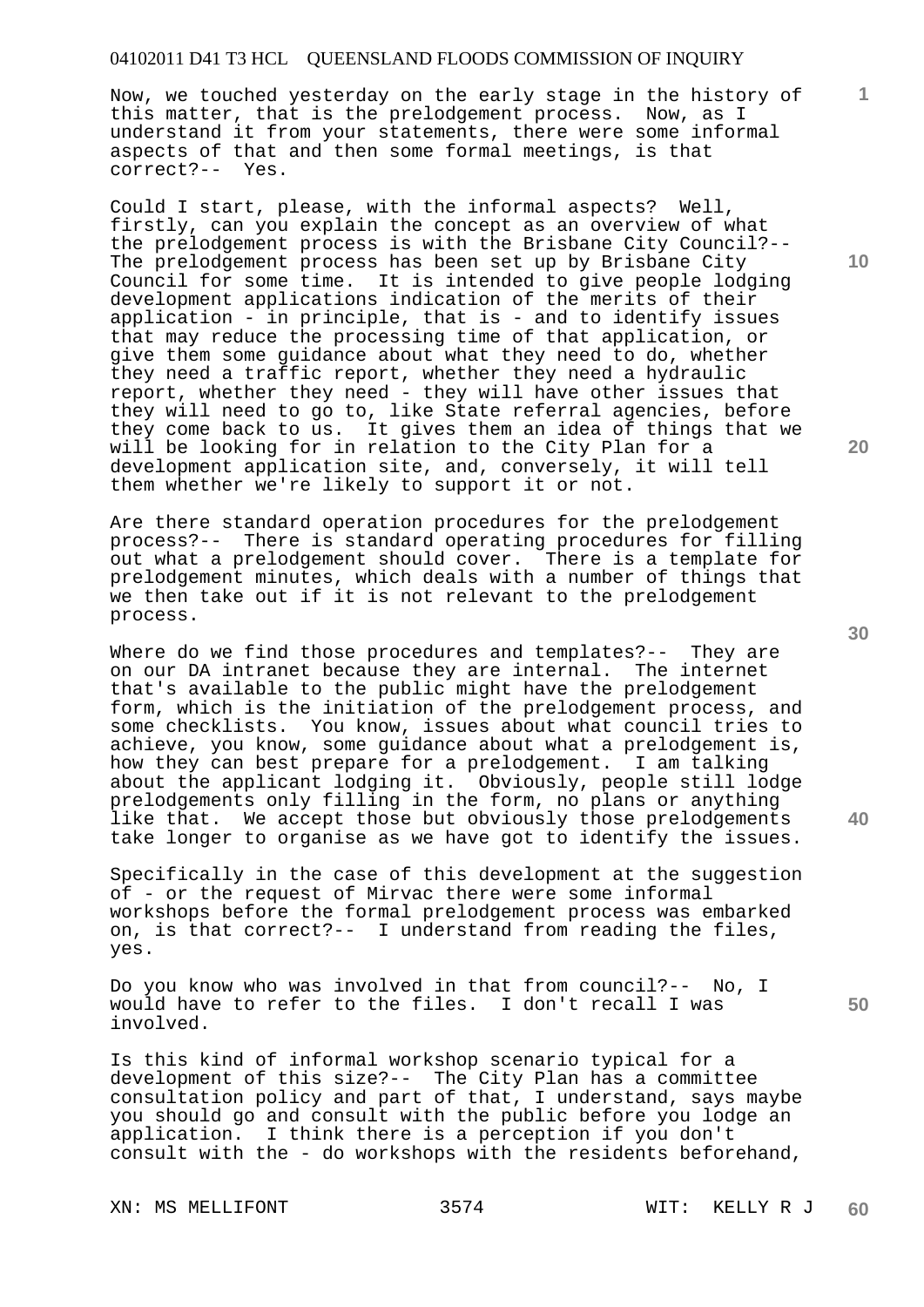Now, we touched yesterday on the early stage in the history of this matter, that is the prelodgement process. Now, as I understand it from your statements, there were some informal aspects of that and then some formal meetings, is that correct?-- Yes.

Could I start, please, with the informal aspects? Well, firstly, can you explain the concept as an overview of what the prelodgement process is with the Brisbane City Council?-- The prelodgement process has been set up by Brisbane City Council for some time. It is intended to give people lodging development applications indication of the merits of their application - in principle, that is - and to identify issues that may reduce the processing time of that application, or give them some guidance about what they need to do, whether they need a traffic report, whether they need a hydraulic report, whether they need - they will have other issues that they will need to go to, like State referral agencies, before they come back to us. It gives them an idea of things that we will be looking for in relation to the City Plan for a development application site, and, conversely, it will tell them whether we're likely to support it or not.

Are there standard operation procedures for the prelodgement process?-- There is standard operating procedures for filling out what a prelodgement should cover. There is a template for prelodgement minutes, which deals with a number of things that we then take out if it is not relevant to the prelodgement process.

Where do we find those procedures and templates?-- They are on our DA intranet because they are internal. The internet that's available to the public might have the prelodgement form, which is the initiation of the prelodgement process, and some checklists. You know, issues about what council tries to achieve, you know, some guidance about what a prelodgement is, how they can best prepare for a prelodgement. I am talking about the applicant lodging it. Obviously, people still lodge prelodgements only filling in the form, no plans or anything like that. We accept those but obviously those prelodgements take longer to organise as we have got to identify the issues.

Specifically in the case of this development at the suggestion of - or the request of Mirvac there were some informal workshops before the formal prelodgement process was embarked on, is that correct?-- I understand from reading the files, yes.

Do you know who was involved in that from council?-- No, I would have to refer to the files. I don't recall I was involved.

Is this kind of informal workshop scenario typical for a development of this size?-- The City Plan has a committee consultation policy and part of that, I understand, says maybe you should go and consult with the public before you lodge an application. I think there is a perception if you don't consult with the - do workshops with the residents beforehand,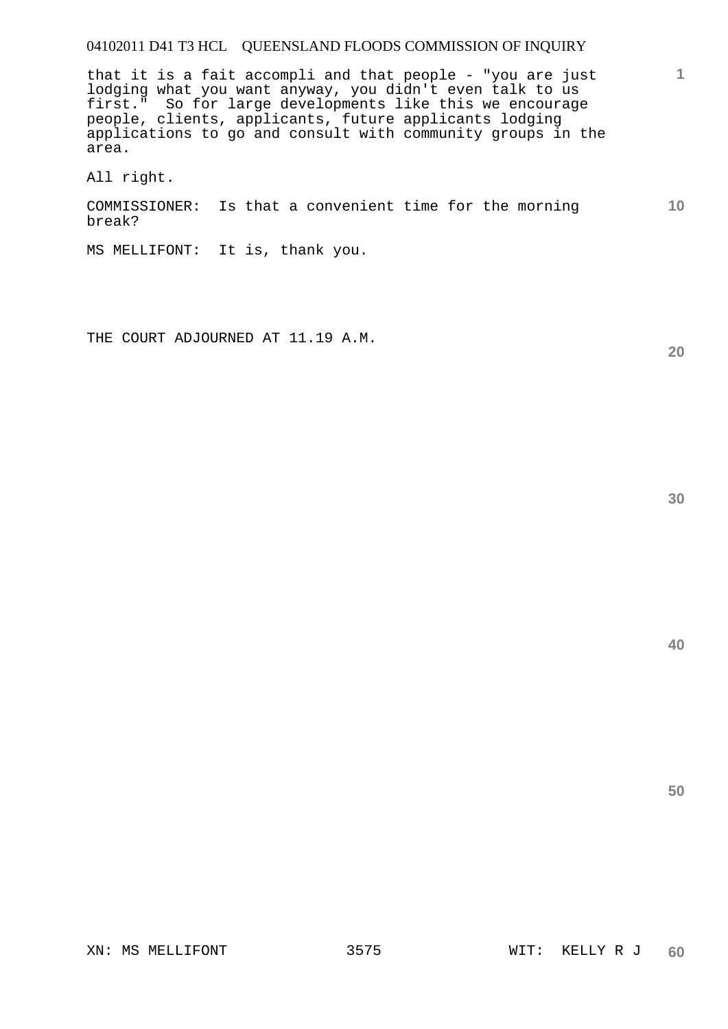that it is a fait accompli and that people - "you are just lodging what you want anyway, you didn't even talk to us first." So for large developments like this we encourage people, clients, applicants, future applicants lodging applications to go and consult with community groups in the area.

All right.

COMMISSIONER: Is that a convenient time for the morning break?

MS MELLIFONT: It is, thank you.

THE COURT ADJOURNED AT 11.19 A.M.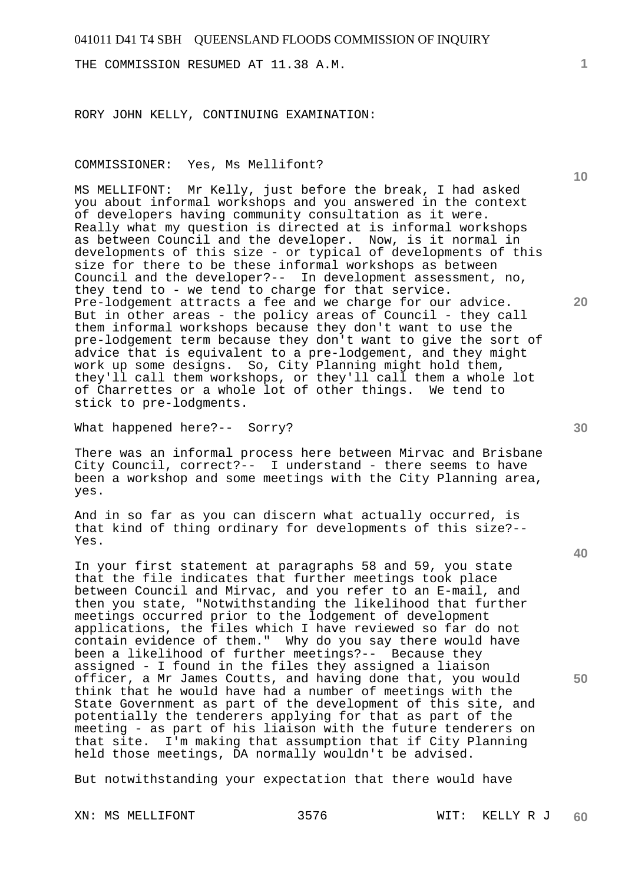THE COMMISSION RESUMED AT 11.38 A.M.

RORY JOHN KELLY, CONTINUING EXAMINATION:

COMMISSIONER: Yes, Ms Mellifont?

MS MELLIFONT: Mr Kelly, just before the break, I had asked you about informal workshops and you answered in the context of developers having community consultation as it were. Really what my question is directed at is informal workshops as between Council and the developer. Now, is it normal in developments of this size - or typical of developments of this size for there to be these informal workshops as between Council and the developer?-- In development assessment, no, they tend to - we tend to charge for that service. Pre-lodgement attracts a fee and we charge for our advice. But in other areas - the policy areas of Council - they call them informal workshops because they don't want to use the pre-lodgement term because they don't want to give the sort of advice that is equivalent to a pre-lodgement, and they might work up some designs. So, City Planning might hold them, they'll call them workshops, or they'll call them a whole lot of Charrettes or a whole lot of other things. We tend to stick to pre-lodgments.

What happened here?-- Sorry?

There was an informal process here between Mirvac and Brisbane City Council, correct?-- I understand - there seems to have been a workshop and some meetings with the City Planning area, yes.

And in so far as you can discern what actually occurred, is that kind of thing ordinary for developments of this size?-- Yes.

In your first statement at paragraphs 58 and 59, you state that the file indicates that further meetings took place between Council and Mirvac, and you refer to an E-mail, and then you state, "Notwithstanding the likelihood that further meetings occurred prior to the lodgement of development applications, the files which I have reviewed so far do not contain evidence of them." Why do you say there would have been a likelihood of further meetings?-- Because they assigned - I found in the files they assigned a liaison officer, a Mr James Coutts, and having done that, you would think that he would have had a number of meetings with the State Government as part of the development of this site, and potentially the tenderers applying for that as part of the meeting - as part of his liaison with the future tenderers on that site. I'm making that assumption that if City Planning held those meetings, DA normally wouldn't be advised.

But notwithstanding your expectation that there would have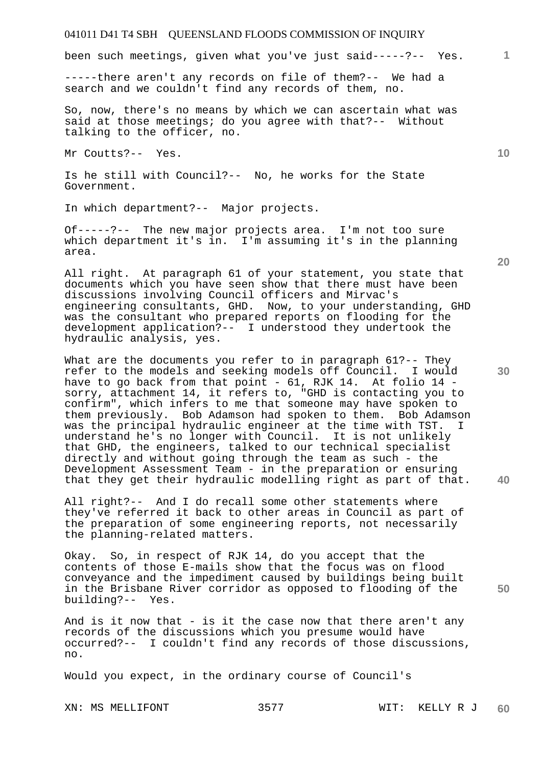been such meetings, given what you've just said-----?-- Yes.

-----there aren't any records on file of them?-- We had a search and we couldn't find any records of them, no.

So, now, there's no means by which we can ascertain what was said at those meetings; do you agree with that?-- Without talking to the officer, no.

Mr Coutts?-- Yes.

Is he still with Council?-- No, he works for the State Government.

In which department?-- Major projects.

Of-----?-- The new major projects area. I'm not too sure which department it's in. I'm assuming it's in the planning area.

All right. At paragraph 61 of your statement, you state that documents which you have seen show that there must have been discussions involving Council officers and Mirvac's engineering consultants, GHD. Now, to your understanding, GHD was the consultant who prepared reports on flooding for the development application?-- I understood they undertook the hydraulic analysis, yes.

What are the documents you refer to in paragraph 61?-- They refer to the models and seeking models off Council. I would have to go back from that point - 61, RJK 14. At folio 14 - sorry, attachment 14, it refers to, "GHD is contacting you to confirm", which infers to me that someone may have spoken to them previously. Bob Adamson had spoken to them. Bob Adamson was the principal hydraulic engineer at the time with TST. I understand he's no longer with Council. It is not unlikely that GHD, the engineers, talked to our technical specialist directly and without going through the team as such - the Development Assessment Team - in the preparation or ensuring that they get their hydraulic modelling right as part of that.

All right?-- And I do recall some other statements where they've referred it back to other areas in Council as part of the preparation of some engineering reports, not necessarily the planning-related matters.

Okay. So, in respect of RJK 14, do you accept that the contents of those E-mails show that the focus was on flood conveyance and the impediment caused by buildings being built in the Brisbane River corridor as opposed to flooding of the building?-- Yes.

And is it now that - is it the case now that there aren't any records of the discussions which you presume would have occurred?-- I couldn't find any records of those discussions, no.

Would you expect, in the ordinary course of Council's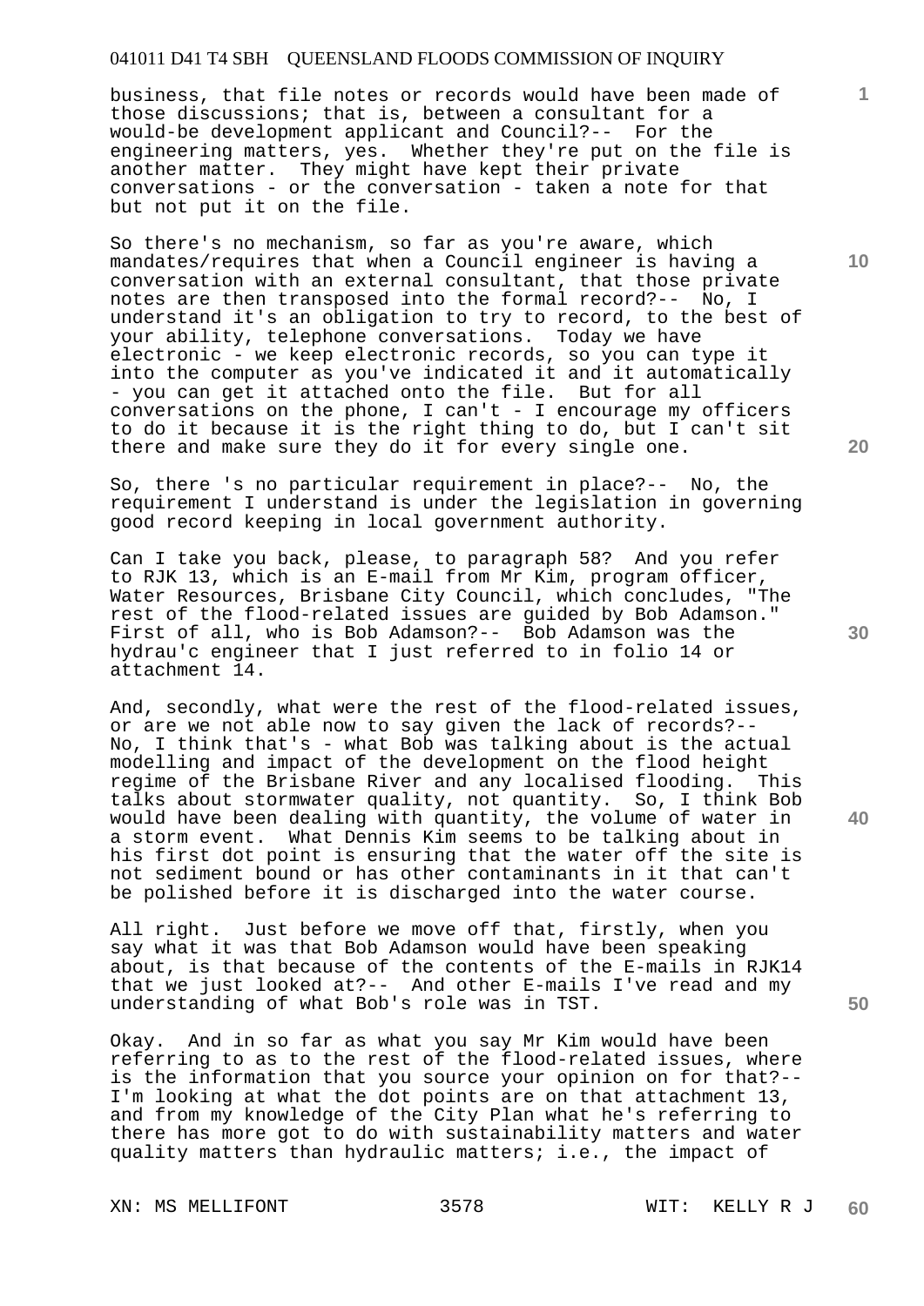business, that file notes or records would have been made of those discussions; that is, between a consultant for a would-be development applicant and Council?-- For the engineering matters, yes. Whether they're put on the file is another matter. They might have kept their private conversations - or the conversation - taken a note for that but not put it on the file.

So there's no mechanism, so far as you're aware, which mandates/requires that when a Council engineer is having a conversation with an external consultant, that those private notes are then transposed into the formal record?-- No, I understand it's an obligation to try to record, to the best of your ability, telephone conversations. Today we have electronic - we keep electronic records, so you can type it into the computer as you've indicated it and it automatically - you can get it attached onto the file. But for all conversations on the phone, I can't - I encourage my officers to do it because it is the right thing to do, but I can't sit there and make sure they do it for every single one.

So, there 's no particular requirement in place?-- No, the requirement I understand is under the legislation in governing good record keeping in local government authority.

Can I take you back, please, to paragraph 58? And you refer to RJK 13, which is an E-mail from Mr Kim, program officer, Water Resources, Brisbane City Council, which concludes, "The rest of the flood-related issues are guided by Bob Adamson." First of all, who is Bob Adamson?-- Bob Adamson was the hydrau'c engineer that I just referred to in folio 14 or attachment 14.

And, secondly, what were the rest of the flood-related issues, or are we not able now to say given the lack of records?-- No, I think that's - what Bob was talking about is the actual modelling and impact of the development on the flood height regime of the Brisbane River and any localised flooding. This talks about stormwater quality, not quantity. So, I think Bob would have been dealing with quantity, the volume of water in a storm event. What Dennis Kim seems to be talking about in his first dot point is ensuring that the water off the site is not sediment bound or has other contaminants in it that can't be polished before it is discharged into the water course.

All right. Just before we move off that, firstly, when you say what it was that Bob Adamson would have been speaking about, is that because of the contents of the E-mails in RJK14 that we just looked at?-- And other E-mails I've read and my understanding of what Bob's role was in TST.

Okay. And in so far as what you say Mr Kim would have been referring to as to the rest of the flood-related issues, where is the information that you source your opinion on for that?-- I'm looking at what the dot points are on that attachment 13, and from my knowledge of the City Plan what he's referring to there has more got to do with sustainability matters and water quality matters than hydraulic matters; i.e., the impact of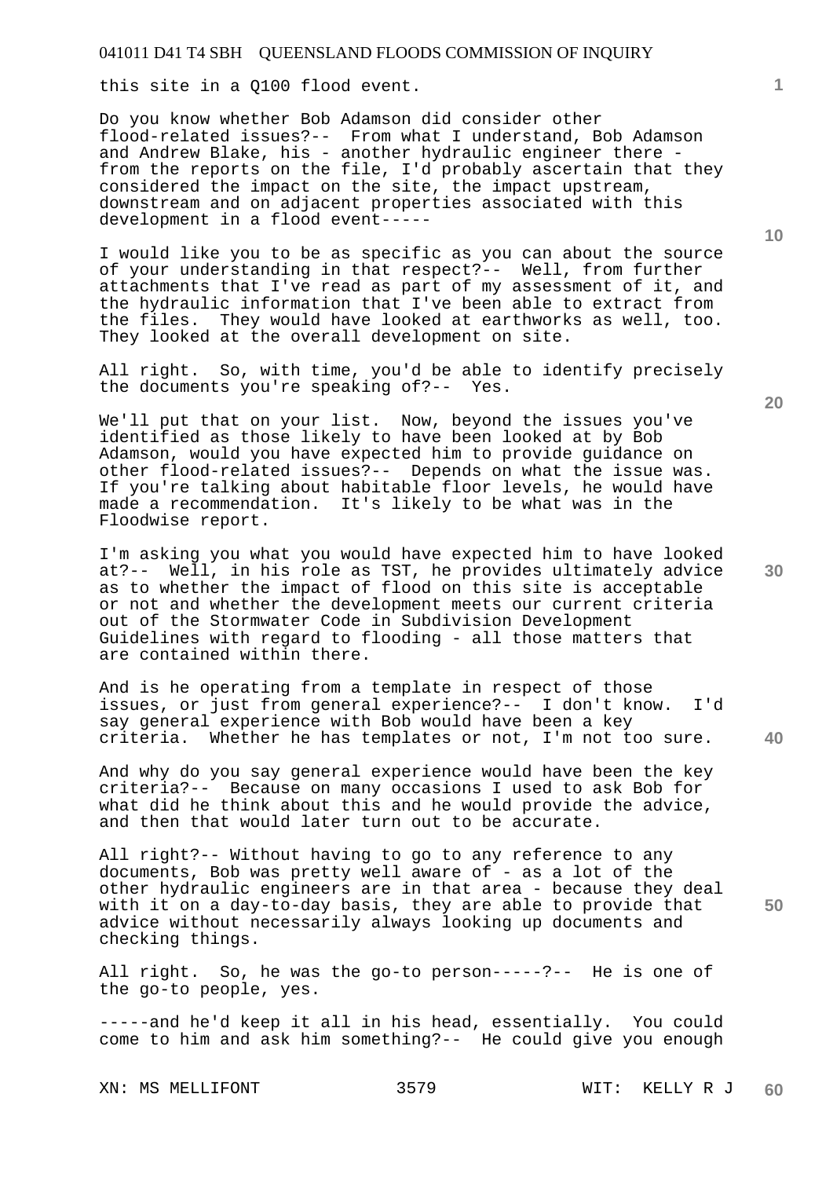this site in a Q100 flood event.

Do you know whether Bob Adamson did consider other flood-related issues?-- From what I understand, Bob Adamson and Andrew Blake, his - another hydraulic engineer there - from the reports on the file, I'd probably ascertain that they considered the impact on the site, the impact upstream, downstream and on adjacent properties associated with this development in a flood event-----

I would like you to be as specific as you can about the source of your understanding in that respect?-- Well, from further attachments that I've read as part of my assessment of it, and the hydraulic information that I've been able to extract from the files. They would have looked at earthworks as well, too. They looked at the overall development on site.

All right. So, with time, you'd be able to identify precisely the documents you're speaking of?-- Yes.

We'll put that on your list. Now, beyond the issues you've identified as those likely to have been looked at by Bob Adamson, would you have expected him to provide guidance on other flood-related issues?-- Depends on what the issue was. If you're talking about habitable floor levels, he would have made a recommendation. It's likely to be what was in the Floodwise report.

I'm asking you what you would have expected him to have looked at?-- Well, in his role as TST, he provides ultimately advice as to whether the impact of flood on this site is acceptable or not and whether the development meets our current criteria out of the Stormwater Code in Subdivision Development Guidelines with regard to flooding - all those matters that are contained within there.

And is he operating from a template in respect of those issues, or just from general experience?-- I don't know. I'd say general experience with Bob would have been a key criteria. Whether he has templates or not, I'm not too sure.

And why do you say general experience would have been the key criteria?-- Because on many occasions I used to ask Bob for what did he think about this and he would provide the advice, and then that would later turn out to be accurate.

All right?-- Without having to go to any reference to any documents, Bob was pretty well aware of - as a lot of the other hydraulic engineers are in that area - because they deal with it on a day-to-day basis, they are able to provide that advice without necessarily always looking up documents and checking things.

All right. So, he was the go-to person-----?-- He is one of the go-to people, yes.

-----and he'd keep it all in his head, essentially. You could come to him and ask him something?-- He could give you enough

XN: MS MELLIFONT WIT: KELLY R J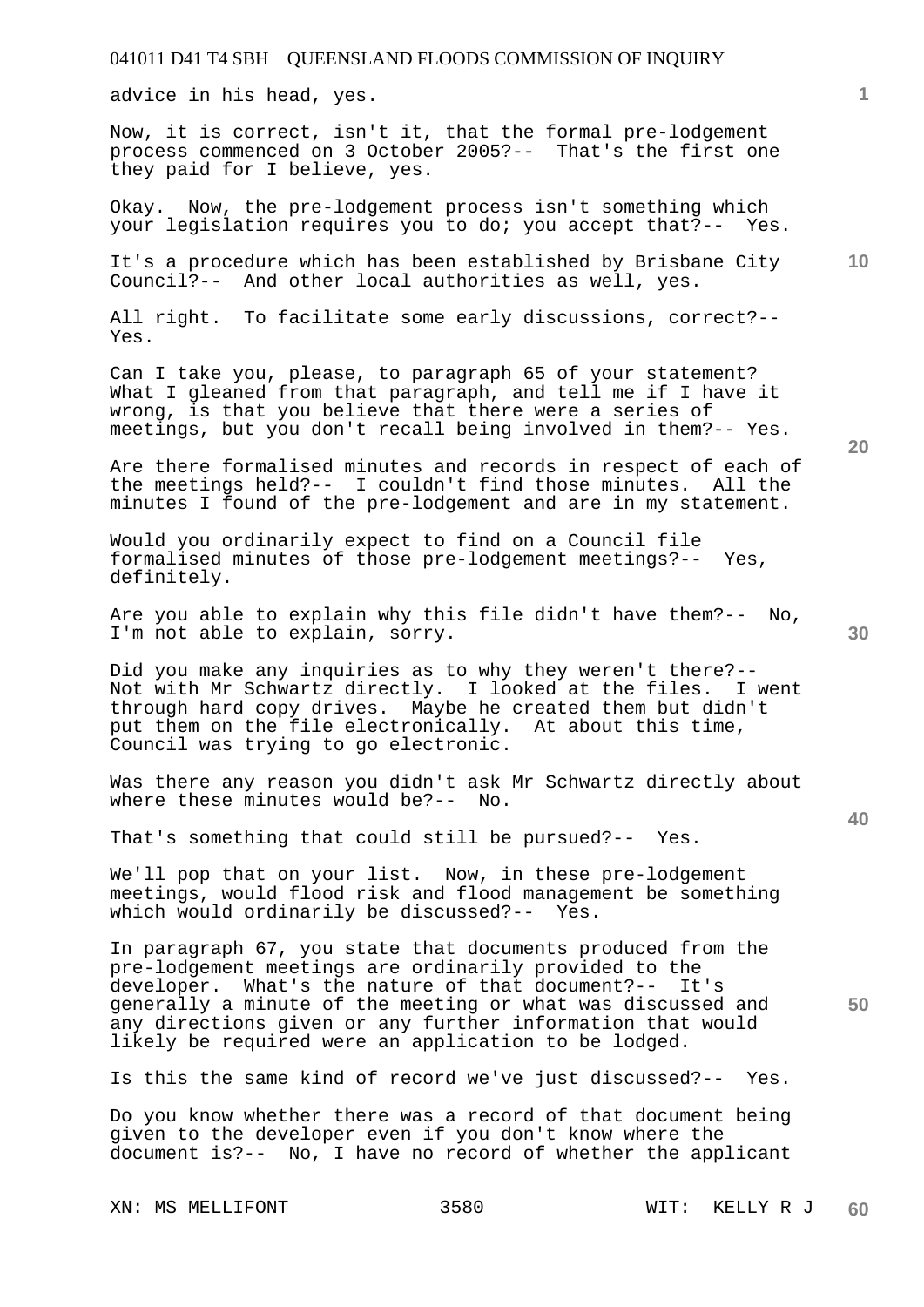advice in his head, yes.

Now, it is correct, isn't it, that the formal pre-lodgement process commenced on 3 October 2005?-- That's the first one they paid for I believe, yes.

Okay. Now, the pre-lodgement process isn't something which your legislation requires you to do; you accept that?-- Yes.

It's a procedure which has been established by Brisbane City Council?-- And other local authorities as well, yes.

All right. To facilitate some early discussions, correct?-- Yes.

Can I take you, please, to paragraph 65 of your statement? What I gleaned from that paragraph, and tell me if I have it wrong, is that you believe that there were a series of meetings, but you don't recall being involved in them?-- Yes.

Are there formalised minutes and records in respect of each of the meetings held?-- I couldn't find those minutes. All the minutes I found of the pre-lodgement and are in my statement.

Would you ordinarily expect to find on a Council file formalised minutes of those pre-lodgement meetings?-- Yes, definitely.

Are you able to explain why this file didn't have them?-- No, I'm not able to explain, sorry.

Did you make any inquiries as to why they weren't there?-- Not with Mr Schwartz directly. I looked at the files. I went through hard copy drives. Maybe he created them but didn't put them on the file electronically. At about this time, Council was trying to go electronic.

Was there any reason you didn't ask Mr Schwartz directly about where these minutes would be?-- No.

That's something that could still be pursued?-- Yes.

We'll pop that on your list. Now, in these pre-lodgement meetings, would flood risk and flood management be something which would ordinarily be discussed?-- Yes.

In paragraph 67, you state that documents produced from the pre-lodgement meetings are ordinarily provided to the developer. What's the nature of that document?-- It's generally a minute of the meeting or what was discussed and any directions given or any further information that would likely be required were an application to be lodged.

Is this the same kind of record we've just discussed?-- Yes.

Do you know whether there was a record of that document being given to the developer even if you don't know where the document is?-- No, I have no record of whether the applicant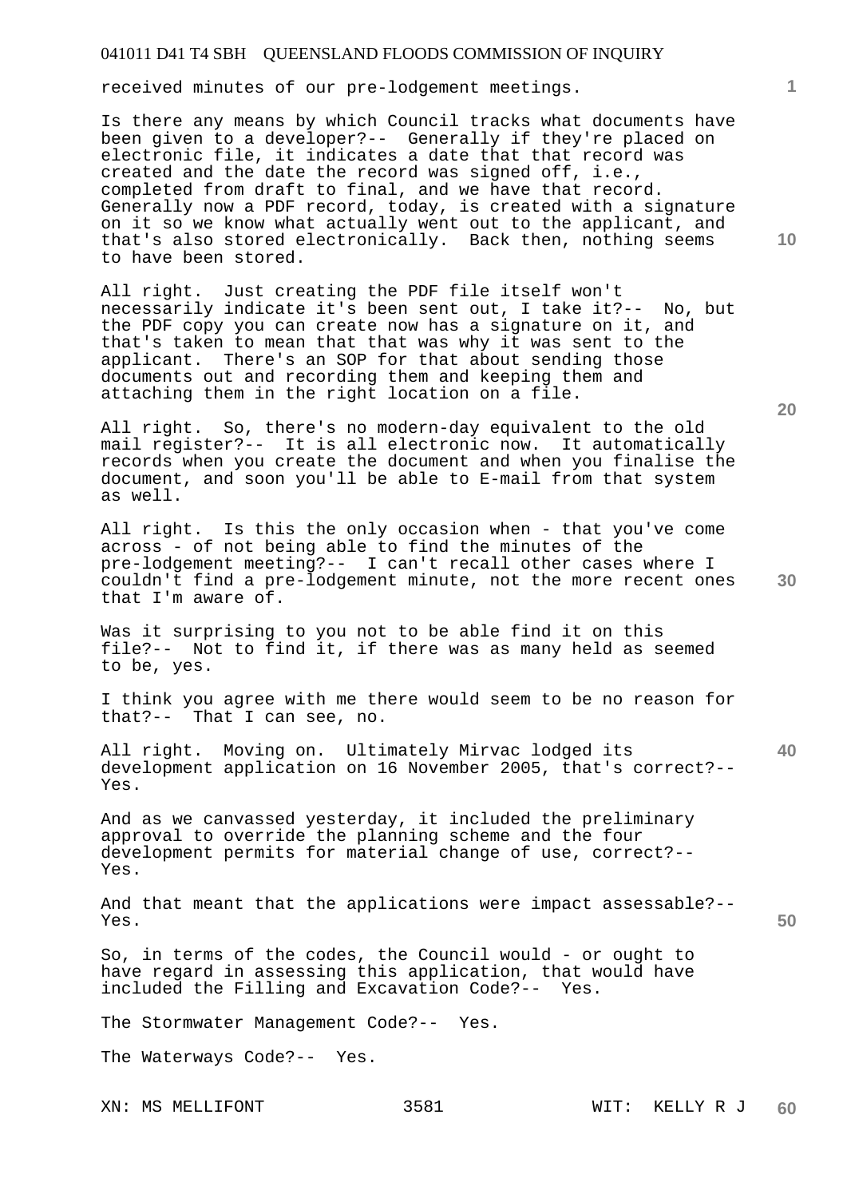received minutes of our pre-lodgement meetings.

Is there any means by which Council tracks what documents have been given to a developer?-- Generally if they're placed on electronic file, it indicates a date that that record was created and the date the record was signed off, i.e., completed from draft to final, and we have that record. Generally now a PDF record, today, is created with a signature on it so we know what actually went out to the applicant, and that's also stored electronically. Back then, nothing seems to have been stored.

All right. Just creating the PDF file itself won't necessarily indicate it's been sent out, I take it?-- No, but the PDF copy you can create now has a signature on it, and that's taken to mean that that was why it was sent to the applicant. There's an SOP for that about sending those documents out and recording them and keeping them and attaching them in the right location on a file.

All right. So, there's no modern-day equivalent to the old mail register?-- It is all electronic now. It automatically records when you create the document and when you finalise the document, and soon you'll be able to E-mail from that system as well.

All right. Is this the only occasion when - that you've come across - of not being able to find the minutes of the pre-lodgement meeting?-- I can't recall other cases where I couldn't find a pre-lodgement minute, not the more recent ones that I'm aware of.

Was it surprising to you not to be able find it on this file?-- Not to find it, if there was as many held as seemed to be, yes.

I think you agree with me there would seem to be no reason for that?-- That I can see, no.

All right. Moving on. Ultimately Mirvac lodged its development application on 16 November 2005, that's correct?-- Yes.

And as we canvassed yesterday, it included the preliminary approval to override the planning scheme and the four development permits for material change of use, correct?-- Yes.

And that meant that the applications were impact assessable?-- Yes.

So, in terms of the codes, the Council would - or ought to have regard in assessing this application, that would have included the Filling and Excavation Code?-- Yes.

The Stormwater Management Code?-- Yes.

The Waterways Code?-- Yes.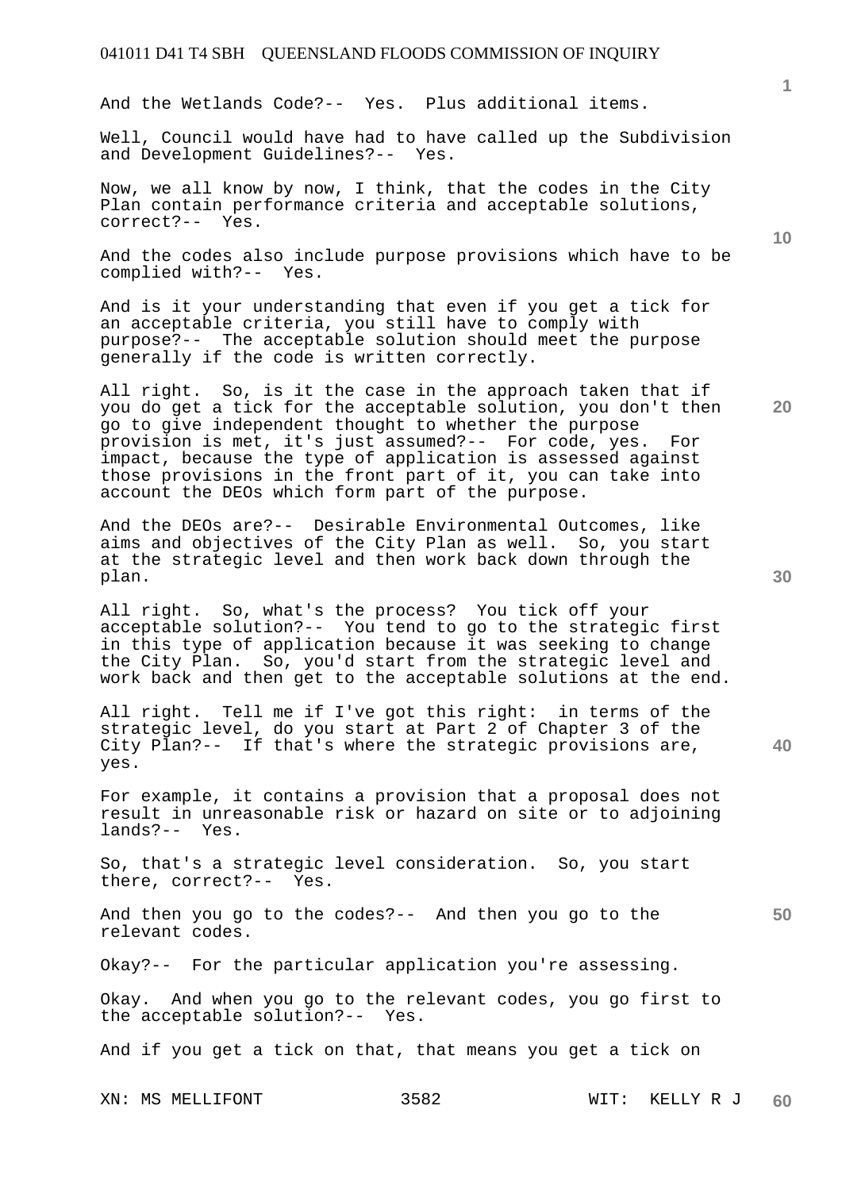And the Wetlands Code?-- Yes. Plus additional items.

Well, Council would have had to have called up the Subdivision and Development Guidelines?-- Yes.

Now, we all know by now, I think, that the codes in the City Plan contain performance criteria and acceptable solutions, correct?-- Yes.

And the codes also include purpose provisions which have to be complied with?-- Yes.

And is it your understanding that even if you get a tick for an acceptable criteria, you still have to comply with purpose?-- The acceptable solution should meet the purpose generally if the code is written correctly.

All right. So, is it the case in the approach taken that if you do get a tick for the acceptable solution, you don't then go to give independent thought to whether the purpose provision is met, it's just assumed?-- For code, yes. For impact, because the type of application is assessed against those provisions in the front part of it, you can take into account the DEOs which form part of the purpose.

And the DEOs are?-- Desirable Environmental Outcomes, like aims and objectives of the City Plan as well. So, you start at the strategic level and then work back down through the plan.

All right. So, what's the process? You tick off your acceptable solution?-- You tend to go to the strategic first in this type of application because it was seeking to change the City Plan. So, you'd start from the strategic level and work back and then get to the acceptable solutions at the end.

All right. Tell me if I've got this right: in terms of the strategic level, do you start at Part 2 of Chapter 3 of the City Plan?-- If that's where the strategic provisions are, yes.

For example, it contains a provision that a proposal does not result in unreasonable risk or hazard on site or to adjoining lands?-- Yes.

So, that's a strategic level consideration. So, you start there, correct?-- Yes.

And then you go to the codes?-- And then you go to the relevant codes.

Okay?-- For the particular application you're assessing.

Okay. And when you go to the relevant codes, you go first to the acceptable solution?-- Yes.

And if you get a tick on that, that means you get a tick on

XN: MS MELLIFONT WIT: KELLY R J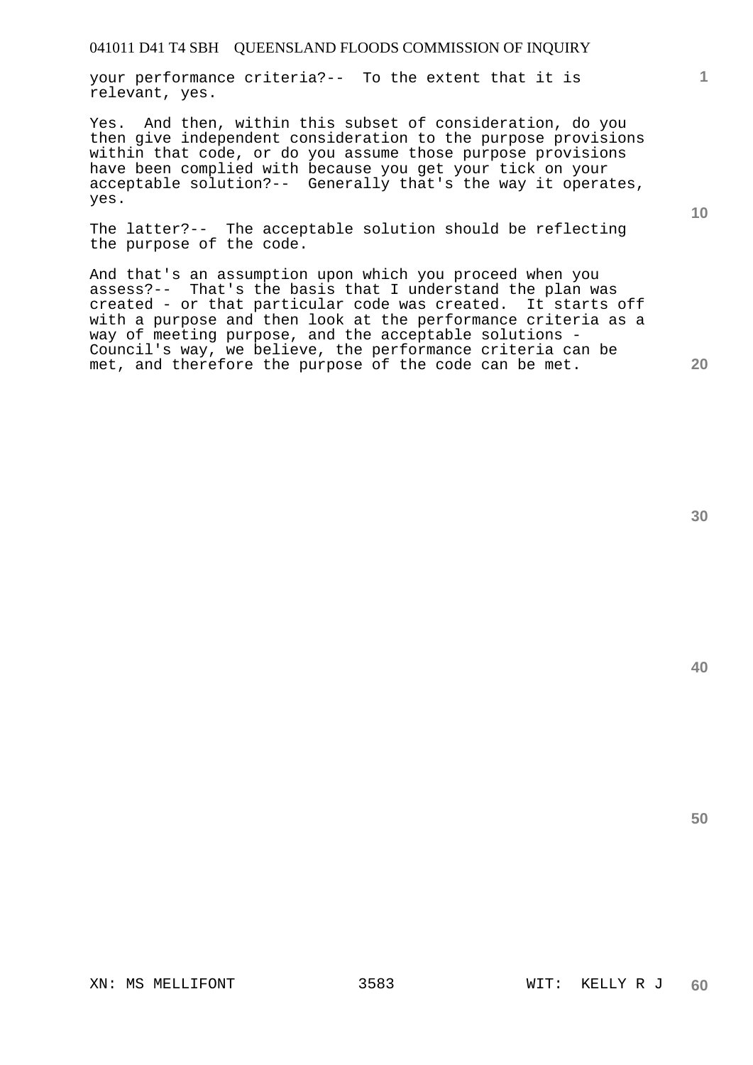your performance criteria?-- To the extent that it is relevant, yes.

Yes. And then, within this subset of consideration, do you then give independent consideration to the purpose provisions within that code, or do you assume those purpose provisions have been complied with because you get your tick on your acceptable solution?-- Generally that's the way it operates, yes.

The latter?-- The acceptable solution should be reflecting the purpose of the code.

And that's an assumption upon which you proceed when you assess?-- That's the basis that I understand the plan was created - or that particular code was created. It starts off with a purpose and then look at the performance criteria as a way of meeting purpose, and the acceptable solutions - Council's way, we believe, the performance criteria can be met, and therefore the purpose of the code can be met.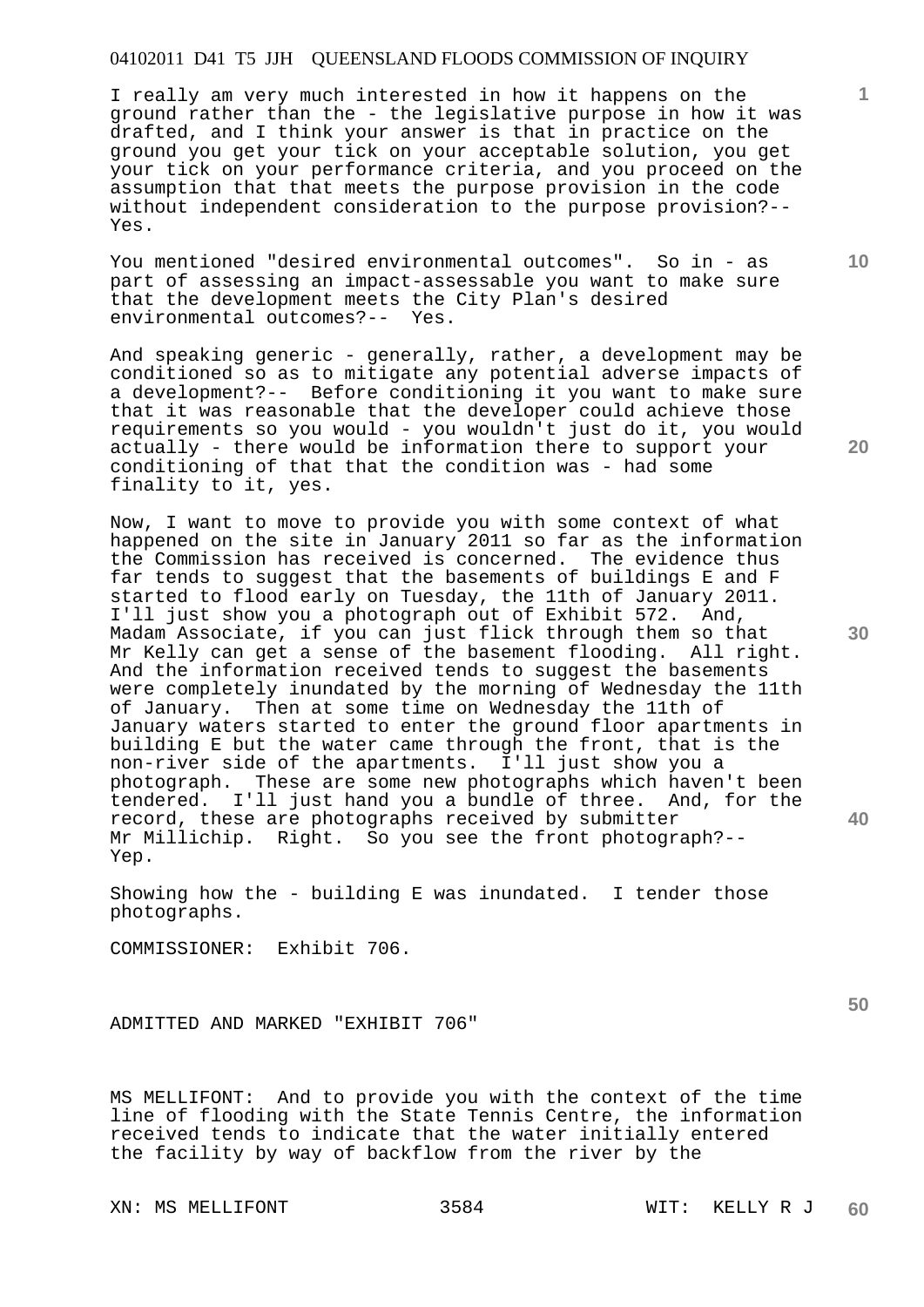I really am very much interested in how it happens on the ground rather than the - the legislative purpose in how it was drafted, and I think your answer is that in practice on the ground you get your tick on your acceptable solution, you get your tick on your performance criteria, and you proceed on the assumption that that meets the purpose provision in the code without independent consideration to the purpose provision?-- Yes.

You mentioned "desired environmental outcomes". So in - as part of assessing an impact-assessable you want to make sure that the development meets the City Plan's desired environmental outcomes?-- Yes.

And speaking generic - generally, rather, a development may be conditioned so as to mitigate any potential adverse impacts of a development?-- Before conditioning it you want to make sure that it was reasonable that the developer could achieve those requirements so you would - you wouldn't just do it, you would actually - there would be information there to support your conditioning of that that the condition was - had some finality to it, yes.

Now, I want to move to provide you with some context of what happened on the site in January 2011 so far as the information the Commission has received is concerned. The evidence thus far tends to suggest that the basements of buildings E and F started to flood early on Tuesday, the 11th of January 2011. I'll just show you a photograph out of Exhibit 572. And, Madam Associate, if you can just flick through them so that Mr Kelly can get a sense of the basement flooding. All right. And the information received tends to suggest the basements were completely inundated by the morning of Wednesday the 11th of January. Then at some time on Wednesday the 11th of January waters started to enter the ground floor apartments in building E but the water came through the front, that is the non-river side of the apartments. I'll just show you a photograph. These are some new photographs which haven't been tendered. I'll just hand you a bundle of three. And, for the record, these are photographs received by submitter Mr Millichip. Right. So you see the front photograph?-- Yep.

Showing how the - building E was inundated. I tender those photographs.

COMMISSIONER: Exhibit 706.

ADMITTED AND MARKED "EXHIBIT 706"

MS MELLIFONT: And to provide you with the context of the time line of flooding with the State Tennis Centre, the information received tends to indicate that the water initially entered the facility by way of backflow from the river by the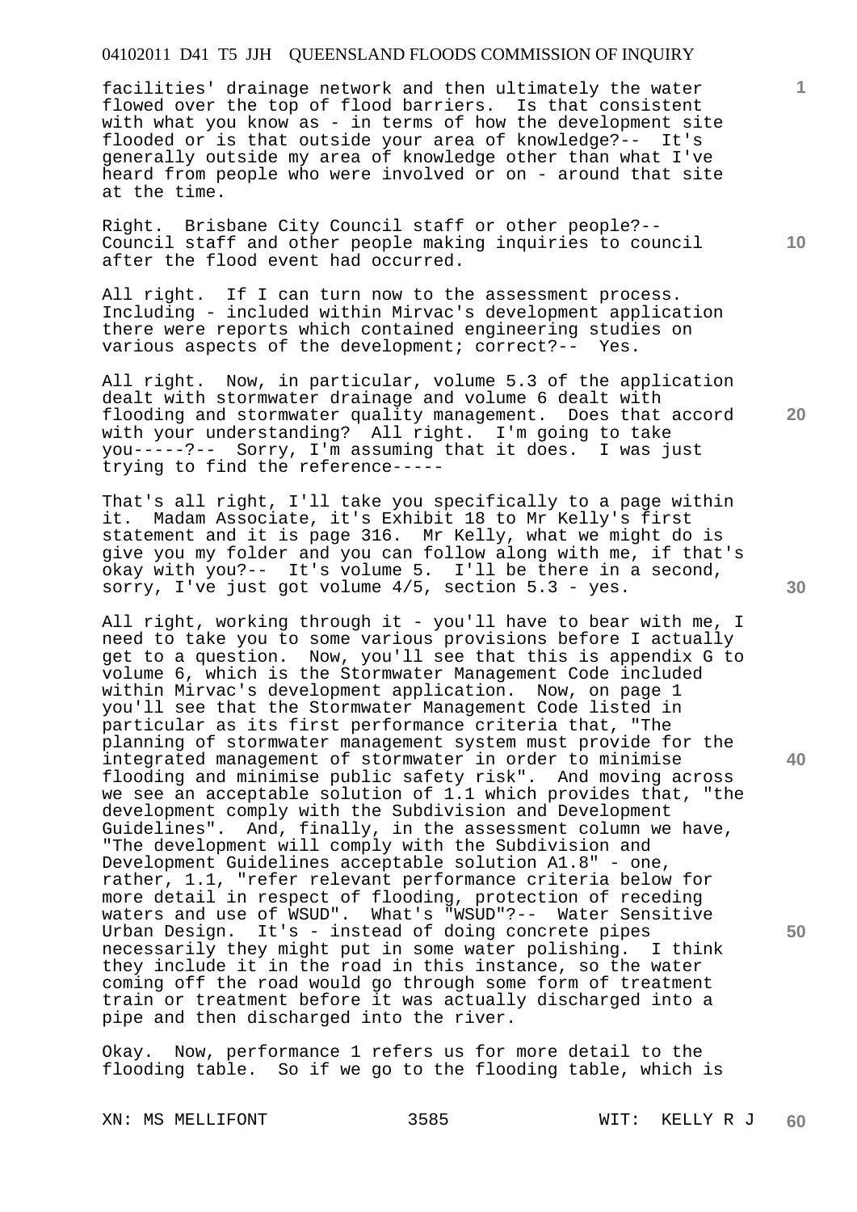facilities' drainage network and then ultimately the water flowed over the top of flood barriers. Is that consistent with what you know as - in terms of how the development site flooded or is that outside your area of knowledge?-- It's generally outside my area of knowledge other than what I've heard from people who were involved or on - around that site at the time.

Right. Brisbane City Council staff or other people?-- Council staff and other people making inquiries to council after the flood event had occurred.

All right. If I can turn now to the assessment process. Including - included within Mirvac's development application there were reports which contained engineering studies on various aspects of the development; correct?-- Yes.

All right. Now, in particular, volume 5.3 of the application dealt with stormwater drainage and volume 6 dealt with flooding and stormwater quality management. Does that accord with your understanding? All right. I'm going to take you-----?-- Sorry, I'm assuming that it does. I was just trying to find the reference-----

That's all right, I'll take you specifically to a page within it. Madam Associate, it's Exhibit 18 to Mr Kelly's first statement and it is page 316. Mr Kelly, what we might do is give you my folder and you can follow along with me, if that's okay with you?-- It's volume 5. I'll be there in a second, sorry, I've just got volume 4/5, section 5.3 - yes.

All right, working through it - you'll have to bear with me, I need to take you to some various provisions before I actually get to a question. Now, you'll see that this is appendix G to volume 6, which is the Stormwater Management Code included within Mirvac's development application. Now, on page 1 you'll see that the Stormwater Management Code listed in particular as its first performance criteria that, "The planning of stormwater management system must provide for the integrated management of stormwater in order to minimise flooding and minimise public safety risk". And moving across we see an acceptable solution of 1.1 which provides that, "the development comply with the Subdivision and Development Guidelines". And, finally, in the assessment column we have, "The development will comply with the Subdivision and Development Guidelines acceptable solution A1.8" - one, rather, 1.1, "refer relevant performance criteria below for more detail in respect of flooding, protection of receding waters and use of WSUD". What's "WSUD"?-- Water Sensitive Urban Design. It's - instead of doing concrete pipes necessarily they might put in some water polishing. I think they include it in the road in this instance, so the water coming off the road would go through some form of treatment train or treatment before it was actually discharged into a pipe and then discharged into the river.

Okay. Now, performance 1 refers us for more detail to the flooding table. So if we go to the flooding table, which is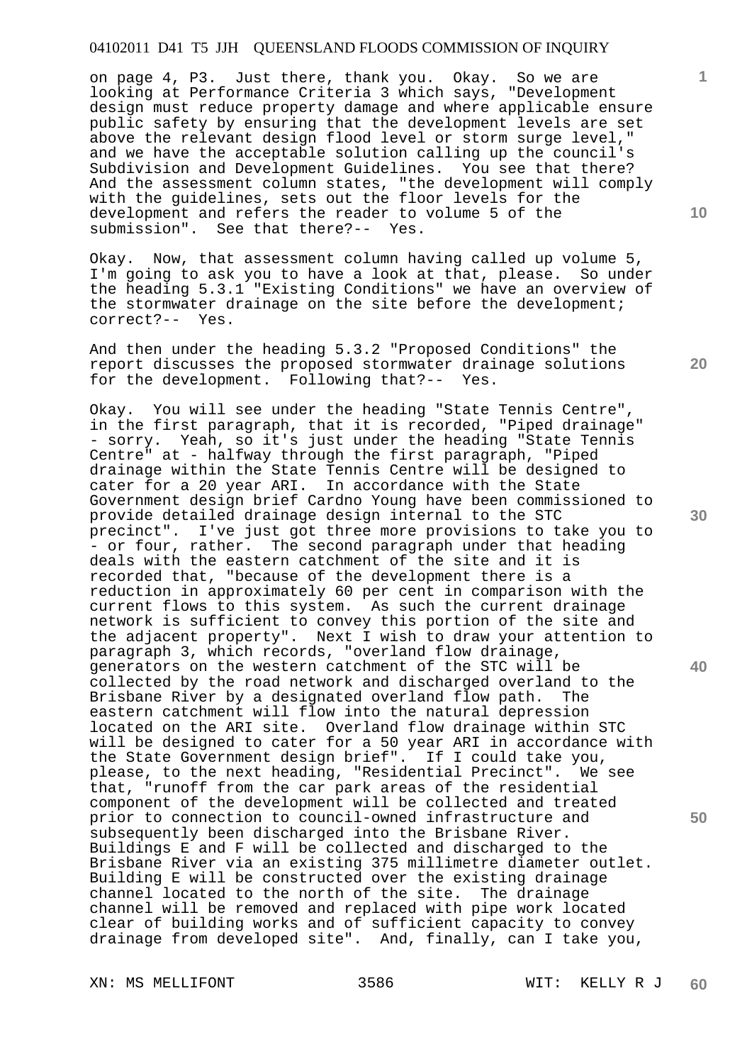on page 4, P3. Just there, thank you. Okay. So we are looking at Performance Criteria 3 which says, "Development design must reduce property damage and where applicable ensure public safety by ensuring that the development levels are set above the relevant design flood level or storm surge level," and we have the acceptable solution calling up the council's Subdivision and Development Guidelines. You see that there? And the assessment column states, "the development will comply with the guidelines, sets out the floor levels for the development and refers the reader to volume 5 of the submission". See that there?-- Yes.

Okay. Now, that assessment column having called up volume 5, I'm going to ask you to have a look at that, please. So under the heading 5.3.1 "Existing Conditions" we have an overview of the stormwater drainage on the site before the development; correct?-- Yes.

And then under the heading 5.3.2 "Proposed Conditions" the report discusses the proposed stormwater drainage solutions for the development. Following that?-- Yes.

Okay. You will see under the heading "State Tennis Centre", in the first paragraph, that it is recorded, "Piped drainage" - sorry. Yeah, so it's just under the heading "State Tennis Centre" at - halfway through the first paragraph, "Piped drainage within the State Tennis Centre will be designed to cater for a 20 year ARI. In accordance with the State Government design brief Cardno Young have been commissioned to provide detailed drainage design internal to the STC precinct". I've just got three more provisions to take you to - or four, rather. The second paragraph under that heading deals with the eastern catchment of the site and it is recorded that, "because of the development there is a reduction in approximately 60 per cent in comparison with the current flows to this system. As such the current drainage network is sufficient to convey this portion of the site and the adjacent property". Next I wish to draw your attention to paragraph 3, which records, "overland flow drainage, generators on the western catchment of the STC will be collected by the road network and discharged overland to the Brisbane River by a designated overland flow path. The eastern catchment will flow into the natural depression located on the ARI site. Overland flow drainage within STC will be designed to cater for a 50 year ARI in accordance with the State Government design brief". If I could take you, please, to the next heading, "Residential Precinct". We see that, "runoff from the car park areas of the residential component of the development will be collected and treated prior to connection to council-owned infrastructure and subsequently been discharged into the Brisbane River. Buildings E and F will be collected and discharged to the Brisbane River via an existing 375 millimetre diameter outlet. Building E will be constructed over the existing drainage channel located to the north of the site. The drainage channel will be removed and replaced with pipe work located clear of building works and of sufficient capacity to convey drainage from developed site". And, finally, can I take you,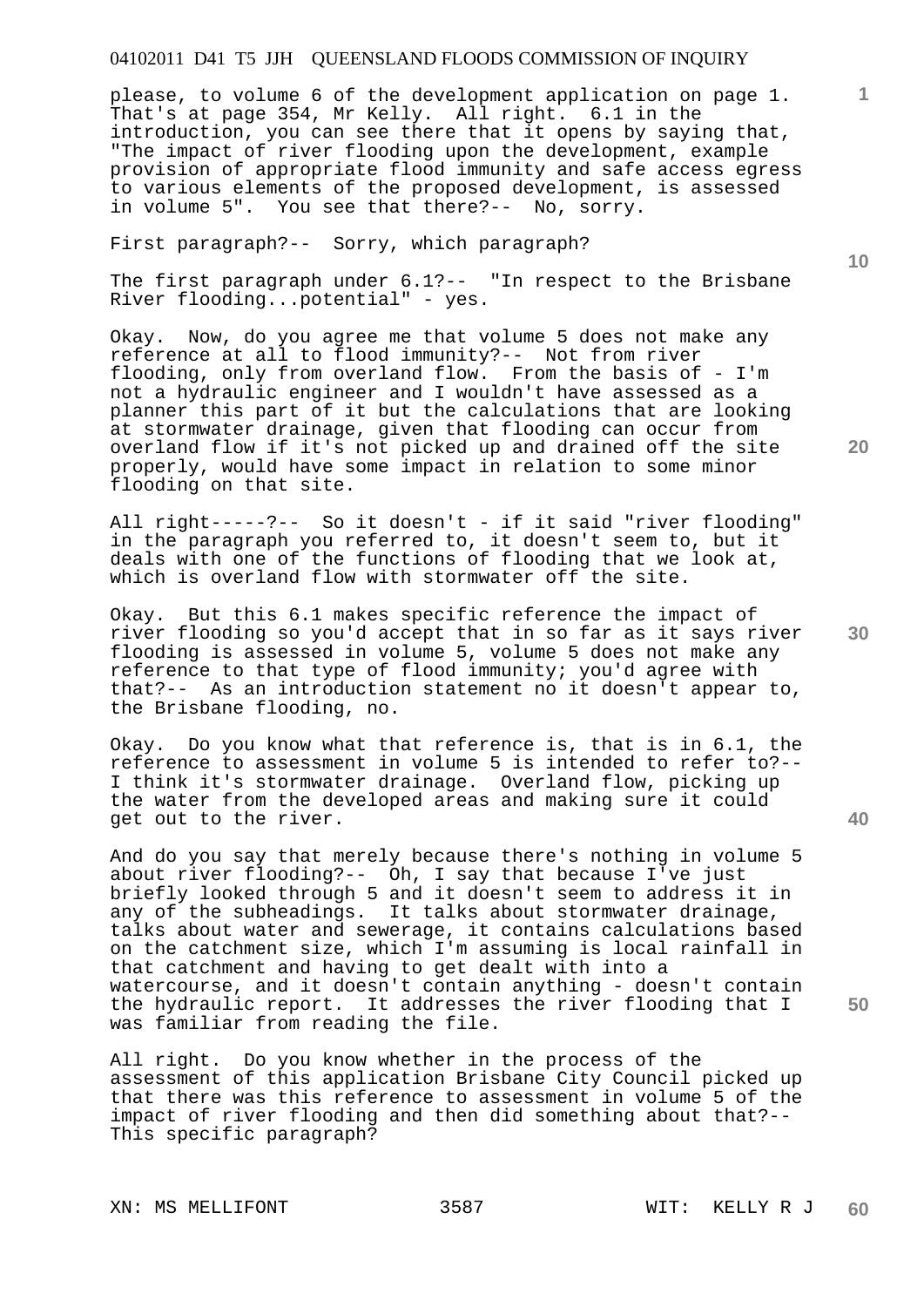please, to volume 6 of the development application on page 1. That's at page 354, Mr Kelly. All right. 6.1 in the introduction, you can see there that it opens by saying that, "The impact of river flooding upon the development, example provision of appropriate flood immunity and safe access egress to various elements of the proposed development, is assessed in volume 5". You see that there?-- No, sorry.

First paragraph?-- Sorry, which paragraph?

The first paragraph under 6.1?-- "In respect to the Brisbane River flooding...potential" - yes.

Okay. Now, do you agree me that volume 5 does not make any reference at all to flood immunity?-- Not from river flooding, only from overland flow. From the basis of - I'm not a hydraulic engineer and I wouldn't have assessed as a planner this part of it but the calculations that are looking at stormwater drainage, given that flooding can occur from overland flow if it's not picked up and drained off the site properly, would have some impact in relation to some minor flooding on that site.

All right-----?-- So it doesn't - if it said "river flooding" in the paragraph you referred to, it doesn't seem to, but it deals with one of the functions of flooding that we look at, which is overland flow with stormwater off the site.

Okay. But this 6.1 makes specific reference the impact of river flooding so you'd accept that in so far as it says river flooding is assessed in volume 5, volume 5 does not make any reference to that type of flood immunity; you'd agree with that?-- As an introduction statement no it doesn't appear to, the Brisbane flooding, no.

Okay. Do you know what that reference is, that is in 6.1, the reference to assessment in volume 5 is intended to refer to?-- I think it's stormwater drainage. Overland flow, picking up the water from the developed areas and making sure it could get out to the river.

And do you say that merely because there's nothing in volume 5 about river flooding?-- Oh, I say that because I've just briefly looked through 5 and it doesn't seem to address it in any of the subheadings. It talks about stormwater drainage, talks about water and sewerage, it contains calculations based on the catchment size, which I'm assuming is local rainfall in that catchment and having to get dealt with into a watercourse, and it doesn't contain anything - doesn't contain the hydraulic report. It addresses the river flooding that I was familiar from reading the file.

All right. Do you know whether in the process of the assessment of this application Brisbane City Council picked up that there was this reference to assessment in volume 5 of the impact of river flooding and then did something about that?-- This specific paragraph?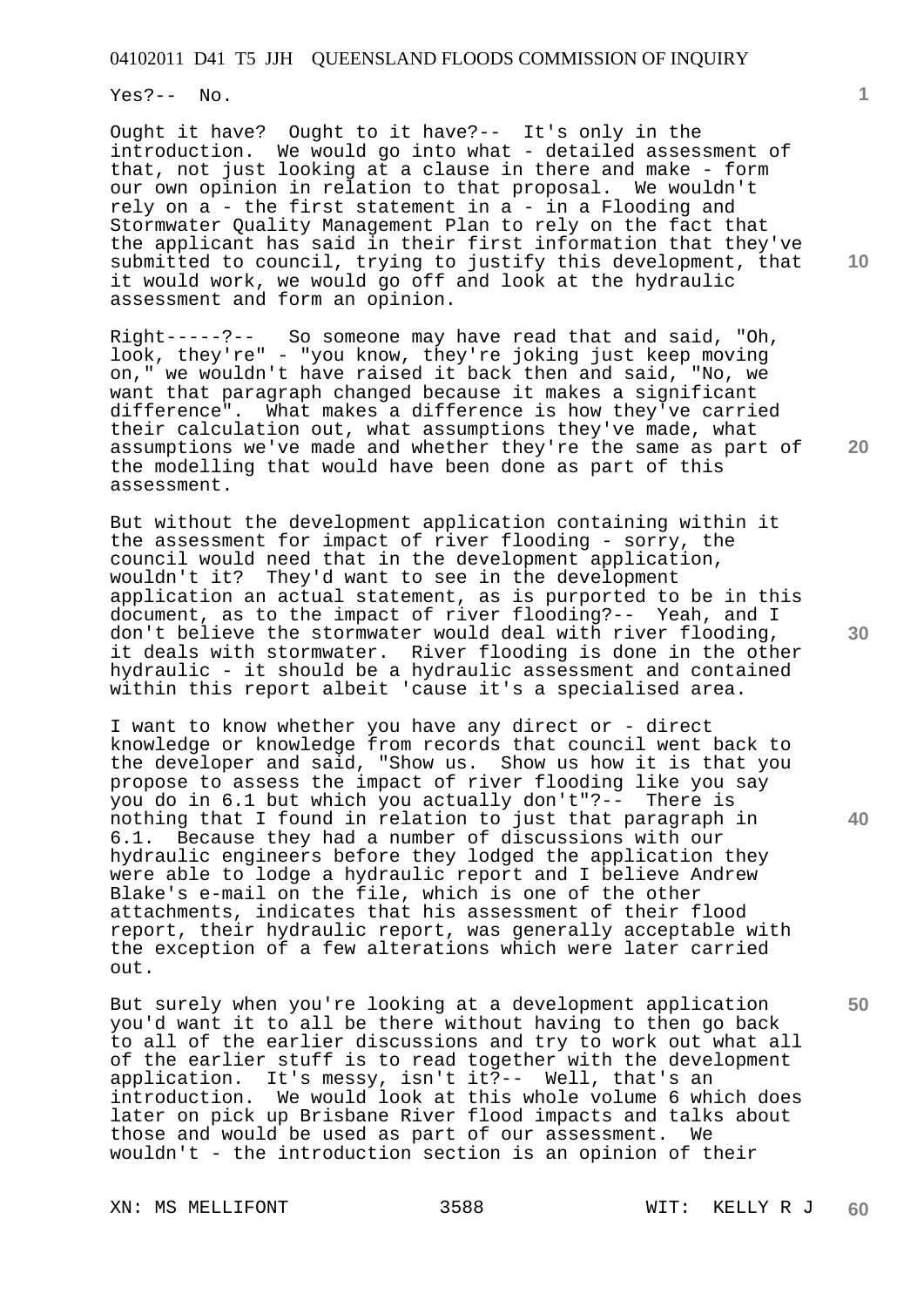Yes?-- No.

Ought it have? Ought to it have?-- It's only in the introduction. We would go into what - detailed assessment of that, not just looking at a clause in there and make - form our own opinion in relation to that proposal. We wouldn't rely on a - the first statement in a - in a Flooding and Stormwater Quality Management Plan to rely on the fact that the applicant has said in their first information that they've submitted to council, trying to justify this development, that it would work, we would go off and look at the hydraulic assessment and form an opinion.

Right-----?-- So someone may have read that and said, "Oh, look, they're" - "you know, they're joking just keep moving on," we wouldn't have raised it back then and said, "No, we want that paragraph changed because it makes a significant difference". What makes a difference is how they've carried their calculation out, what assumptions they've made, what assumptions we've made and whether they're the same as part of the modelling that would have been done as part of this assessment.

But without the development application containing within it the assessment for impact of river flooding - sorry, the council would need that in the development application, wouldn't it? They'd want to see in the development application an actual statement, as is purported to be in this document, as to the impact of river flooding?-- Yeah, and I don't believe the stormwater would deal with river flooding, it deals with stormwater. River flooding is done in the other hydraulic - it should be a hydraulic assessment and contained within this report albeit 'cause it's a specialised area.

I want to know whether you have any direct or - direct knowledge or knowledge from records that council went back to the developer and said, "Show us. Show us how it is that you propose to assess the impact of river flooding like you say you do in 6.1 but which you actually don't"?-- There is nothing that I found in relation to just that paragraph in 6.1. Because they had a number of discussions with our hydraulic engineers before they lodged the application they were able to lodge a hydraulic report and I believe Andrew Blake's e-mail on the file, which is one of the other attachments, indicates that his assessment of their flood report, their hydraulic report, was generally acceptable with the exception of a few alterations which were later carried out.

But surely when you're looking at a development application you'd want it to all be there without having to then go back to all of the earlier discussions and try to work out what all of the earlier stuff is to read together with the development application. It's messy, isn't it?-- Well, that's an introduction. We would look at this whole volume 6 which does later on pick up Brisbane River flood impacts and talks about those and would be used as part of our assessment. We wouldn't - the introduction section is an opinion of their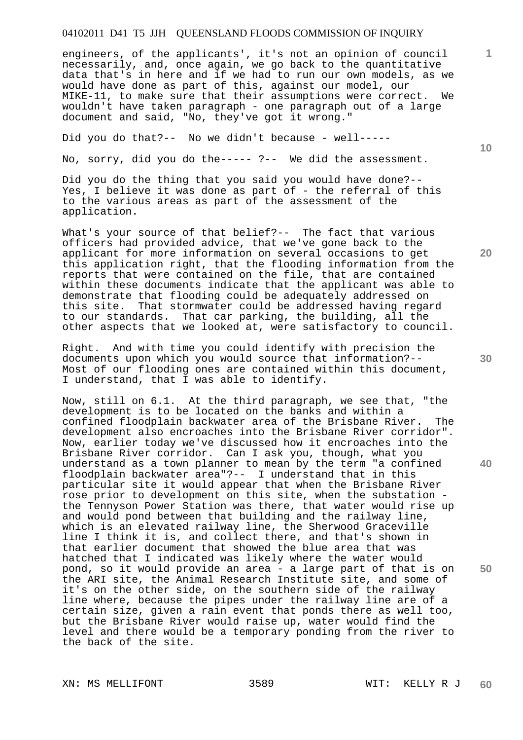engineers, of the applicants', it's not an opinion of council necessarily, and, once again, we go back to the quantitative data that's in here and if we had to run our own models, as we would have done as part of this, against our model, our MIKE-11, to make sure that their assumptions were correct. We wouldn't have taken paragraph - one paragraph out of a large document and said, "No, they've got it wrong."

Did you do that?-- No we didn't because - well-----

No, sorry, did you do the----- ?-- We did the assessment.

Did you do the thing that you said you would have done?-- Yes, I believe it was done as part of - the referral of this to the various areas as part of the assessment of the application.

What's your source of that belief?-- The fact that various officers had provided advice, that we've gone back to the applicant for more information on several occasions to get this application right, that the flooding information from the reports that were contained on the file, that are contained within these documents indicate that the applicant was able to demonstrate that flooding could be adequately addressed on this site. That stormwater could be addressed having regard to our standards. That car parking, the building, all the other aspects that we looked at, were satisfactory to council.

Right. And with time you could identify with precision the documents upon which you would source that information?-- Most of our flooding ones are contained within this document, I understand, that I was able to identify.

Now, still on 6.1. At the third paragraph, we see that, "the development is to be located on the banks and within a confined floodplain backwater area of the Brisbane River. The development also encroaches into the Brisbane River corridor". Now, earlier today we've discussed how it encroaches into the Brisbane River corridor. Can I ask you, though, what you understand as a town planner to mean by the term "a confined floodplain backwater area"?-- I understand that in this particular site it would appear that when the Brisbane River rose prior to development on this site, when the substation - the Tennyson Power Station was there, that water would rise up and would pond between that building and the railway line, which is an elevated railway line, the Sherwood Graceville line I think it is, and collect there, and that's shown in that earlier document that showed the blue area that was hatched that I indicated was likely where the water would pond, so it would provide an area - a large part of that is on the ARI site, the Animal Research Institute site, and some of it's on the other side, on the southern side of the railway line where, because the pipes under the railway line are of a certain size, given a rain event that ponds there as well too, but the Brisbane River would raise up, water would find the level and there would be a temporary ponding from the river to the back of the site.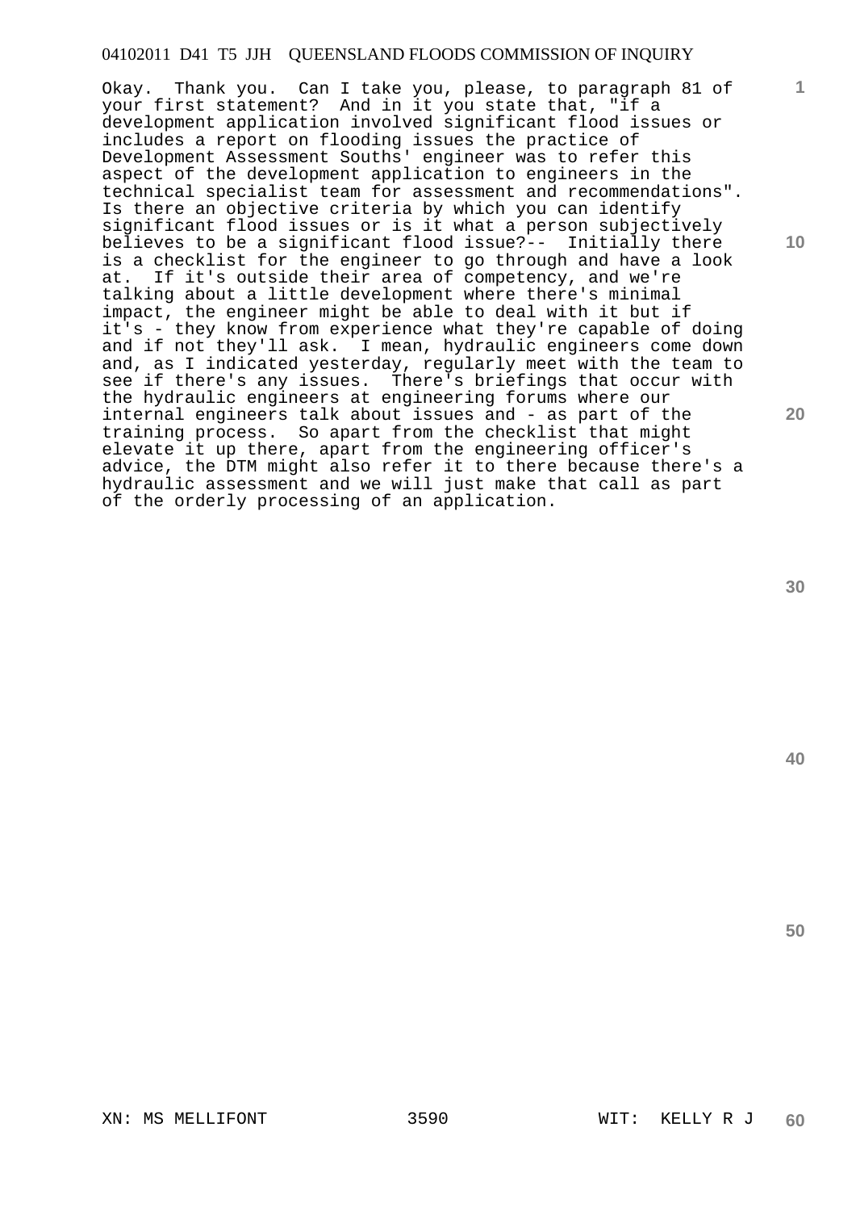Okay. Thank you. Can I take you, please, to paragraph 81 of your first statement? And in it you state that, "if a development application involved significant flood issues or includes a report on flooding issues the practice of Development Assessment Souths' engineer was to refer this aspect of the development application to engineers in the technical specialist team for assessment and recommendations". Is there an objective criteria by which you can identify significant flood issues or is it what a person subjectively believes to be a significant flood issue?-- Initially there is a checklist for the engineer to go through and have a look at. If it's outside their area of competency, and we're talking about a little development where there's minimal impact, the engineer might be able to deal with it but if it's - they know from experience what they're capable of doing and if not they'll ask. I mean, hydraulic engineers come down and, as I indicated yesterday, regularly meet with the team to see if there's any issues. There's briefings that occur with the hydraulic engineers at engineering forums where our internal engineers talk about issues and - as part of the training process. So apart from the checklist that might elevate it up there, apart from the engineering officer's advice, the DTM might also refer it to there because there's a hydraulic assessment and we will just make that call as part of the orderly processing of an application.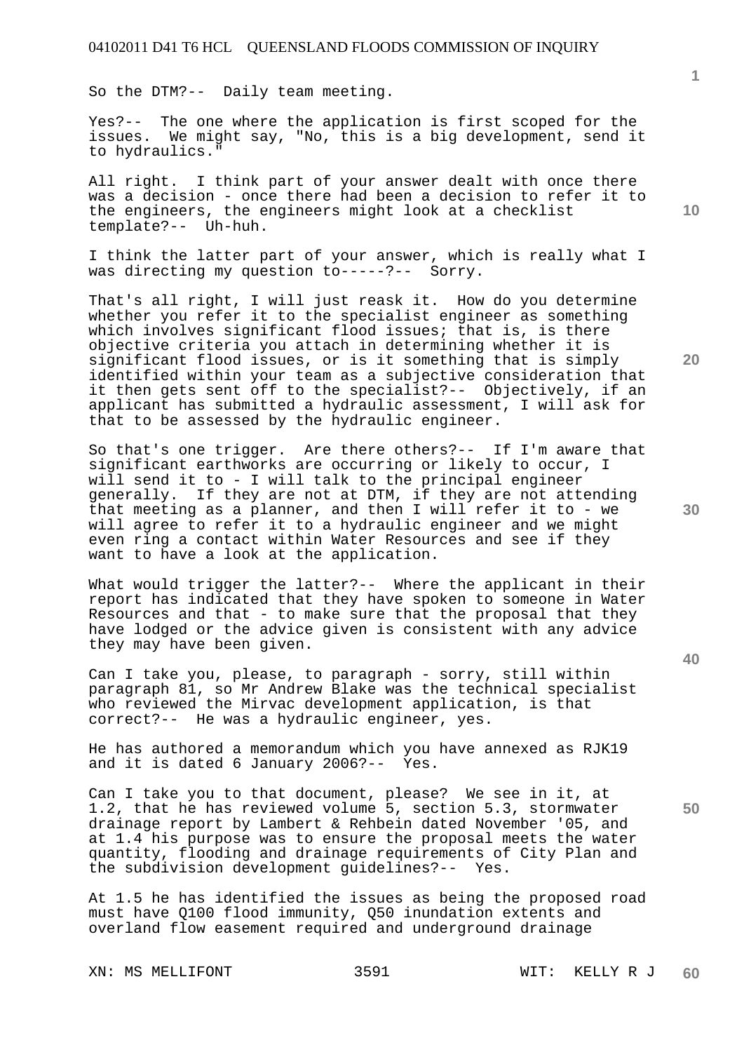So the DTM?-- Daily team meeting.

Yes?-- The one where the application is first scoped for the issues. We might say, "No, this is a big development, send it to hydraulics."

All right. I think part of your answer dealt with once there was a decision - once there had been a decision to refer it to the engineers, the engineers might look at a checklist template?-- Uh-huh.

I think the latter part of your answer, which is really what I was directing my question to-----?-- Sorry.

That's all right, I will just reask it. How do you determine whether you refer it to the specialist engineer as something which involves significant flood issues; that is, is there objective criteria you attach in determining whether it is significant flood issues, or is it something that is simply identified within your team as a subjective consideration that it then gets sent off to the specialist?-- Objectively, if an applicant has submitted a hydraulic assessment, I will ask for that to be assessed by the hydraulic engineer.

So that's one trigger. Are there others?-- If I'm aware that significant earthworks are occurring or likely to occur, I will send it to - I will talk to the principal engineer generally. If they are not at DTM, if they are not attending that meeting as a planner, and then I will refer it to - we will agree to refer it to a hydraulic engineer and we might even ring a contact within Water Resources and see if they want to have a look at the application.

What would trigger the latter?-- Where the applicant in their report has indicated that they have spoken to someone in Water Resources and that - to make sure that the proposal that they have lodged or the advice given is consistent with any advice they may have been given.

Can I take you, please, to paragraph - sorry, still within paragraph 81, so Mr Andrew Blake was the technical specialist who reviewed the Mirvac development application, is that correct?-- He was a hydraulic engineer, yes.

He has authored a memorandum which you have annexed as RJK19 and it is dated 6 January 2006?-- Yes.

Can I take you to that document, please? We see in it, at 1.2, that he has reviewed volume 5, section 5.3, stormwater drainage report by Lambert & Rehbein dated November '05, and at 1.4 his purpose was to ensure the proposal meets the water quantity, flooding and drainage requirements of City Plan and the subdivision development guidelines?-- Yes.

At 1.5 he has identified the issues as being the proposed road must have Q100 flood immunity, Q50 inundation extents and overland flow easement required and underground drainage

XN: MS MELLIFONT WIT: KELLY R J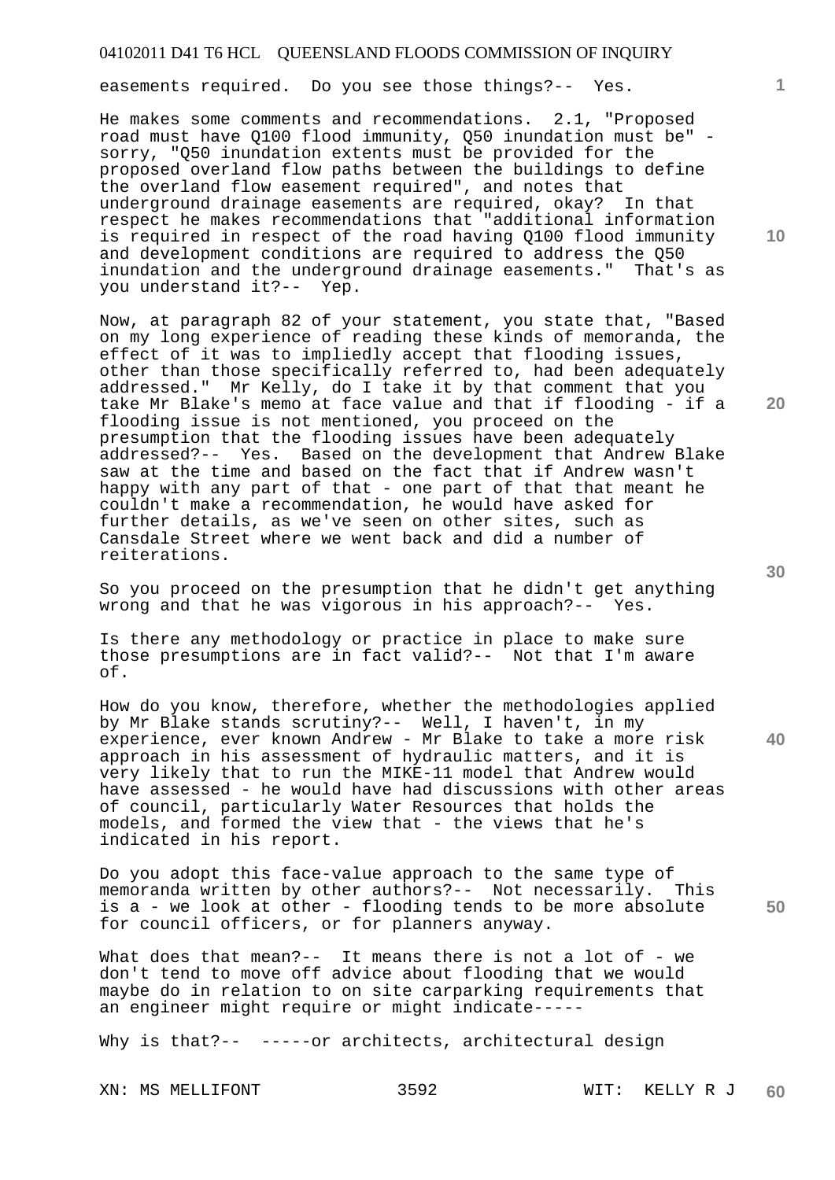easements required. Do you see those things?-- Yes.

He makes some comments and recommendations. 2.1, "Proposed road must have Q100 flood immunity, Q50 inundation must be" - sorry, "Q50 inundation extents must be provided for the proposed overland flow paths between the buildings to define the overland flow easement required", and notes that underground drainage easements are required, okay? In that respect he makes recommendations that "additional information is required in respect of the road having Q100 flood immunity and development conditions are required to address the Q50 inundation and the underground drainage easements." That's as you understand it?-- Yep.

Now, at paragraph 82 of your statement, you state that, "Based on my long experience of reading these kinds of memoranda, the effect of it was to impliedly accept that flooding issues, other than those specifically referred to, had been adequately addressed." Mr Kelly, do I take it by that comment that you take Mr Blake's memo at face value and that if flooding - if a flooding issue is not mentioned, you proceed on the presumption that the flooding issues have been adequately addressed?-- Yes. Based on the development that Andrew Blake saw at the time and based on the fact that if Andrew wasn't happy with any part of that - one part of that that meant he couldn't make a recommendation, he would have asked for further details, as we've seen on other sites, such as Cansdale Street where we went back and did a number of reiterations.

So you proceed on the presumption that he didn't get anything wrong and that he was vigorous in his approach?-- Yes.

Is there any methodology or practice in place to make sure those presumptions are in fact valid?-- Not that I'm aware of.

How do you know, therefore, whether the methodologies applied by Mr Blake stands scrutiny?-- Well, I haven't, in my experience, ever known Andrew - Mr Blake to take a more risk approach in his assessment of hydraulic matters, and it is very likely that to run the MIKE-11 model that Andrew would have assessed - he would have had discussions with other areas of council, particularly Water Resources that holds the models, and formed the view that - the views that he's indicated in his report.

Do you adopt this face-value approach to the same type of memoranda written by other authors?-- Not necessarily. This is a - we look at other - flooding tends to be more absolute for council officers, or for planners anyway.

What does that mean?-- It means there is not a lot of - we don't tend to move off advice about flooding that we would maybe do in relation to on site carparking requirements that an engineer might require or might indicate-----

Why is that?-- -----or architects, architectural design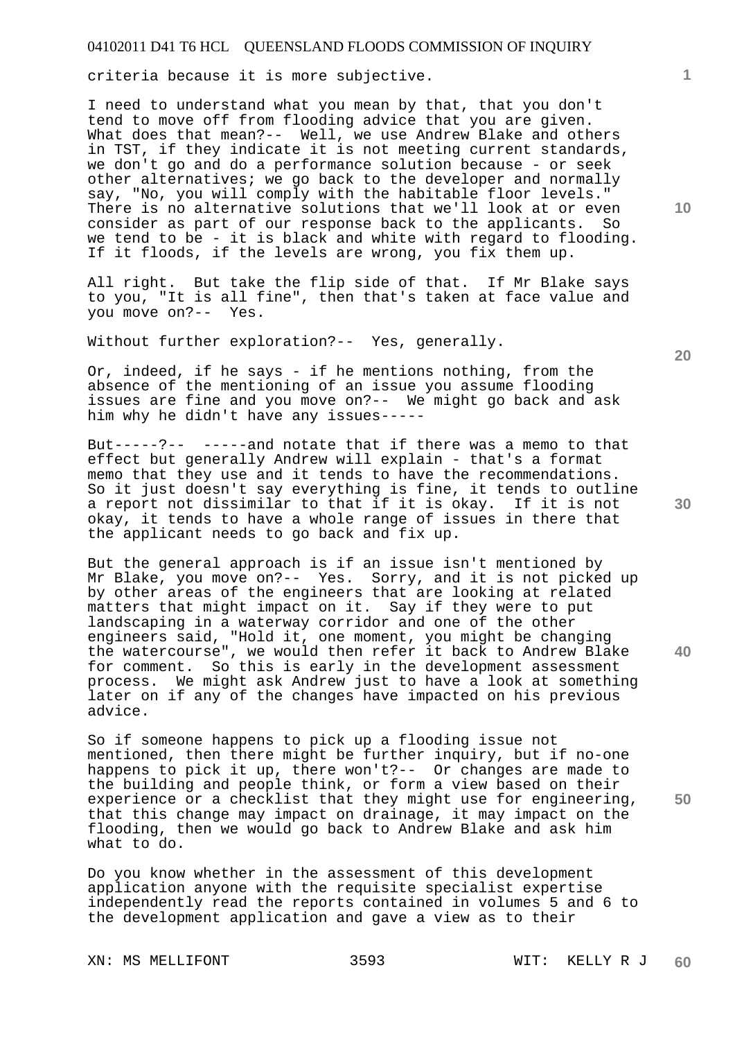criteria because it is more subjective.

I need to understand what you mean by that, that you don't tend to move off from flooding advice that you are given. What does that mean?-- Well, we use Andrew Blake and others in TST, if they indicate it is not meeting current standards, we don't go and do a performance solution because - or seek other alternatives; we go back to the developer and normally say, "No, you will comply with the habitable floor levels." There is no alternative solutions that we'll look at or even consider as part of our response back to the applicants. So we tend to be - it is black and white with regard to flooding. If it floods, if the levels are wrong, you fix them up.

All right. But take the flip side of that. If Mr Blake says to you, "It is all fine", then that's taken at face value and you move on?-- Yes.

Without further exploration?-- Yes, generally.

Or, indeed, if he says - if he mentions nothing, from the absence of the mentioning of an issue you assume flooding issues are fine and you move on?-- We might go back and ask him why he didn't have any issues-----

But-----?-- -----and notate that if there was a memo to that effect but generally Andrew will explain - that's a format memo that they use and it tends to have the recommendations. So it just doesn't say everything is fine, it tends to outline a report not dissimilar to that if it is okay. If it is not okay, it tends to have a whole range of issues in there that the applicant needs to go back and fix up.

But the general approach is if an issue isn't mentioned by Mr Blake, you move on?-- Yes. Sorry, and it is not picked up by other areas of the engineers that are looking at related matters that might impact on it. Say if they were to put landscaping in a waterway corridor and one of the other engineers said, "Hold it, one moment, you might be changing the watercourse", we would then refer it back to Andrew Blake for comment. So this is early in the development assessment process. We might ask Andrew just to have a look at something later on if any of the changes have impacted on his previous advice.

So if someone happens to pick up a flooding issue not mentioned, then there might be further inquiry, but if no-one happens to pick it up, there won't?-- Or changes are made to the building and people think, or form a view based on their experience or a checklist that they might use for engineering, that this change may impact on drainage, it may impact on the flooding, then we would go back to Andrew Blake and ask him what to do.

Do you know whether in the assessment of this development application anyone with the requisite specialist expertise independently read the reports contained in volumes 5 and 6 to the development application and gave a view as to their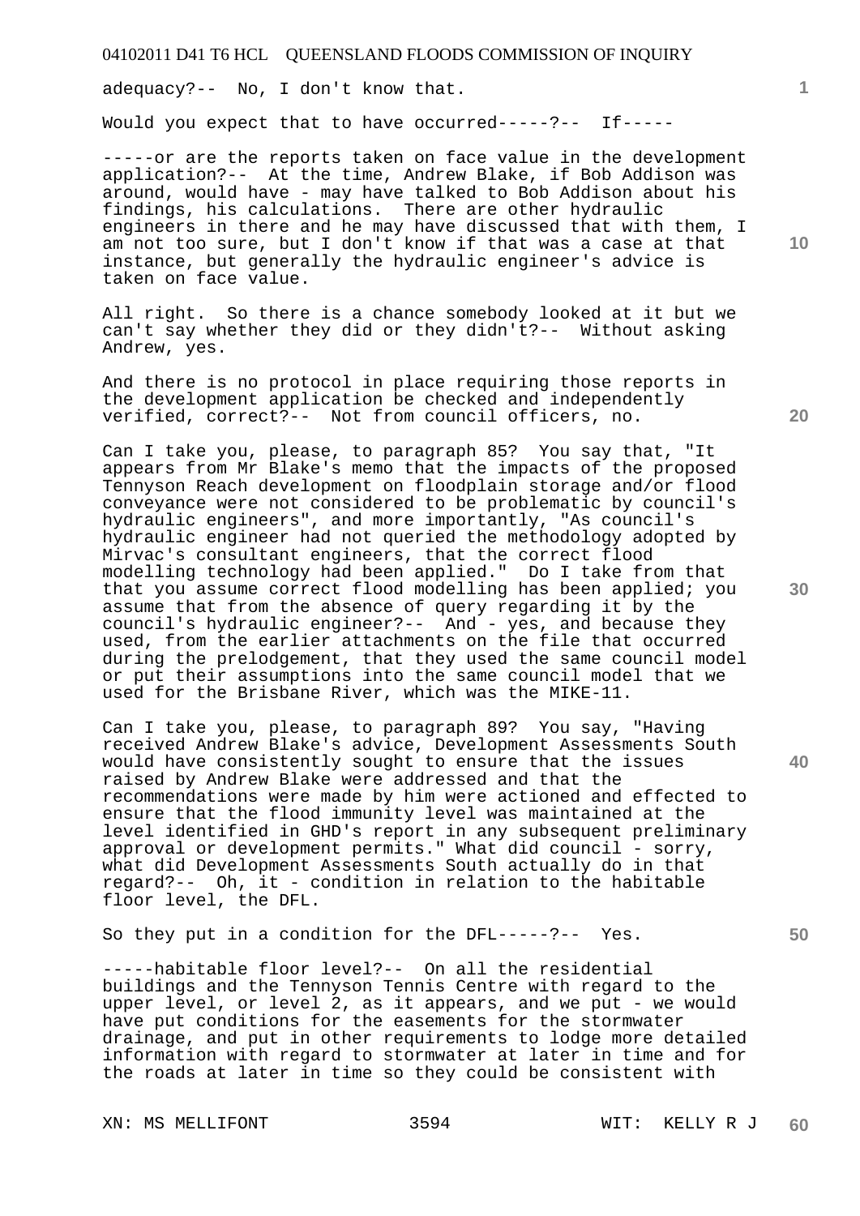adequacy?-- No, I don't know that.

Would you expect that to have occurred-----?-- If-----

-----or are the reports taken on face value in the development application?-- At the time, Andrew Blake, if Bob Addison was around, would have - may have talked to Bob Addison about his findings, his calculations. There are other hydraulic engineers in there and he may have discussed that with them, I am not too sure, but I don't know if that was a case at that instance, but generally the hydraulic engineer's advice is taken on face value.

All right. So there is a chance somebody looked at it but we can't say whether they did or they didn't?-- Without asking Andrew, yes.

And there is no protocol in place requiring those reports in the development application be checked and independently verified, correct?-- Not from council officers, no.

Can I take you, please, to paragraph 85? You say that, "It appears from Mr Blake's memo that the impacts of the proposed Tennyson Reach development on floodplain storage and/or flood conveyance were not considered to be problematic by council's hydraulic engineers", and more importantly, "As council's hydraulic engineer had not queried the methodology adopted by Mirvac's consultant engineers, that the correct flood modelling technology had been applied." Do I take from that that you assume correct flood modelling has been applied; you assume that from the absence of query regarding it by the council's hydraulic engineer?-- And - yes, and because they used, from the earlier attachments on the file that occurred during the prelodgement, that they used the same council model or put their assumptions into the same council model that we used for the Brisbane River, which was the MIKE-11.

Can I take you, please, to paragraph 89? You say, "Having received Andrew Blake's advice, Development Assessments South would have consistently sought to ensure that the issues raised by Andrew Blake were addressed and that the recommendations were made by him were actioned and effected to ensure that the flood immunity level was maintained at the level identified in GHD's report in any subsequent preliminary approval or development permits." What did council - sorry, what did Development Assessments South actually do in that regard?-- Oh, it - condition in relation to the habitable floor level, the DFL.

So they put in a condition for the DFL-----?-- Yes.

-----habitable floor level?-- On all the residential buildings and the Tennyson Tennis Centre with regard to the upper level, or level 2, as it appears, and we put - we would have put conditions for the easements for the stormwater drainage, and put in other requirements to lodge more detailed information with regard to stormwater at later in time and for the roads at later in time so they could be consistent with

XN: MS MELLIFONT WIT: KELLY R J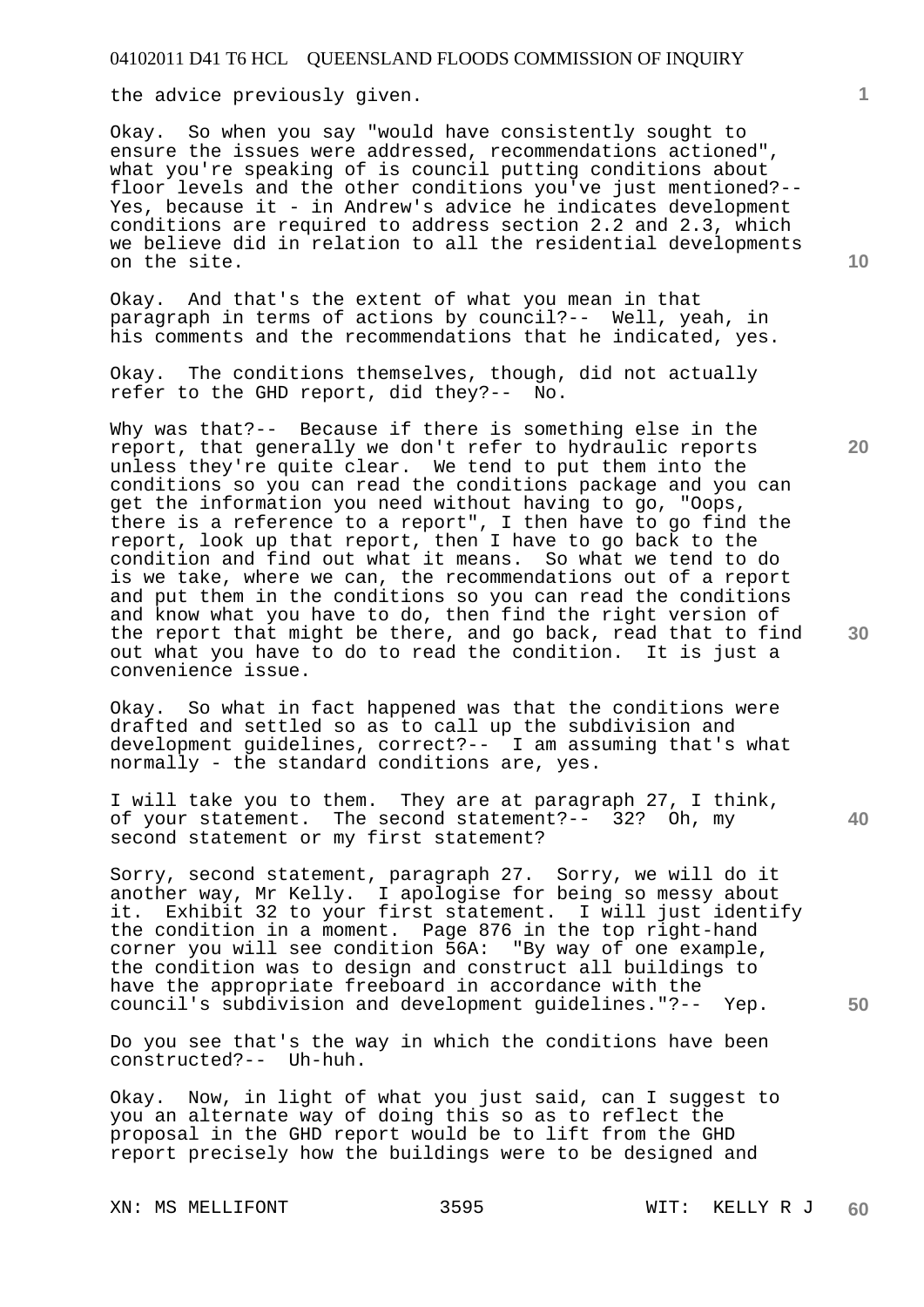the advice previously given.

Okay. So when you say "would have consistently sought to ensure the issues were addressed, recommendations actioned", what you're speaking of is council putting conditions about floor levels and the other conditions you've just mentioned?-- Yes, because it - in Andrew's advice he indicates development conditions are required to address section 2.2 and 2.3, which we believe did in relation to all the residential developments on the site.

Okay. And that's the extent of what you mean in that paragraph in terms of actions by council?-- Well, yeah, in his comments and the recommendations that he indicated, yes.

Okay. The conditions themselves, though, did not actually refer to the GHD report, did they?-- No.

Why was that?-- Because if there is something else in the report, that generally we don't refer to hydraulic reports unless they're quite clear. We tend to put them into the conditions so you can read the conditions package and you can get the information you need without having to go, "Oops, there is a reference to a report", I then have to go find the report, look up that report, then I have to go back to the condition and find out what it means. So what we tend to do is we take, where we can, the recommendations out of a report and put them in the conditions so you can read the conditions and know what you have to do, then find the right version of the report that might be there, and go back, read that to find out what you have to do to read the condition. It is just a convenience issue.

Okay. So what in fact happened was that the conditions were drafted and settled so as to call up the subdivision and development guidelines, correct?-- I am assuming that's what normally - the standard conditions are, yes.

I will take you to them. They are at paragraph 27, I think, of your statement. The second statement?-- 32? Oh, my second statement or my first statement?

Sorry, second statement, paragraph 27. Sorry, we will do it another way, Mr Kelly. I apologise for being so messy about it. Exhibit 32 to your first statement. I will just identify the condition in a moment. Page 876 in the top right-hand corner you will see condition 56A: "By way of one example, the condition was to design and construct all buildings to have the appropriate freeboard in accordance with the council's subdivision and development guidelines."?-- Yep.

Do you see that's the way in which the conditions have been constructed?-- Uh-huh.

Okay. Now, in light of what you just said, can I suggest to you an alternate way of doing this so as to reflect the proposal in the GHD report would be to lift from the GHD report precisely how the buildings were to be designed and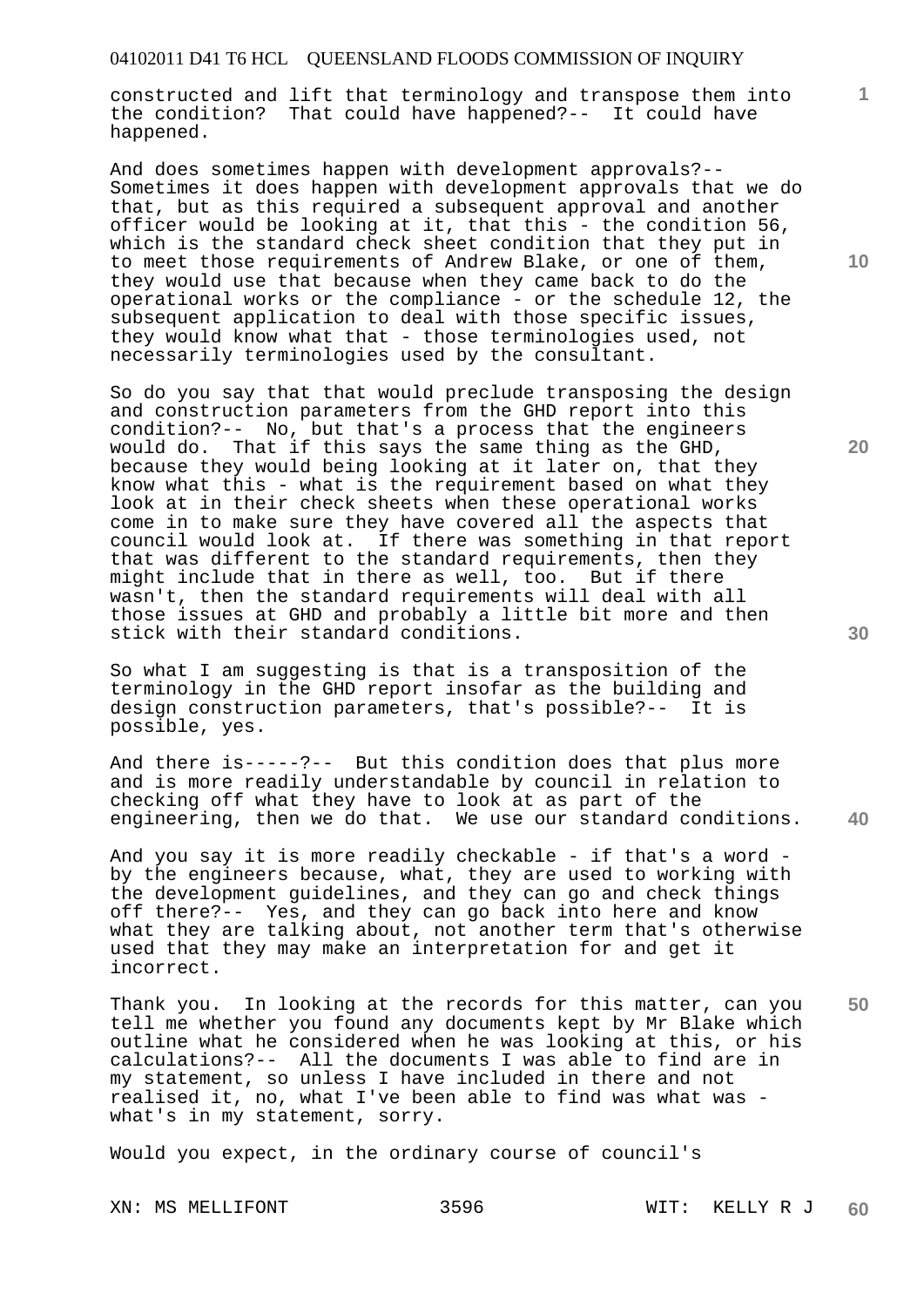constructed and lift that terminology and transpose them into the condition? That could have happened?-- It could have happened.

And does sometimes happen with development approvals?-- Sometimes it does happen with development approvals that we do that, but as this required a subsequent approval and another officer would be looking at it, that this - the condition 56, which is the standard check sheet condition that they put in to meet those requirements of Andrew Blake, or one of them, they would use that because when they came back to do the operational works or the compliance - or the schedule 12, the subsequent application to deal with those specific issues, they would know what that - those terminologies used, not necessarily terminologies used by the consultant.

So do you say that that would preclude transposing the design and construction parameters from the GHD report into this condition?-- No, but that's a process that the engineers would do. That if this says the same thing as the GHD, because they would being looking at it later on, that they know what this - what is the requirement based on what they look at in their check sheets when these operational works come in to make sure they have covered all the aspects that council would look at. If there was something in that report that was different to the standard requirements, then they might include that in there as well, too. But if there wasn't, then the standard requirements will deal with all those issues at GHD and probably a little bit more and then stick with their standard conditions.

So what I am suggesting is that is a transposition of the terminology in the GHD report insofar as the building and design construction parameters, that's possible?-- It is possible, yes.

And there is-----?-- But this condition does that plus more and is more readily understandable by council in relation to checking off what they have to look at as part of the engineering, then we do that. We use our standard conditions.

And you say it is more readily checkable - if that's a word - by the engineers because, what, they are used to working with the development guidelines, and they can go and check things off there?-- Yes, and they can go back into here and know what they are talking about, not another term that's otherwise used that they may make an interpretation for and get it incorrect.

Thank you. In looking at the records for this matter, can you tell me whether you found any documents kept by Mr Blake which outline what he considered when he was looking at this, or his calculations?-- All the documents I was able to find are in my statement, so unless I have included in there and not realised it, no, what I've been able to find was what was - what's in my statement, sorry.

Would you expect, in the ordinary course of council's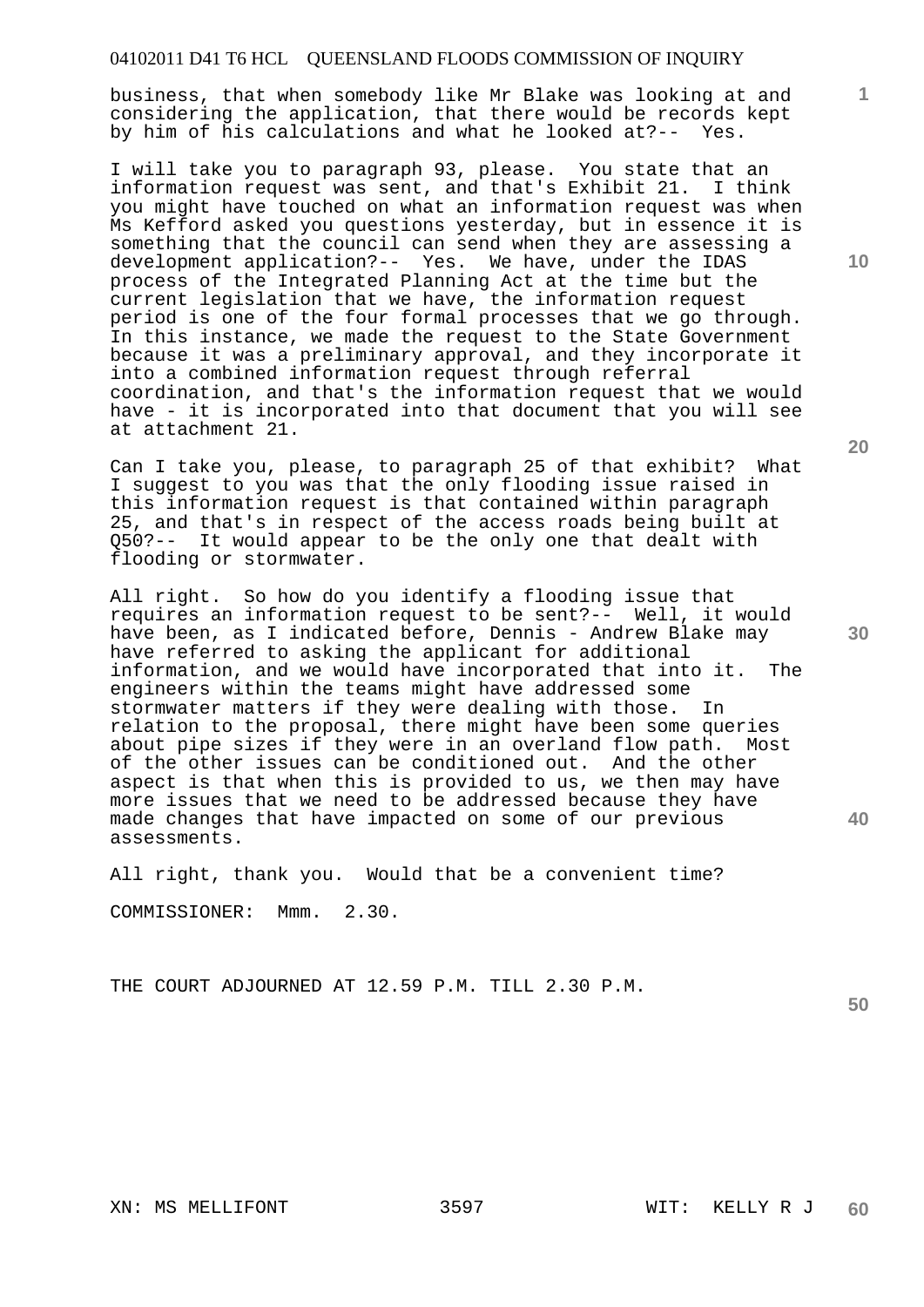business, that when somebody like Mr Blake was looking at and considering the application, that there would be records kept by him of his calculations and what he looked at?-- Yes.

I will take you to paragraph 93, please. You state that an information request was sent, and that's Exhibit 21. I think you might have touched on what an information request was when Ms Kefford asked you questions yesterday, but in essence it is something that the council can send when they are assessing a development application?-- Yes. We have, under the IDAS process of the Integrated Planning Act at the time but the current legislation that we have, the information request period is one of the four formal processes that we go through. In this instance, we made the request to the State Government because it was a preliminary approval, and they incorporate it into a combined information request through referral coordination, and that's the information request that we would have - it is incorporated into that document that you will see at attachment 21.

Can I take you, please, to paragraph 25 of that exhibit? What I suggest to you was that the only flooding issue raised in this information request is that contained within paragraph 25, and that's in respect of the access roads being built at Q50?-- It would appear to be the only one that dealt with flooding or stormwater.

All right. So how do you identify a flooding issue that requires an information request to be sent?-- Well, it would have been, as I indicated before, Dennis - Andrew Blake may have referred to asking the applicant for additional information, and we would have incorporated that into it. The engineers within the teams might have addressed some stormwater matters if they were dealing with those. In relation to the proposal, there might have been some queries about pipe sizes if they were in an overland flow path. Most of the other issues can be conditioned out. And the other aspect is that when this is provided to us, we then may have more issues that we need to be addressed because they have made changes that have impacted on some of our previous assessments.

All right, thank you. Would that be a convenient time?

COMMISSIONER: Mmm. 2.30.

THE COURT ADJOURNED AT 12.59 P.M. TILL 2.30 P.M.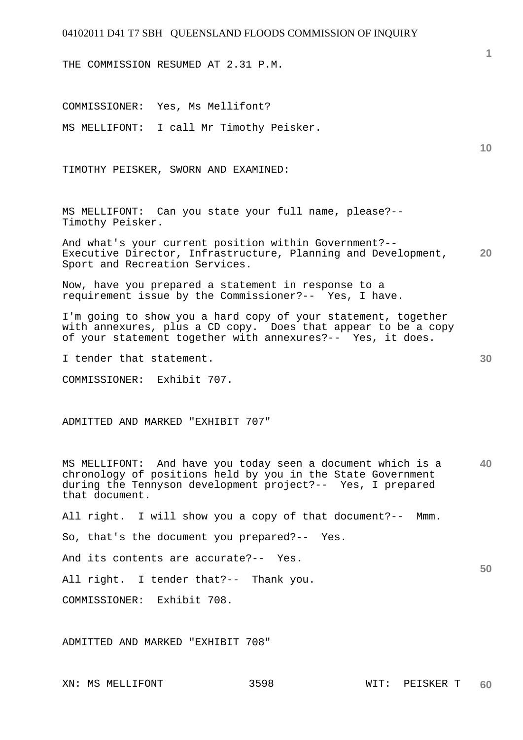THE COMMISSION RESUMED AT 2.31 P.M.

COMMISSIONER: Yes, Ms Mellifont?

MS MELLIFONT: I call Mr Timothy Peisker.

TIMOTHY PEISKER, SWORN AND EXAMINED:

MS MELLIFONT: Can you state your full name, please?-- Timothy Peisker.

And what's your current position within Government?-- Executive Director, Infrastructure, Planning and Development, Sport and Recreation Services.

Now, have you prepared a statement in response to a requirement issue by the Commissioner?-- Yes, I have.

I'm going to show you a hard copy of your statement, together with annexures, plus a CD copy. Does that appear to be a copy of your statement together with annexures?-- Yes, it does.

I tender that statement.

COMMISSIONER: Exhibit 707.

ADMITTED AND MARKED "EXHIBIT 707"

MS MELLIFONT: And have you today seen a document which is a chronology of positions held by you in the State Government during the Tennyson development project?-- Yes, I prepared that document.

All right. I will show you a copy of that document?-- Mmm.

So, that's the document you prepared?-- Yes.

And its contents are accurate?-- Yes.

All right. I tender that?-- Thank you.

COMMISSIONER: Exhibit 708.

ADMITTED AND MARKED "EXHIBIT 708"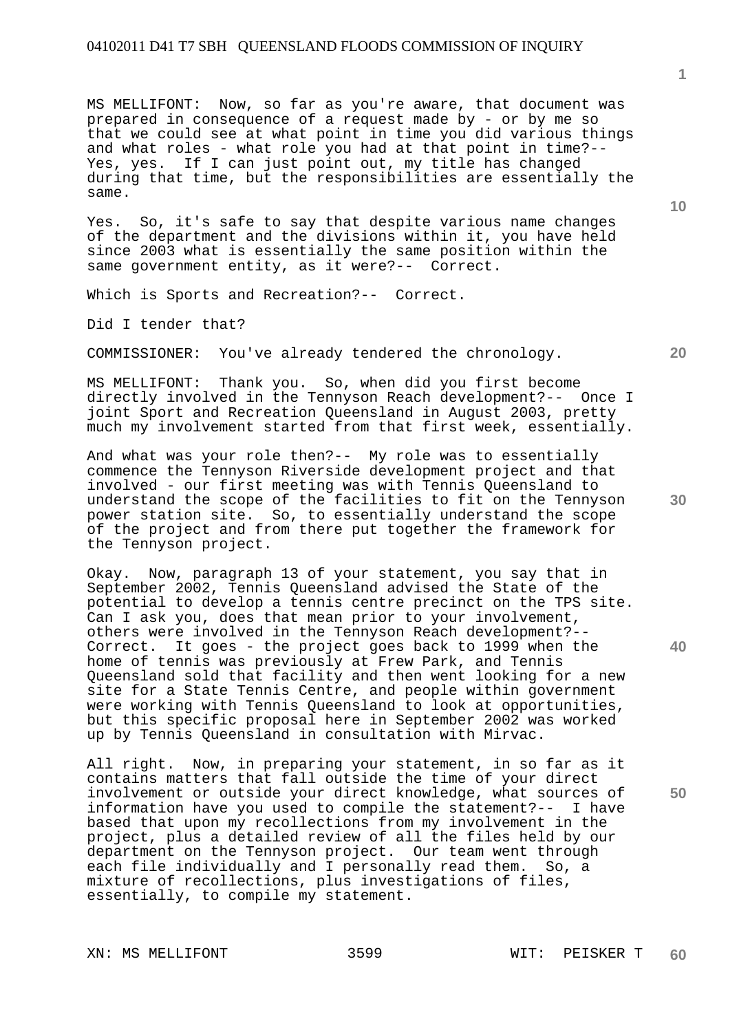MS MELLIFONT: Now, so far as you're aware, that document was prepared in consequence of a request made by - or by me so that we could see at what point in time you did various things and what roles - what role you had at that point in time?-- Yes, yes. If I can just point out, my title has changed during that time, but the responsibilities are essentially the same.

Yes. So, it's safe to say that despite various name changes of the department and the divisions within it, you have held since 2003 what is essentially the same position within the same government entity, as it were?-- Correct.

Which is Sports and Recreation?-- Correct.

Did I tender that?

COMMISSIONER: You've already tendered the chronology.

MS MELLIFONT: Thank you. So, when did you first become directly involved in the Tennyson Reach development?-- Once I joint Sport and Recreation Queensland in August 2003, pretty much my involvement started from that first week, essentially.

And what was your role then?-- My role was to essentially commence the Tennyson Riverside development project and that involved - our first meeting was with Tennis Queensland to understand the scope of the facilities to fit on the Tennyson power station site. So, to essentially understand the scope of the project and from there put together the framework for the Tennyson project.

Okay. Now, paragraph 13 of your statement, you say that in September 2002, Tennis Queensland advised the State of the potential to develop a tennis centre precinct on the TPS site. Can I ask you, does that mean prior to your involvement, others were involved in the Tennyson Reach development?-- Correct. It goes - the project goes back to 1999 when the home of tennis was previously at Frew Park, and Tennis Queensland sold that facility and then went looking for a new site for a State Tennis Centre, and people within government were working with Tennis Queensland to look at opportunities, but this specific proposal here in September 2002 was worked up by Tennis Queensland in consultation with Mirvac.

All right. Now, in preparing your statement, in so far as it contains matters that fall outside the time of your direct involvement or outside your direct knowledge, what sources of information have you used to compile the statement?-- I have based that upon my recollections from my involvement in the project, plus a detailed review of all the files held by our department on the Tennyson project. Our team went through each file individually and I personally read them. So, a mixture of recollections, plus investigations of files, essentially, to compile my statement.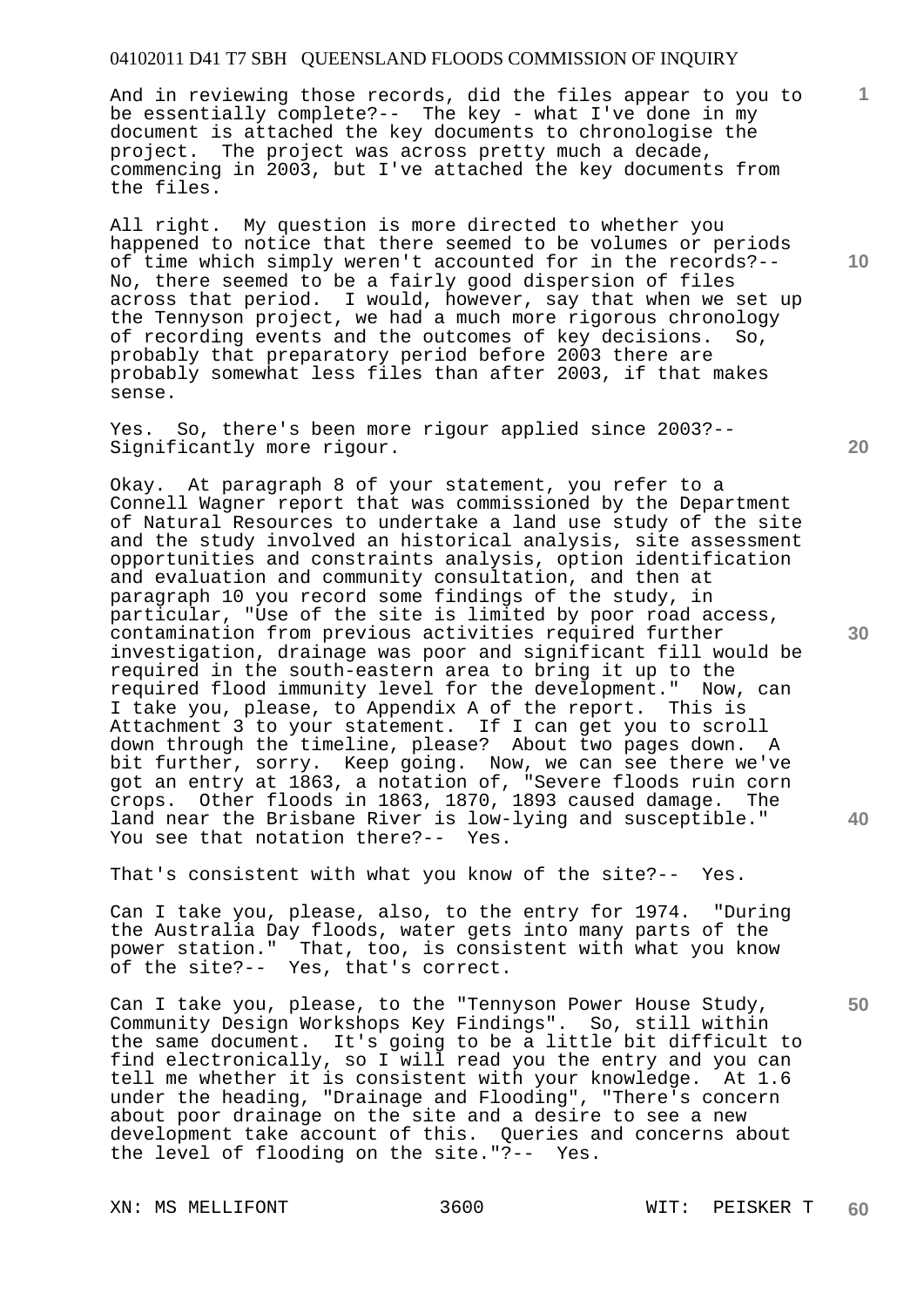And in reviewing those records, did the files appear to you to be essentially complete?-- The key - what I've done in my document is attached the key documents to chronologise the project. The project was across pretty much a decade, commencing in 2003, but I've attached the key documents from the files.

All right. My question is more directed to whether you happened to notice that there seemed to be volumes or periods of time which simply weren't accounted for in the records?-- No, there seemed to be a fairly good dispersion of files across that period. I would, however, say that when we set up the Tennyson project, we had a much more rigorous chronology of recording events and the outcomes of key decisions. So, probably that preparatory period before 2003 there are probably somewhat less files than after 2003, if that makes sense.

Yes. So, there's been more rigour applied since 2003?-- Significantly more rigour.

Okay. At paragraph 8 of your statement, you refer to a Connell Wagner report that was commissioned by the Department of Natural Resources to undertake a land use study of the site and the study involved an historical analysis, site assessment opportunities and constraints analysis, option identification and evaluation and community consultation, and then at paragraph 10 you record some findings of the study, in particular, "Use of the site is limited by poor road access, contamination from previous activities required further investigation, drainage was poor and significant fill would be required in the south-eastern area to bring it up to the required flood immunity level for the development." Now, can I take you, please, to Appendix A of the report. This is Attachment 3 to your statement. If I can get you to scroll down through the timeline, please? About two pages down. A bit further, sorry. Keep going. Now, we can see there we've got an entry at 1863, a notation of, "Severe floods ruin corn crops. Other floods in 1863, 1870, 1893 caused damage. The land near the Brisbane River is low-lying and susceptible." You see that notation there?-- Yes.

That's consistent with what you know of the site?-- Yes.

Can I take you, please, also, to the entry for 1974. "During the Australia Day floods, water gets into many parts of the power station." That, too, is consistent with what you know of the site?-- Yes, that's correct.

Can I take you, please, to the "Tennyson Power House Study, Community Design Workshops Key Findings". So, still within the same document. It's going to be a little bit difficult to find electronically, so I will read you the entry and you can tell me whether it is consistent with your knowledge. At 1.6 under the heading, "Drainage and Flooding", "There's concern about poor drainage on the site and a desire to see a new development take account of this. Queries and concerns about the level of flooding on the site."?-- Yes.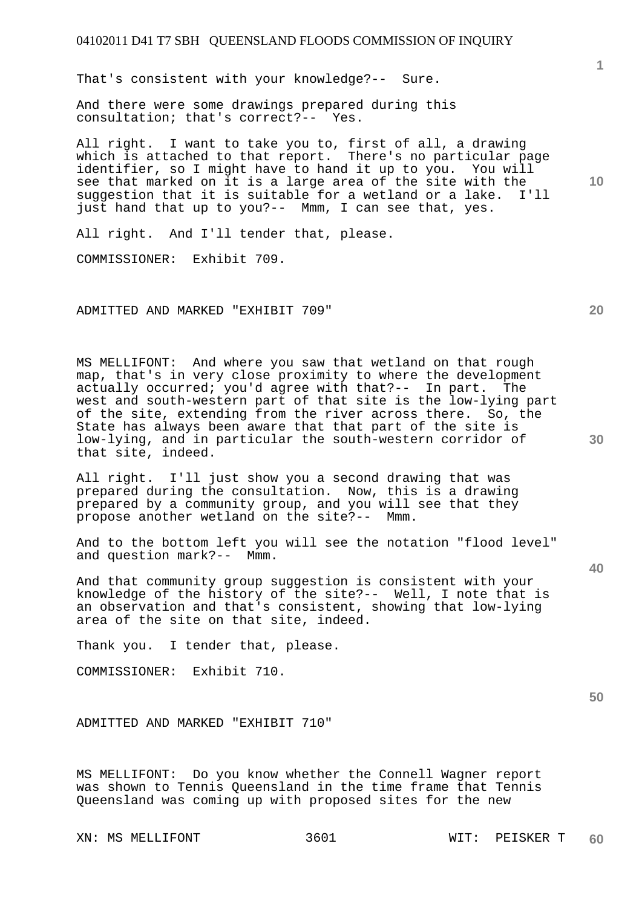That's consistent with your knowledge?-- Sure.

And there were some drawings prepared during this consultation; that's correct?-- Yes.

All right. I want to take you to, first of all, a drawing which is attached to that report. There's no particular page identifier, so I might have to hand it up to you. You will see that marked on it is a large area of the site with the suggestion that it is suitable for a wetland or a lake. I'll just hand that up to you?-- Mmm, I can see that, yes.

All right. And I'll tender that, please.

COMMISSIONER: Exhibit 709.

ADMITTED AND MARKED "EXHIBIT 709"

MS MELLIFONT: And where you saw that wetland on that rough map, that's in very close proximity to where the development actually occurred; you'd agree with that?-- In part. The west and south-western part of that site is the low-lying part of the site, extending from the river across there. So, the State has always been aware that that part of the site is low-lying, and in particular the south-western corridor of that site, indeed.

All right. I'll just show you a second drawing that was prepared during the consultation. Now, this is a drawing prepared by a community group, and you will see that they propose another wetland on the site?-- Mmm.

And to the bottom left you will see the notation "flood level" and question mark?-- Mmm.

And that community group suggestion is consistent with your knowledge of the history of the site?-- Well, I note that is an observation and that's consistent, showing that low-lying area of the site on that site, indeed.

Thank you. I tender that, please.

COMMISSIONER: Exhibit 710.

ADMITTED AND MARKED "EXHIBIT 710"

MS MELLIFONT: Do you know whether the Connell Wagner report was shown to Tennis Queensland in the time frame that Tennis Queensland was coming up with proposed sites for the new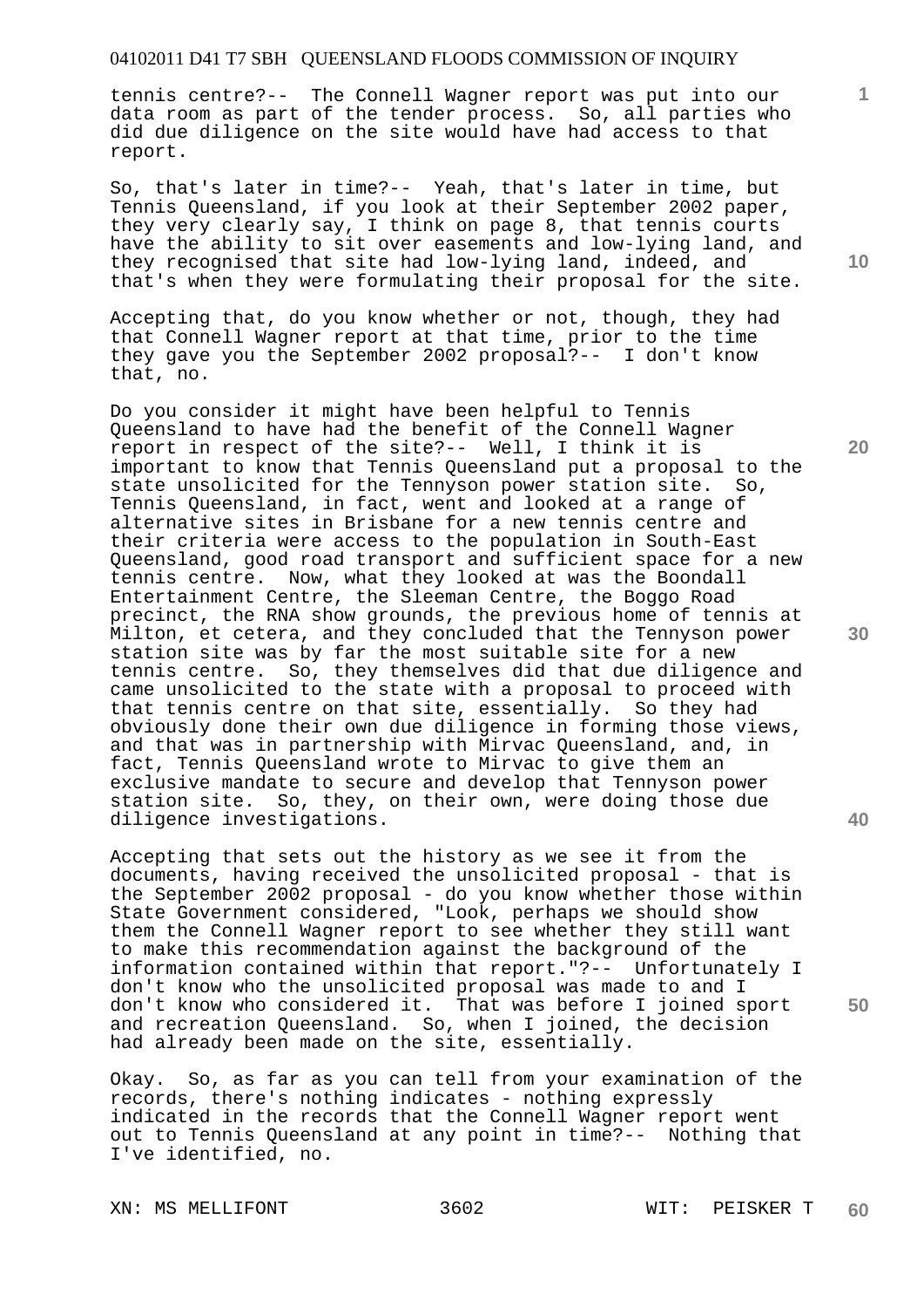tennis centre?-- The Connell Wagner report was put into our data room as part of the tender process. So, all parties who did due diligence on the site would have had access to that report.

So, that's later in time?-- Yeah, that's later in time, but Tennis Queensland, if you look at their September 2002 paper, they very clearly say, I think on page 8, that tennis courts have the ability to sit over easements and low-lying land, and they recognised that site had low-lying land, indeed, and that's when they were formulating their proposal for the site.

Accepting that, do you know whether or not, though, they had that Connell Wagner report at that time, prior to the time they gave you the September 2002 proposal?-- I don't know that, no.

Do you consider it might have been helpful to Tennis Queensland to have had the benefit of the Connell Wagner report in respect of the site?-- Well, I think it is important to know that Tennis Queensland put a proposal to the state unsolicited for the Tennyson power station site. So, Tennis Queensland, in fact, went and looked at a range of alternative sites in Brisbane for a new tennis centre and their criteria were access to the population in South-East Queensland, good road transport and sufficient space for a new tennis centre. Now, what they looked at was the Boondall Entertainment Centre, the Sleeman Centre, the Boggo Road precinct, the RNA show grounds, the previous home of tennis at Milton, et cetera, and they concluded that the Tennyson power station site was by far the most suitable site for a new tennis centre. So, they themselves did that due diligence and came unsolicited to the state with a proposal to proceed with that tennis centre on that site, essentially. So they had obviously done their own due diligence in forming those views, and that was in partnership with Mirvac Queensland, and, in fact, Tennis Queensland wrote to Mirvac to give them an exclusive mandate to secure and develop that Tennyson power station site. So, they, on their own, were doing those due diligence investigations.

Accepting that sets out the history as we see it from the documents, having received the unsolicited proposal - that is the September 2002 proposal - do you know whether those within State Government considered, "Look, perhaps we should show them the Connell Wagner report to see whether they still want to make this recommendation against the background of the information contained within that report."?-- Unfortunately I don't know who the unsolicited proposal was made to and I don't know who considered it. That was before I joined sport and recreation Queensland. So, when I joined, the decision had already been made on the site, essentially.

Okay. So, as far as you can tell from your examination of the records, there's nothing indicates - nothing expressly indicated in the records that the Connell Wagner report went out to Tennis Queensland at any point in time?-- Nothing that I've identified, no.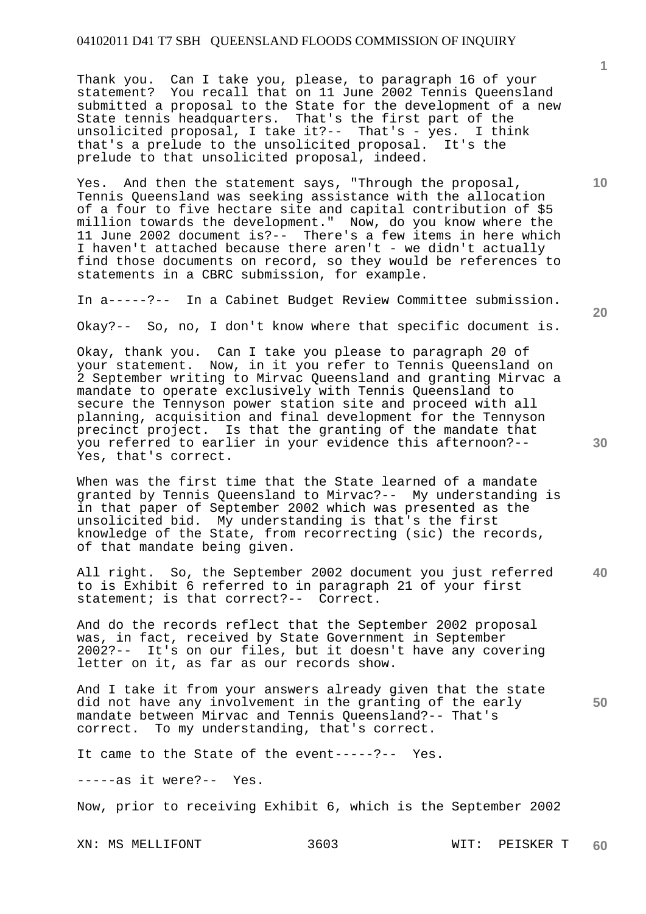Thank you. Can I take you, please, to paragraph 16 of your statement? You recall that on 11 June 2002 Tennis Queensland submitted a proposal to the State for the development of a new State tennis headquarters. That's the first part of the unsolicited proposal, I take it?-- That's - yes. I think that's a prelude to the unsolicited proposal. It's the prelude to that unsolicited proposal, indeed.

Yes. And then the statement says, "Through the proposal, Tennis Queensland was seeking assistance with the allocation of a four to five hectare site and capital contribution of $5 million towards the development." Now, do you know where the 11 June 2002 document is?-- There's a few items in here which I haven't attached because there aren't - we didn't actually find those documents on record, so they would be references to statements in a CBRC submission, for example.

In a-----?-- In a Cabinet Budget Review Committee submission.

Okay?-- So, no, I don't know where that specific document is.

Okay, thank you. Can I take you please to paragraph 20 of your statement. Now, in it you refer to Tennis Queensland on 2 September writing to Mirvac Queensland and granting Mirvac a mandate to operate exclusively with Tennis Queensland to secure the Tennyson power station site and proceed with all planning, acquisition and final development for the Tennyson precinct project. Is that the granting of the mandate that you referred to earlier in your evidence this afternoon?-- Yes, that's correct.

When was the first time that the State learned of a mandate granted by Tennis Queensland to Mirvac?-- My understanding is in that paper of September 2002 which was presented as the unsolicited bid. My understanding is that's the first knowledge of the State, from recorrecting (sic) the records, of that mandate being given.

All right. So, the September 2002 document you just referred to is Exhibit 6 referred to in paragraph 21 of your first statement; is that correct?-- Correct.

And do the records reflect that the September 2002 proposal was, in fact, received by State Government in September 2002?-- It's on our files, but it doesn't have any covering letter on it, as far as our records show.

And I take it from your answers already given that the state did not have any involvement in the granting of the early mandate between Mirvac and Tennis Queensland?-- That's correct. To my understanding, that's correct.

It came to the State of the event-----?-- Yes.

-----as it were?-- Yes.

Now, prior to receiving Exhibit 6, which is the September 2002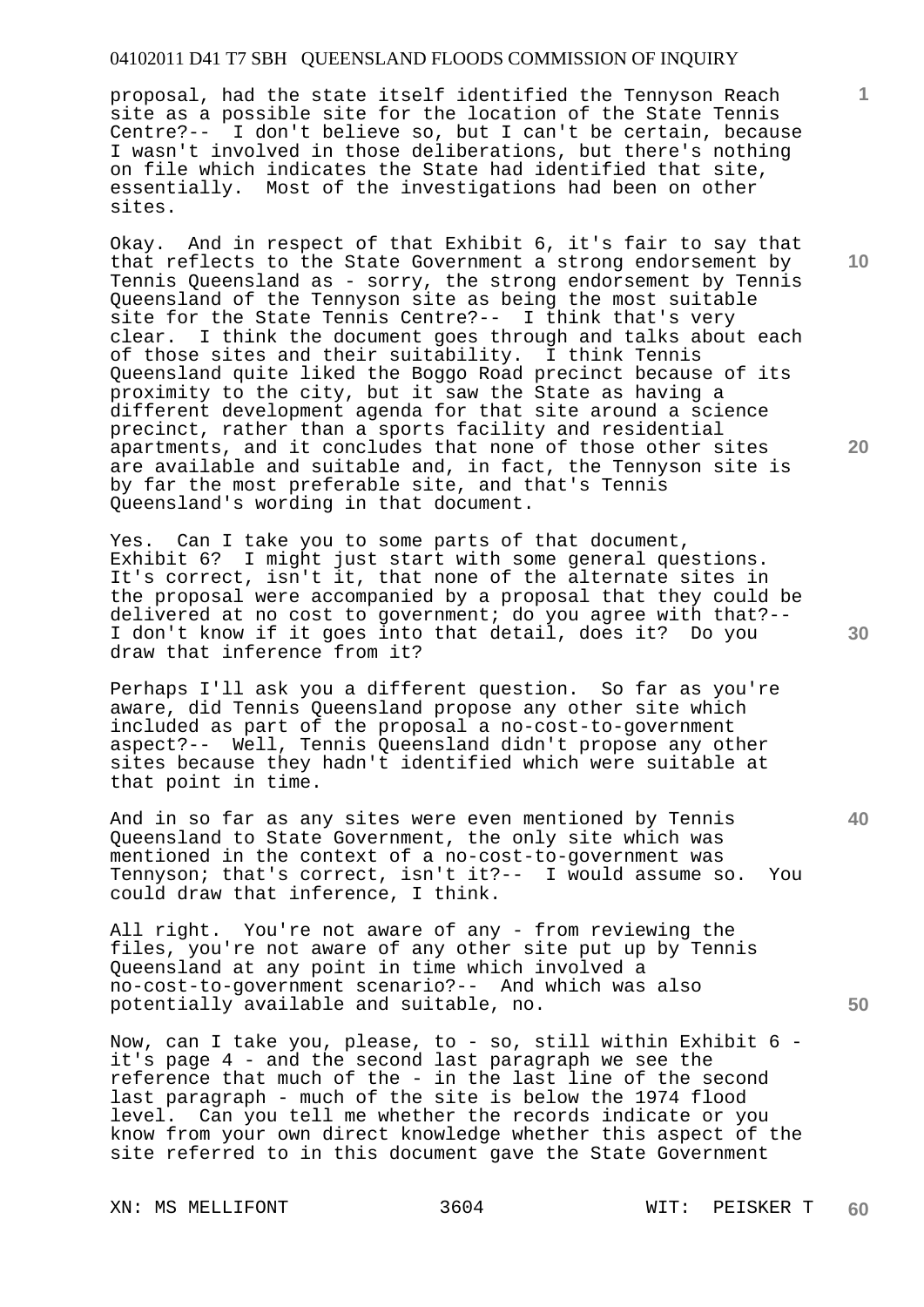proposal, had the state itself identified the Tennyson Reach site as a possible site for the location of the State Tennis Centre?-- I don't believe so, but I can't be certain, because I wasn't involved in those deliberations, but there's nothing on file which indicates the State had identified that site, essentially. Most of the investigations had been on other sites.

Okay. And in respect of that Exhibit 6, it's fair to say that that reflects to the State Government a strong endorsement by Tennis Queensland as - sorry, the strong endorsement by Tennis Queensland of the Tennyson site as being the most suitable site for the State Tennis Centre?-- I think that's very clear. I think the document goes through and talks about each of those sites and their suitability. I think Tennis Queensland quite liked the Boggo Road precinct because of its proximity to the city, but it saw the State as having a different development agenda for that site around a science precinct, rather than a sports facility and residential apartments, and it concludes that none of those other sites are available and suitable and, in fact, the Tennyson site is by far the most preferable site, and that's Tennis Queensland's wording in that document.

Yes. Can I take you to some parts of that document, Exhibit 6? I might just start with some general questions. It's correct, isn't it, that none of the alternate sites in the proposal were accompanied by a proposal that they could be delivered at no cost to government; do you agree with that?-- I don't know if it goes into that detail, does it? Do you draw that inference from it?

Perhaps I'll ask you a different question. So far as you're aware, did Tennis Queensland propose any other site which included as part of the proposal a no-cost-to-government aspect?-- Well, Tennis Queensland didn't propose any other sites because they hadn't identified which were suitable at that point in time.

And in so far as any sites were even mentioned by Tennis Queensland to State Government, the only site which was mentioned in the context of a no-cost-to-government was Tennyson; that's correct, isn't it?-- I would assume so. You could draw that inference, I think.

All right. You're not aware of any - from reviewing the files, you're not aware of any other site put up by Tennis Queensland at any point in time which involved a no-cost-to-government scenario?-- And which was also potentially available and suitable, no.

Now, can I take you, please, to - so, still within Exhibit 6 - it's page 4 - and the second last paragraph we see the reference that much of the - in the last line of the second last paragraph - much of the site is below the 1974 flood level. Can you tell me whether the records indicate or you know from your own direct knowledge whether this aspect of the site referred to in this document gave the State Government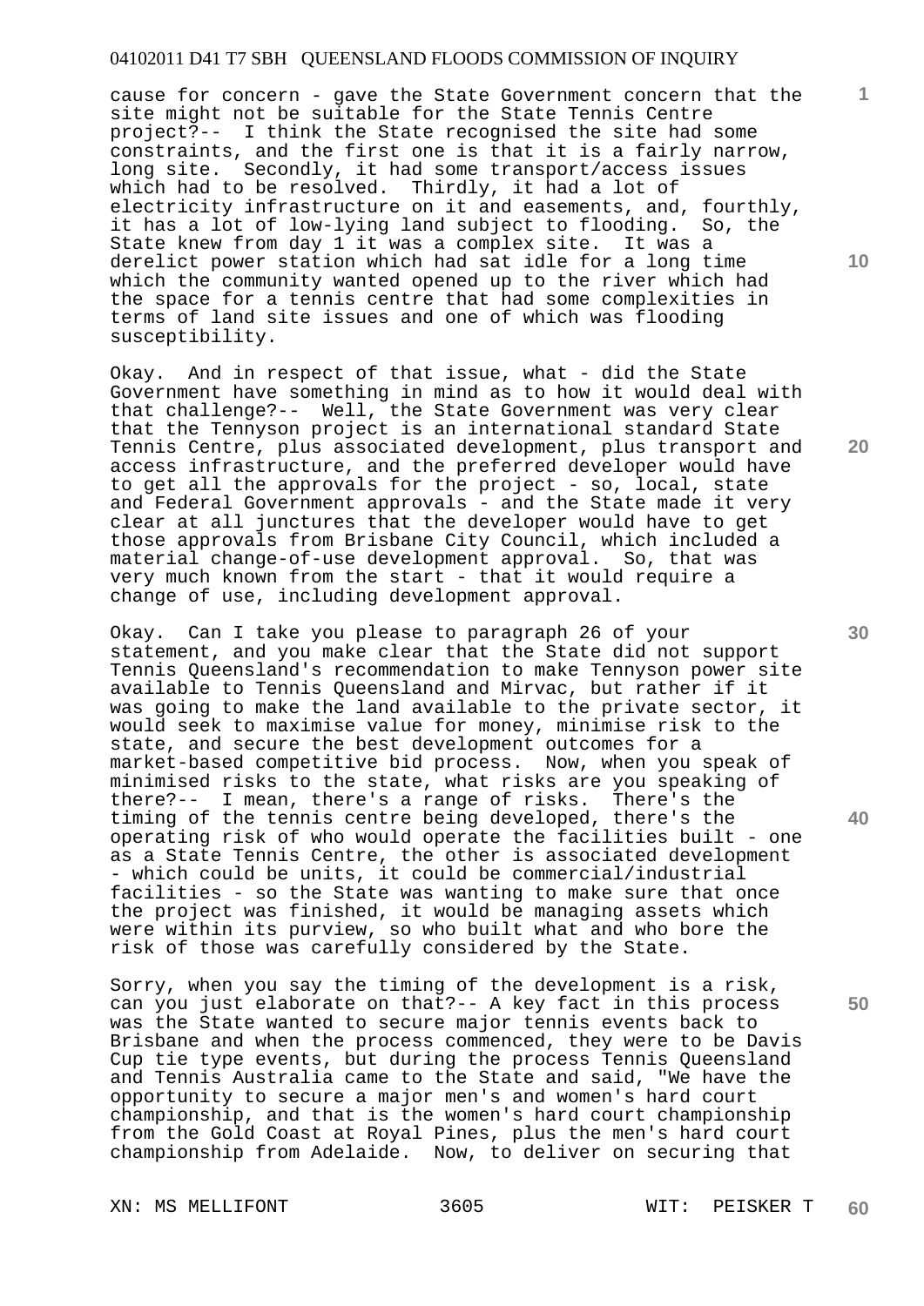cause for concern - gave the State Government concern that the site might not be suitable for the State Tennis Centre project?-- I think the State recognised the site had some constraints, and the first one is that it is a fairly narrow, long site. Secondly, it had some transport/access issues which had to be resolved. Thirdly, it had a lot of electricity infrastructure on it and easements, and, fourthly, it has a lot of low-lying land subject to flooding. So, the State knew from day 1 it was a complex site. It was a derelict power station which had sat idle for a long time which the community wanted opened up to the river which had the space for a tennis centre that had some complexities in terms of land site issues and one of which was flooding susceptibility.

Okay. And in respect of that issue, what - did the State Government have something in mind as to how it would deal with that challenge?-- Well, the State Government was very clear that the Tennyson project is an international standard State Tennis Centre, plus associated development, plus transport and access infrastructure, and the preferred developer would have to get all the approvals for the project - so, local, state and Federal Government approvals - and the State made it very clear at all junctures that the developer would have to get those approvals from Brisbane City Council, which included a material change-of-use development approval. So, that was very much known from the start - that it would require a change of use, including development approval.

Okay. Can I take you please to paragraph 26 of your statement, and you make clear that the State did not support Tennis Queensland's recommendation to make Tennyson power site available to Tennis Queensland and Mirvac, but rather if it was going to make the land available to the private sector, it would seek to maximise value for money, minimise risk to the state, and secure the best development outcomes for a market-based competitive bid process. Now, when you speak of minimised risks to the state, what risks are you speaking of there?-- I mean, there's a range of risks. There's the timing of the tennis centre being developed, there's the operating risk of who would operate the facilities built - one as a State Tennis Centre, the other is associated development - which could be units, it could be commercial/industrial facilities - so the State was wanting to make sure that once the project was finished, it would be managing assets which were within its purview, so who built what and who bore the risk of those was carefully considered by the State.

Sorry, when you say the timing of the development is a risk, can you just elaborate on that?-- A key fact in this process was the State wanted to secure major tennis events back to Brisbane and when the process commenced, they were to be Davis Cup tie type events, but during the process Tennis Queensland and Tennis Australia came to the State and said, "We have the opportunity to secure a major men's and women's hard court championship, and that is the women's hard court championship from the Gold Coast at Royal Pines, plus the men's hard court championship from Adelaide. Now, to deliver on securing that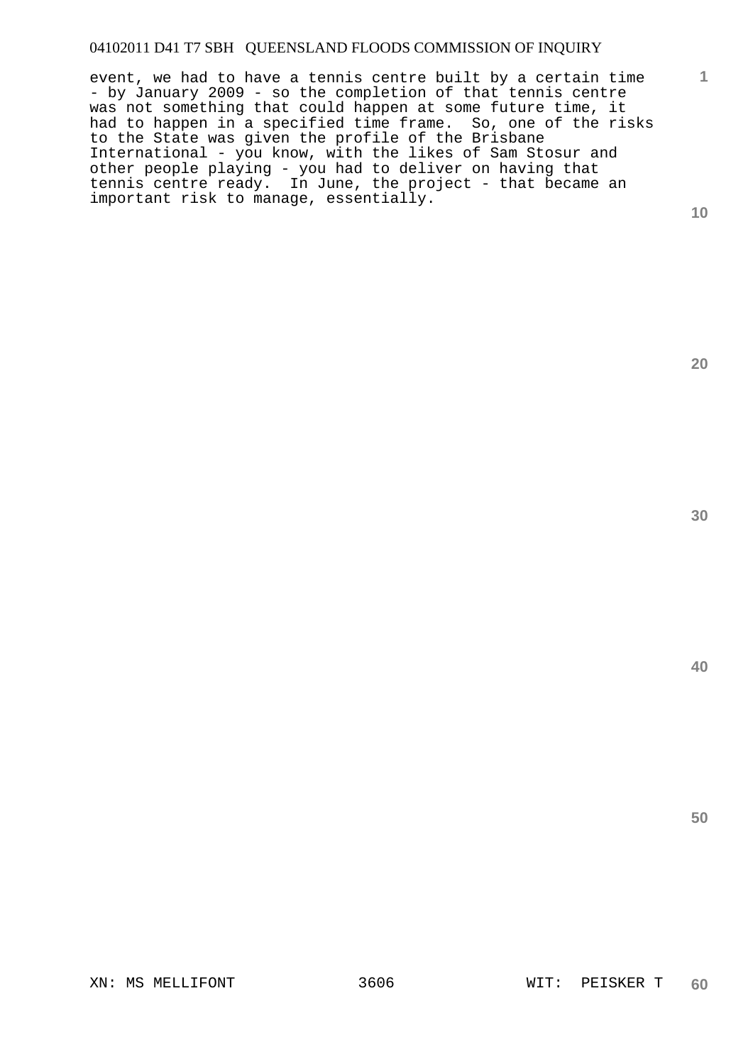event, we had to have a tennis centre built by a certain time - by January 2009 - so the completion of that tennis centre was not something that could happen at some future time, it had to happen in a specified time frame. So, one of the risks to the State was given the profile of the Brisbane International - you know, with the likes of Sam Stosur and other people playing - you had to deliver on having that tennis centre ready. In June, the project - that became an important risk to manage, essentially.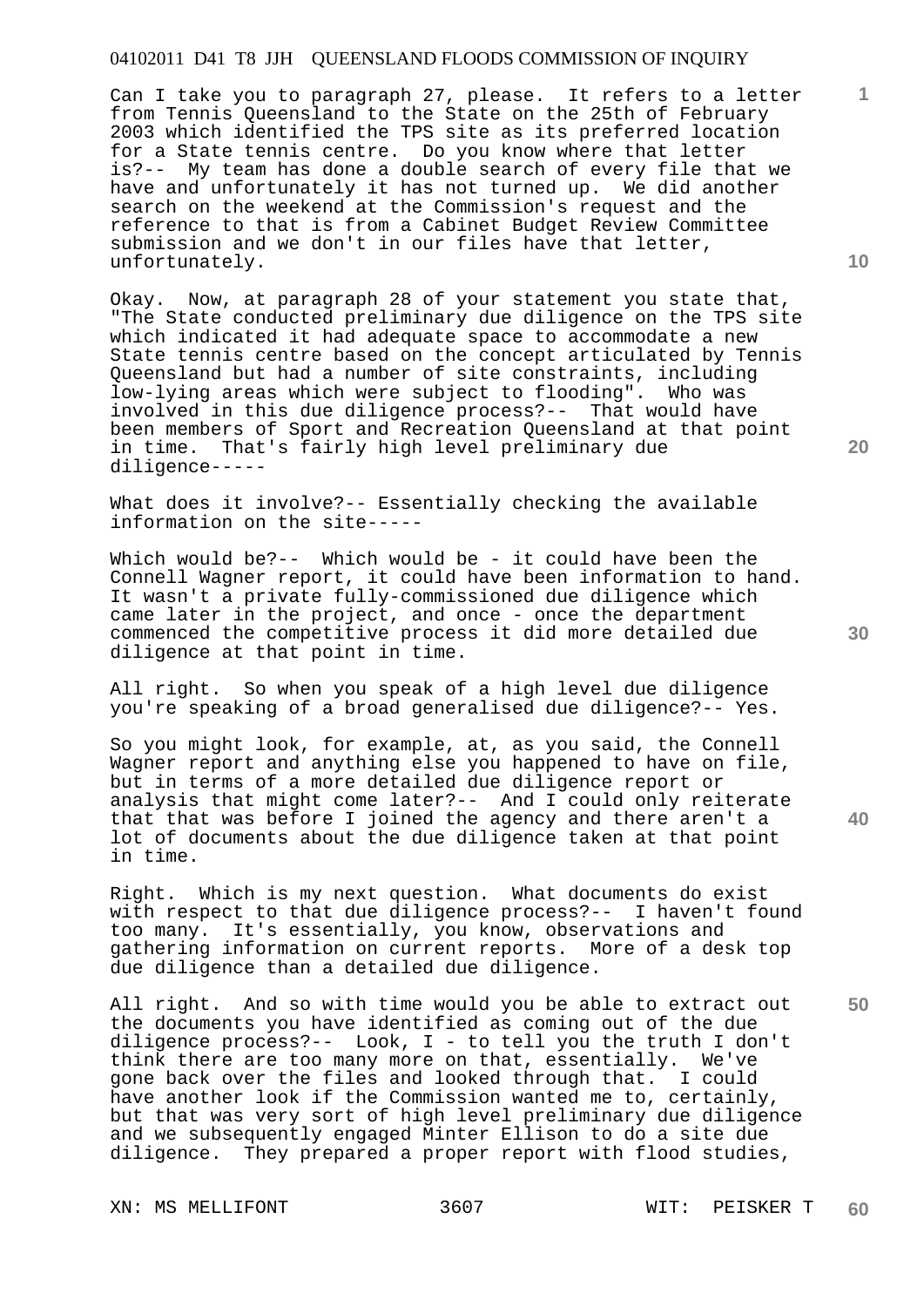Can I take you to paragraph 27, please. It refers to a letter from Tennis Queensland to the State on the 25th of February 2003 which identified the TPS site as its preferred location for a State tennis centre. Do you know where that letter is?-- My team has done a double search of every file that we have and unfortunately it has not turned up. We did another search on the weekend at the Commission's request and the reference to that is from a Cabinet Budget Review Committee submission and we don't in our files have that letter, unfortunately.

Okay. Now, at paragraph 28 of your statement you state that, "The State conducted preliminary due diligence on the TPS site which indicated it had adequate space to accommodate a new State tennis centre based on the concept articulated by Tennis Queensland but had a number of site constraints, including low-lying areas which were subject to flooding". Who was involved in this due diligence process?-- That would have been members of Sport and Recreation Queensland at that point in time. That's fairly high level preliminary due diligence-----

What does it involve?-- Essentially checking the available information on the site-----

Which would be?-- Which would be - it could have been the Connell Wagner report, it could have been information to hand. It wasn't a private fully-commissioned due diligence which came later in the project, and once - once the department commenced the competitive process it did more detailed due diligence at that point in time.

All right. So when you speak of a high level due diligence you're speaking of a broad generalised due diligence?-- Yes.

So you might look, for example, at, as you said, the Connell Wagner report and anything else you happened to have on file, but in terms of a more detailed due diligence report or analysis that might come later?-- And I could only reiterate that that was before I joined the agency and there aren't a lot of documents about the due diligence taken at that point in time.

Right. Which is my next question. What documents do exist with respect to that due diligence process?-- I haven't found too many. It's essentially, you know, observations and gathering information on current reports. More of a desk top due diligence than a detailed due diligence.

All right. And so with time would you be able to extract out the documents you have identified as coming out of the due diligence process?-- Look, I - to tell you the truth I don't think there are too many more on that, essentially. We've gone back over the files and looked through that. I could have another look if the Commission wanted me to, certainly, but that was very sort of high level preliminary due diligence and we subsequently engaged Minter Ellison to do a site due diligence. They prepared a proper report with flood studies,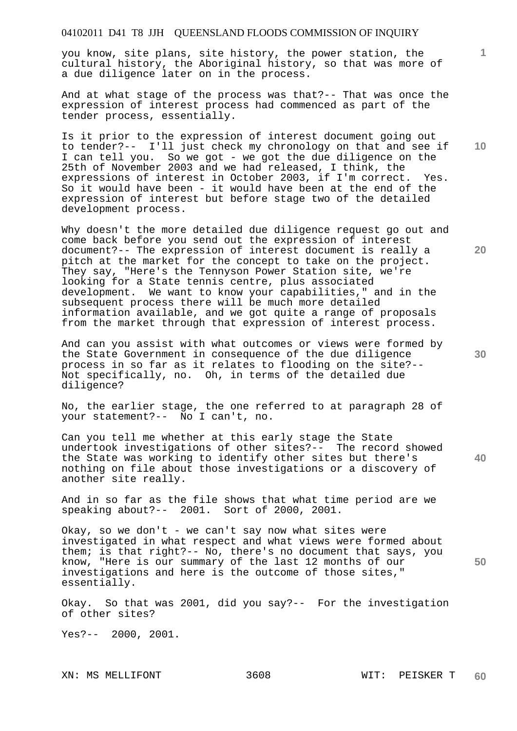you know, site plans, site history, the power station, the cultural history, the Aboriginal history, so that was more of a due diligence later on in the process.

And at what stage of the process was that?-- That was once the expression of interest process had commenced as part of the tender process, essentially.

Is it prior to the expression of interest document going out to tender?-- I'll just check my chronology on that and see if I can tell you. So we got - we got the due diligence on the 25th of November 2003 and we had released, I think, the expressions of interest in October 2003, if I'm correct. Yes. So it would have been - it would have been at the end of the expression of interest but before stage two of the detailed development process.

Why doesn't the more detailed due diligence request go out and come back before you send out the expression of interest document?-- The expression of interest document is really a pitch at the market for the concept to take on the project. They say, "Here's the Tennyson Power Station site, we're looking for a State tennis centre, plus associated development. We want to know your capabilities," and in the subsequent process there will be much more detailed information available, and we got quite a range of proposals from the market through that expression of interest process.

And can you assist with what outcomes or views were formed by the State Government in consequence of the due diligence process in so far as it relates to flooding on the site?-- Not specifically, no. Oh, in terms of the detailed due diligence?

No, the earlier stage, the one referred to at paragraph 28 of your statement?-- No I can't, no.

Can you tell me whether at this early stage the State undertook investigations of other sites?-- The record showed the State was working to identify other sites but there's nothing on file about those investigations or a discovery of another site really.

And in so far as the file shows that what time period are we speaking about?-- 2001. Sort of 2000, 2001.

Okay, so we don't - we can't say now what sites were investigated in what respect and what views were formed about them; is that right?-- No, there's no document that says, you know, "Here is our summary of the last 12 months of our investigations and here is the outcome of those sites," essentially.

Okay. So that was 2001, did you say?-- For the investigation of other sites?

Yes?-- 2000, 2001.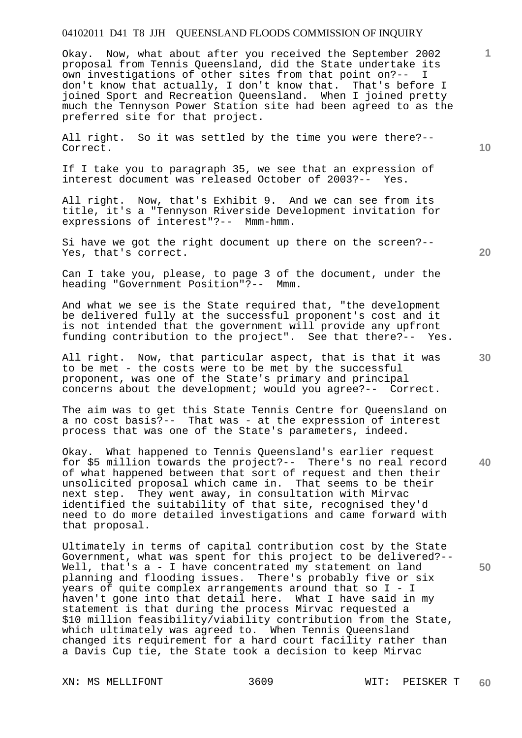Okay. Now, what about after you received the September 2002 proposal from Tennis Queensland, did the State undertake its own investigations of other sites from that point on?-- I don't know that actually, I don't know that. That's before I joined Sport and Recreation Queensland. When I joined pretty much the Tennyson Power Station site had been agreed to as the preferred site for that project.

All right. So it was settled by the time you were there?-- Correct.

If I take you to paragraph 35, we see that an expression of interest document was released October of 2003?-- Yes.

All right. Now, that's Exhibit 9. And we can see from its title, it's a "Tennyson Riverside Development invitation for expressions of interest"?-- Mmm-hmm.

Si have we got the right document up there on the screen?-- Yes, that's correct.

Can I take you, please, to page 3 of the document, under the heading "Government Position"?-- Mmm.

And what we see is the State required that, "the development be delivered fully at the successful proponent's cost and it is not intended that the government will provide any upfront funding contribution to the project". See that there?-- Yes.

All right. Now, that particular aspect, that is that it was to be met - the costs were to be met by the successful proponent, was one of the State's primary and principal concerns about the development; would you agree?-- Correct.

The aim was to get this State Tennis Centre for Queensland on a no cost basis?-- That was - at the expression of interest process that was one of the State's parameters, indeed.

Okay. What happened to Tennis Queensland's earlier request for $5 million towards the project?-- There's no real record of what happened between that sort of request and then their unsolicited proposal which came in. That seems to be their next step. They went away, in consultation with Mirvac identified the suitability of that site, recognised they'd need to do more detailed investigations and came forward with that proposal.

Ultimately in terms of capital contribution cost by the State Government, what was spent for this project to be delivered?-- Well, that's a - I have concentrated my statement on land planning and flooding issues. There's probably five or six years of quite complex arrangements around that so I - I haven't gone into that detail here. What I have said in my statement is that during the process Mirvac requested a $10 million feasibility/viability contribution from the State, which ultimately was agreed to. When Tennis Queensland changed its requirement for a hard court facility rather than a Davis Cup tie, the State took a decision to keep Mirvac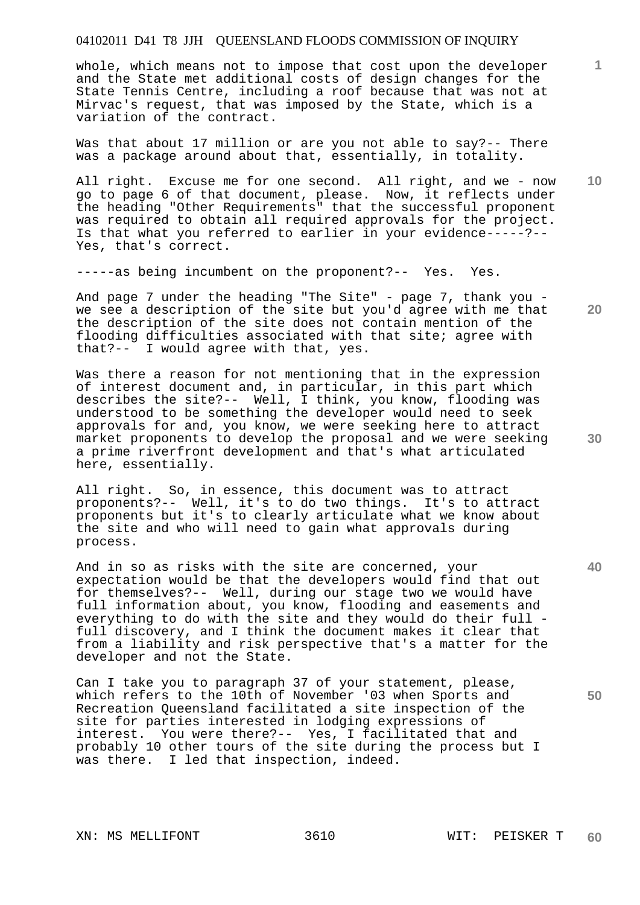whole, which means not to impose that cost upon the developer and the State met additional costs of design changes for the State Tennis Centre, including a roof because that was not at Mirvac's request, that was imposed by the State, which is a variation of the contract.

Was that about 17 million or are you not able to say?-- There was a package around about that, essentially, in totality.

All right. Excuse me for one second. All right, and we - now go to page 6 of that document, please. Now, it reflects under the heading "Other Requirements" that the successful proponent was required to obtain all required approvals for the project. Is that what you referred to earlier in your evidence-----?-- Yes, that's correct.

-----as being incumbent on the proponent?-- Yes. Yes.

And page 7 under the heading "The Site" - page 7, thank you - we see a description of the site but you'd agree with me that the description of the site does not contain mention of the flooding difficulties associated with that site; agree with that?-- I would agree with that, yes.

Was there a reason for not mentioning that in the expression of interest document and, in particular, in this part which describes the site?-- Well, I think, you know, flooding was understood to be something the developer would need to seek approvals for and, you know, we were seeking here to attract market proponents to develop the proposal and we were seeking a prime riverfront development and that's what articulated here, essentially.

All right. So, in essence, this document was to attract proponents?-- Well, it's to do two things. It's to attract proponents but it's to clearly articulate what we know about the site and who will need to gain what approvals during process.

And in so as risks with the site are concerned, your expectation would be that the developers would find that out for themselves?-- Well, during our stage two we would have full information about, you know, flooding and easements and everything to do with the site and they would do their full - full discovery, and I think the document makes it clear that from a liability and risk perspective that's a matter for the developer and not the State.

Can I take you to paragraph 37 of your statement, please, which refers to the 10th of November '03 when Sports and Recreation Queensland facilitated a site inspection of the site for parties interested in lodging expressions of interest. You were there?-- Yes, I facilitated that and probably 10 other tours of the site during the process but I was there. I led that inspection, indeed.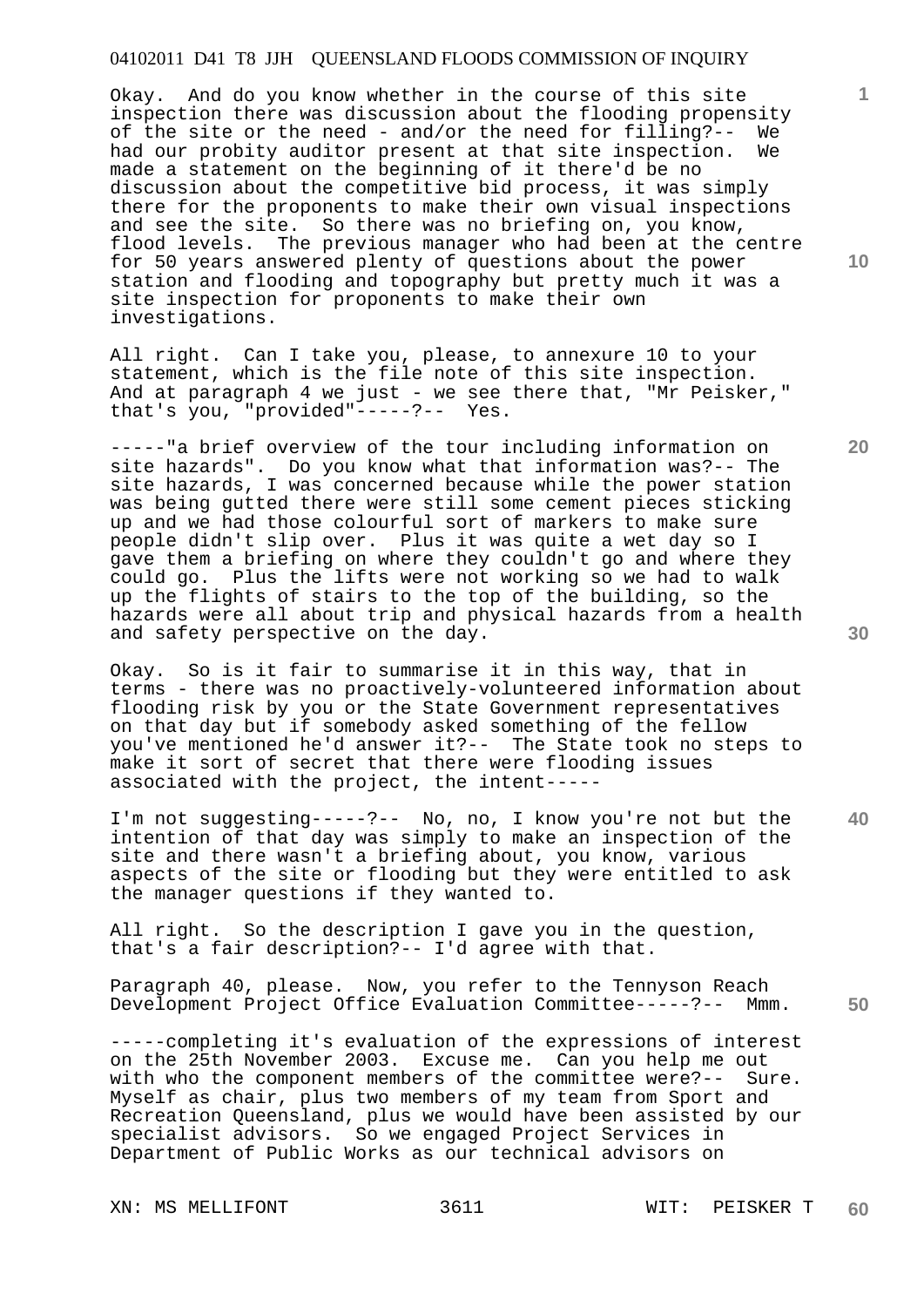Okay. And do you know whether in the course of this site inspection there was discussion about the flooding propensity of the site or the need - and/or the need for filling?-- We had our probity auditor present at that site inspection. We made a statement on the beginning of it there'd be no discussion about the competitive bid process, it was simply there for the proponents to make their own visual inspections and see the site. So there was no briefing on, you know, flood levels. The previous manager who had been at the centre for 50 years answered plenty of questions about the power station and flooding and topography but pretty much it was a site inspection for proponents to make their own investigations.

All right. Can I take you, please, to annexure 10 to your statement, which is the file note of this site inspection. And at paragraph 4 we just - we see there that, "Mr Peisker," that's you, "provided"-----?-- Yes.

-----"a brief overview of the tour including information on site hazards". Do you know what that information was?-- The site hazards, I was concerned because while the power station was being gutted there were still some cement pieces sticking up and we had those colourful sort of markers to make sure people didn't slip over. Plus it was quite a wet day so I gave them a briefing on where they couldn't go and where they could go. Plus the lifts were not working so we had to walk up the flights of stairs to the top of the building, so the hazards were all about trip and physical hazards from a health and safety perspective on the day.

Okay. So is it fair to summarise it in this way, that in terms - there was no proactively-volunteered information about flooding risk by you or the State Government representatives on that day but if somebody asked something of the fellow you've mentioned he'd answer it?-- The State took no steps to make it sort of secret that there were flooding issues associated with the project, the intent-----

I'm not suggesting-----?-- No, no, I know you're not but the intention of that day was simply to make an inspection of the site and there wasn't a briefing about, you know, various aspects of the site or flooding but they were entitled to ask the manager questions if they wanted to.

All right. So the description I gave you in the question, that's a fair description?-- I'd agree with that.

Paragraph 40, please. Now, you refer to the Tennyson Reach Development Project Office Evaluation Committee-----?-- Mmm.

-----completing it's evaluation of the expressions of interest on the 25th November 2003. Excuse me. Can you help me out with who the component members of the committee were?-- Sure. Myself as chair, plus two members of my team from Sport and Recreation Queensland, plus we would have been assisted by our specialist advisors. So we engaged Project Services in Department of Public Works as our technical advisors on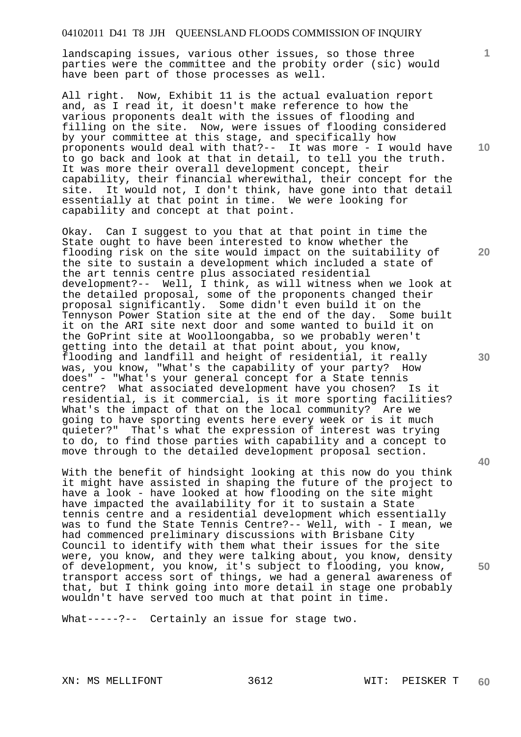landscaping issues, various other issues, so those three parties were the committee and the probity order (sic) would have been part of those processes as well.

All right. Now, Exhibit 11 is the actual evaluation report and, as I read it, it doesn't make reference to how the various proponents dealt with the issues of flooding and filling on the site. Now, were issues of flooding considered by your committee at this stage, and specifically how proponents would deal with that?-- It was more - I would have to go back and look at that in detail, to tell you the truth. It was more their overall development concept, their capability, their financial wherewithal, their concept for the site. It would not, I don't think, have gone into that detail essentially at that point in time. We were looking for capability and concept at that point.

Okay. Can I suggest to you that at that point in time the State ought to have been interested to know whether the flooding risk on the site would impact on the suitability of the site to sustain a development which included a state of the art tennis centre plus associated residential development?-- Well, I think, as will witness when we look at the detailed proposal, some of the proponents changed their proposal significantly. Some didn't even build it on the Tennyson Power Station site at the end of the day. Some built it on the ARI site next door and some wanted to build it on the GoPrint site at Woolloongabba, so we probably weren't getting into the detail at that point about, you know, flooding and landfill and height of residential, it really was, you know, "What's the capability of your party? How does" - "What's your general concept for a State tennis centre? What associated development have you chosen? Is it residential, is it commercial, is it more sporting facilities? What's the impact of that on the local community? Are we going to have sporting events here every week or is it much quieter?" That's what the expression of interest was trying to do, to find those parties with capability and a concept to move through to the detailed development proposal section.

With the benefit of hindsight looking at this now do you think it might have assisted in shaping the future of the project to have a look - have looked at how flooding on the site might have impacted the availability for it to sustain a State tennis centre and a residential development which essentially was to fund the State Tennis Centre?-- Well, with - I mean, we had commenced preliminary discussions with Brisbane City Council to identify with them what their issues for the site were, you know, and they were talking about, you know, density of development, you know, it's subject to flooding, you know, transport access sort of things, we had a general awareness of that, but I think going into more detail in stage one probably wouldn't have served too much at that point in time.

What-----?-- Certainly an issue for stage two.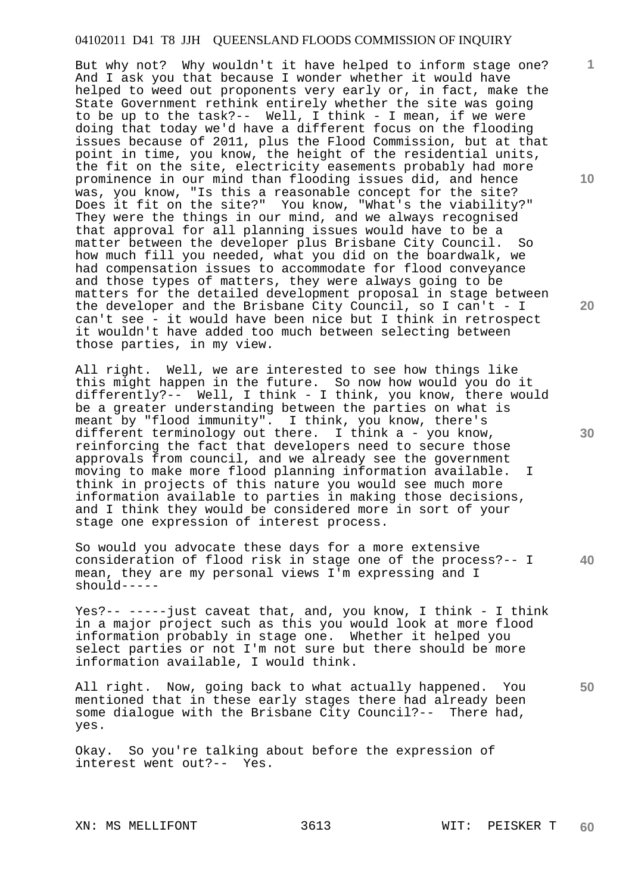But why not? Why wouldn't it have helped to inform stage one? And I ask you that because I wonder whether it would have helped to weed out proponents very early or, in fact, make the State Government rethink entirely whether the site was going to be up to the task?-- Well, I think - I mean, if we were doing that today we'd have a different focus on the flooding issues because of 2011, plus the Flood Commission, but at that point in time, you know, the height of the residential units, the fit on the site, electricity easements probably had more prominence in our mind than flooding issues did, and hence was, you know, "Is this a reasonable concept for the site? Does it fit on the site?" You know, "What's the viability?" They were the things in our mind, and we always recognised that approval for all planning issues would have to be a matter between the developer plus Brisbane City Council. So how much fill you needed, what you did on the boardwalk, we had compensation issues to accommodate for flood conveyance and those types of matters, they were always going to be matters for the detailed development proposal in stage between the developer and the Brisbane City Council, so I can't - I can't see - it would have been nice but I think in retrospect it wouldn't have added too much between selecting between those parties, in my view.

All right. Well, we are interested to see how things like this might happen in the future. So now how would you do it differently?-- Well, I think - I think, you know, there would be a greater understanding between the parties on what is meant by "flood immunity". I think, you know, there's different terminology out there. I think a - you know, reinforcing the fact that developers need to secure those approvals from council, and we already see the government moving to make more flood planning information available. I think in projects of this nature you would see much more information available to parties in making those decisions, and I think they would be considered more in sort of your stage one expression of interest process.

So would you advocate these days for a more extensive consideration of flood risk in stage one of the process?-- I mean, they are my personal views I'm expressing and I should-----

Yes?-- -----just caveat that, and, you know, I think - I think in a major project such as this you would look at more flood information probably in stage one. Whether it helped you select parties or not I'm not sure but there should be more information available, I would think.

All right. Now, going back to what actually happened. You mentioned that in these early stages there had already been some dialogue with the Brisbane City Council?-- There had, yes.

Okay. So you're talking about before the expression of interest went out?-- Yes.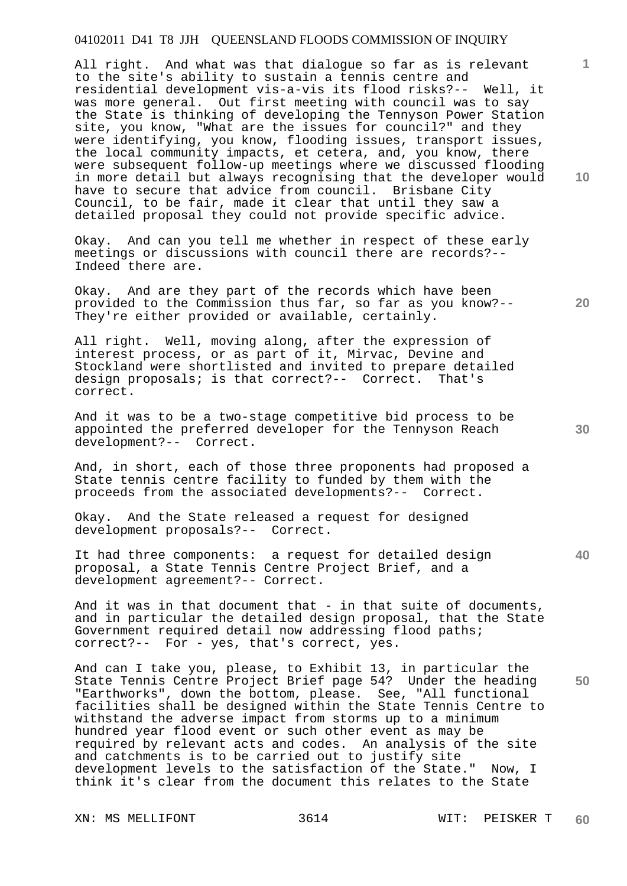All right. And what was that dialogue so far as is relevant to the site's ability to sustain a tennis centre and residential development vis-a-vis its flood risks?-- Well, it was more general. Out first meeting with council was to say the State is thinking of developing the Tennyson Power Station site, you know, "What are the issues for council?" and they were identifying, you know, flooding issues, transport issues, the local community impacts, et cetera, and, you know, there were subsequent follow-up meetings where we discussed flooding in more detail but always recognising that the developer would have to secure that advice from council. Brisbane City Council, to be fair, made it clear that until they saw a detailed proposal they could not provide specific advice.

Okay. And can you tell me whether in respect of these early meetings or discussions with council there are records?-- Indeed there are.

Okay. And are they part of the records which have been provided to the Commission thus far, so far as you know?-- They're either provided or available, certainly.

All right. Well, moving along, after the expression of interest process, or as part of it, Mirvac, Devine and Stockland were shortlisted and invited to prepare detailed design proposals; is that correct?-- Correct. That's correct.

And it was to be a two-stage competitive bid process to be appointed the preferred developer for the Tennyson Reach development?-- Correct.

And, in short, each of those three proponents had proposed a State tennis centre facility to funded by them with the proceeds from the associated developments?-- Correct.

Okay. And the State released a request for designed development proposals?-- Correct.

It had three components: a request for detailed design proposal, a State Tennis Centre Project Brief, and a development agreement?-- Correct.

And it was in that document that - in that suite of documents, and in particular the detailed design proposal, that the State Government required detail now addressing flood paths; correct?-- For - yes, that's correct, yes.

And can I take you, please, to Exhibit 13, in particular the State Tennis Centre Project Brief page 54? Under the heading "Earthworks", down the bottom, please. See, "All functional facilities shall be designed within the State Tennis Centre to withstand the adverse impact from storms up to a minimum hundred year flood event or such other event as may be required by relevant acts and codes. An analysis of the site and catchments is to be carried out to justify site development levels to the satisfaction of the State." Now, I think it's clear from the document this relates to the State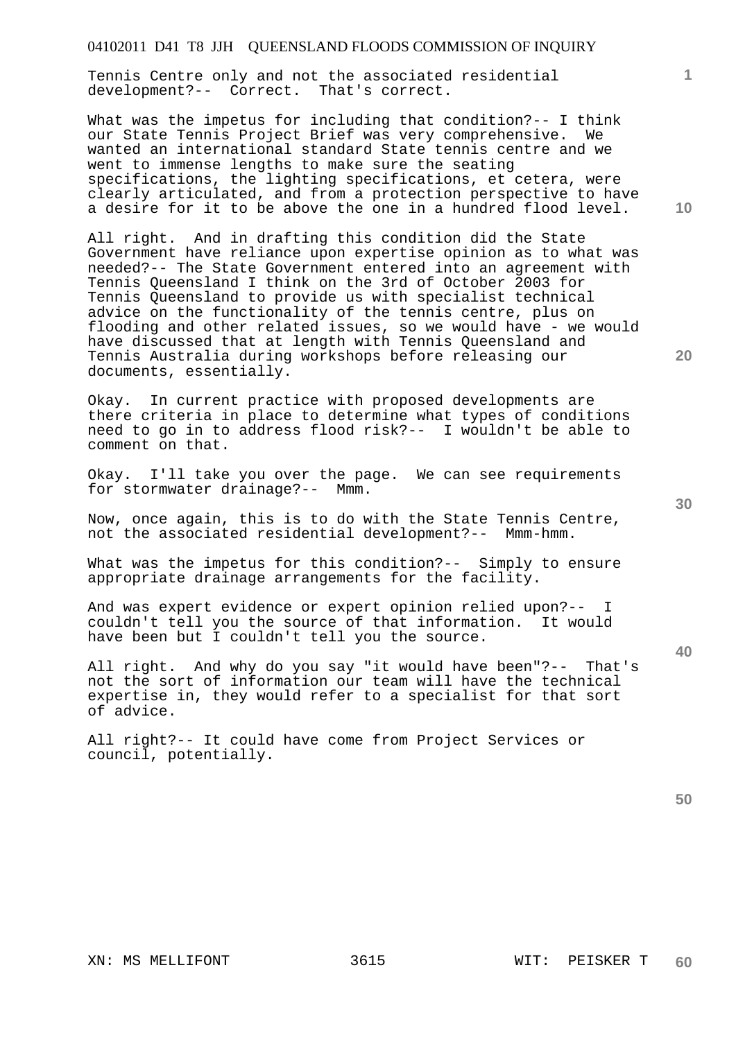Tennis Centre only and not the associated residential development?-- Correct. That's correct.

What was the impetus for including that condition?-- I think our State Tennis Project Brief was very comprehensive. We wanted an international standard State tennis centre and we went to immense lengths to make sure the seating specifications, the lighting specifications, et cetera, were clearly articulated, and from a protection perspective to have a desire for it to be above the one in a hundred flood level.

All right. And in drafting this condition did the State Government have reliance upon expertise opinion as to what was needed?-- The State Government entered into an agreement with Tennis Queensland I think on the 3rd of October 2003 for Tennis Queensland to provide us with specialist technical advice on the functionality of the tennis centre, plus on flooding and other related issues, so we would have - we would have discussed that at length with Tennis Queensland and Tennis Australia during workshops before releasing our documents, essentially.

Okay. In current practice with proposed developments are there criteria in place to determine what types of conditions need to go in to address flood risk?-- I wouldn't be able to comment on that.

Okay. I'll take you over the page. We can see requirements for stormwater drainage?-- Mmm.

Now, once again, this is to do with the State Tennis Centre, not the associated residential development?-- Mmm-hmm.

What was the impetus for this condition?-- Simply to ensure appropriate drainage arrangements for the facility.

And was expert evidence or expert opinion relied upon?-- I couldn't tell you the source of that information. It would have been but I couldn't tell you the source.

All right. And why do you say "it would have been"?-- That's not the sort of information our team will have the technical expertise in, they would refer to a specialist for that sort of advice.

All right?-- It could have come from Project Services or council, potentially.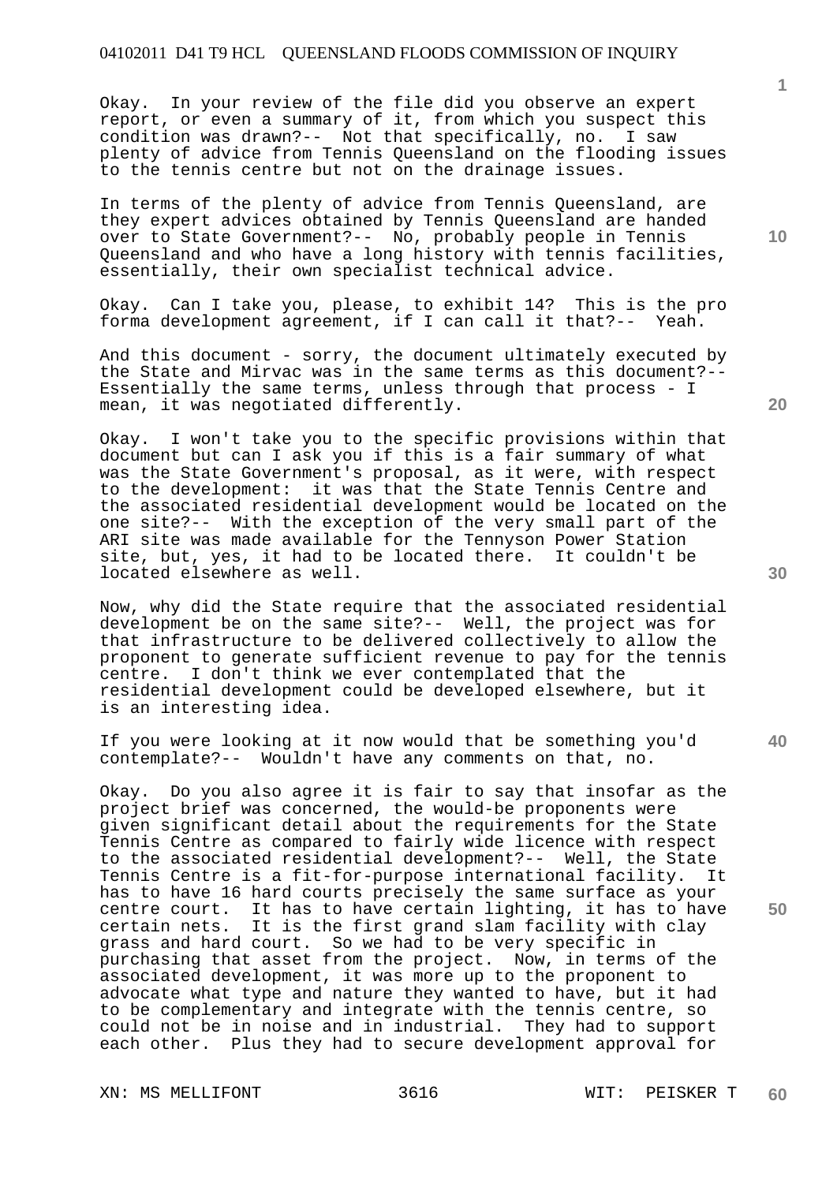Okay. In your review of the file did you observe an expert report, or even a summary of it, from which you suspect this condition was drawn?-- Not that specifically, no. I saw plenty of advice from Tennis Queensland on the flooding issues to the tennis centre but not on the drainage issues.

In terms of the plenty of advice from Tennis Queensland, are they expert advices obtained by Tennis Queensland are handed over to State Government?-- No, probably people in Tennis Queensland and who have a long history with tennis facilities, essentially, their own specialist technical advice.

Okay. Can I take you, please, to exhibit 14? This is the pro forma development agreement, if I can call it that?-- Yeah.

And this document - sorry, the document ultimately executed by the State and Mirvac was in the same terms as this document?-- Essentially the same terms, unless through that process - I mean, it was negotiated differently.

Okay. I won't take you to the specific provisions within that document but can I ask you if this is a fair summary of what was the State Government's proposal, as it were, with respect to the development: it was that the State Tennis Centre and the associated residential development would be located on the one site?-- With the exception of the very small part of the ARI site was made available for the Tennyson Power Station site, but, yes, it had to be located there. It couldn't be located elsewhere as well.

Now, why did the State require that the associated residential development be on the same site?-- Well, the project was for that infrastructure to be delivered collectively to allow the proponent to generate sufficient revenue to pay for the tennis centre. I don't think we ever contemplated that the residential development could be developed elsewhere, but it is an interesting idea.

If you were looking at it now would that be something you'd contemplate?-- Wouldn't have any comments on that, no.

Okay. Do you also agree it is fair to say that insofar as the project brief was concerned, the would-be proponents were given significant detail about the requirements for the State Tennis Centre as compared to fairly wide licence with respect to the associated residential development?-- Well, the State Tennis Centre is a fit-for-purpose international facility. It has to have 16 hard courts precisely the same surface as your centre court. It has to have certain lighting, it has to have certain nets. It is the first grand slam facility with clay grass and hard court. So we had to be very specific in purchasing that asset from the project. Now, in terms of the associated development, it was more up to the proponent to advocate what type and nature they wanted to have, but it had to be complementary and integrate with the tennis centre, so could not be in noise and in industrial. They had to support each other. Plus they had to secure development approval for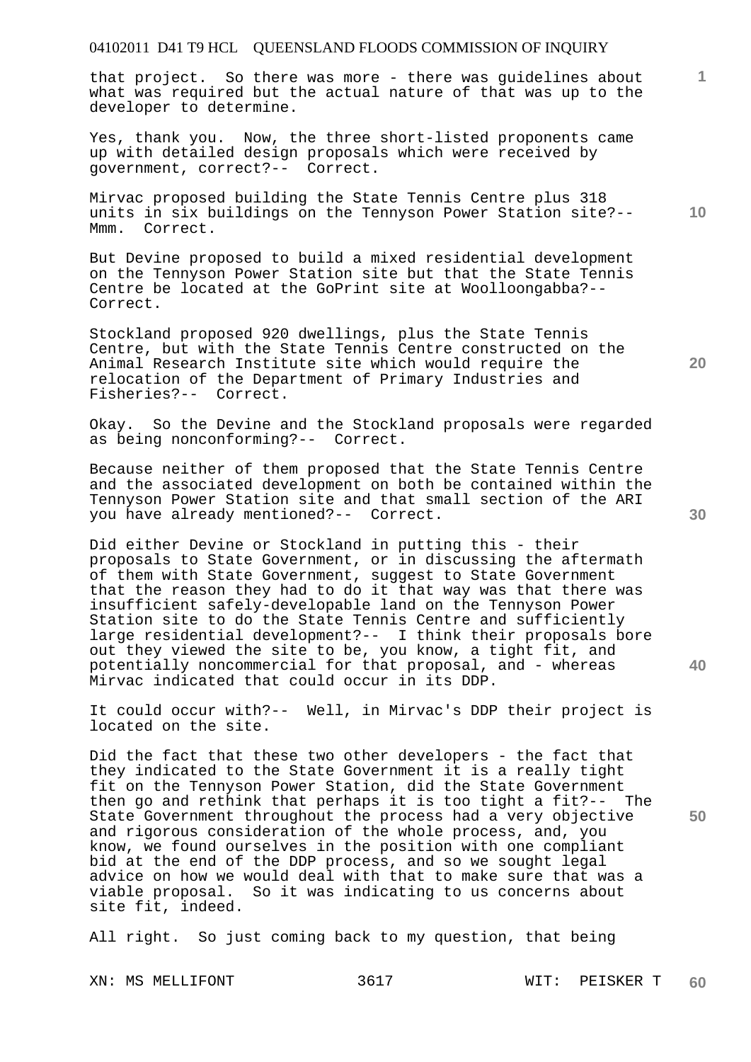that project. So there was more - there was guidelines about what was required but the actual nature of that was up to the developer to determine.

Yes, thank you. Now, the three short-listed proponents came up with detailed design proposals which were received by government, correct?-- Correct.

Mirvac proposed building the State Tennis Centre plus 318 units in six buildings on the Tennyson Power Station site?-- Mmm. Correct.

But Devine proposed to build a mixed residential development on the Tennyson Power Station site but that the State Tennis Centre be located at the GoPrint site at Woolloongabba?-- Correct.

Stockland proposed 920 dwellings, plus the State Tennis Centre, but with the State Tennis Centre constructed on the Animal Research Institute site which would require the relocation of the Department of Primary Industries and Fisheries?-- Correct.

Okay. So the Devine and the Stockland proposals were regarded as being nonconforming?-- Correct.

Because neither of them proposed that the State Tennis Centre and the associated development on both be contained within the Tennyson Power Station site and that small section of the ARI you have already mentioned?-- Correct.

Did either Devine or Stockland in putting this - their proposals to State Government, or in discussing the aftermath of them with State Government, suggest to State Government that the reason they had to do it that way was that there was insufficient safely-developable land on the Tennyson Power Station site to do the State Tennis Centre and sufficiently large residential development?-- I think their proposals bore out they viewed the site to be, you know, a tight fit, and potentially noncommercial for that proposal, and - whereas Mirvac indicated that could occur in its DDP.

It could occur with?-- Well, in Mirvac's DDP their project is located on the site.

Did the fact that these two other developers - the fact that they indicated to the State Government it is a really tight fit on the Tennyson Power Station, did the State Government then go and rethink that perhaps it is too tight a fit?-- The State Government throughout the process had a very objective and rigorous consideration of the whole process, and, you know, we found ourselves in the position with one compliant bid at the end of the DDP process, and so we sought legal advice on how we would deal with that to make sure that was a viable proposal. So it was indicating to us concerns about site fit, indeed.

All right. So just coming back to my question, that being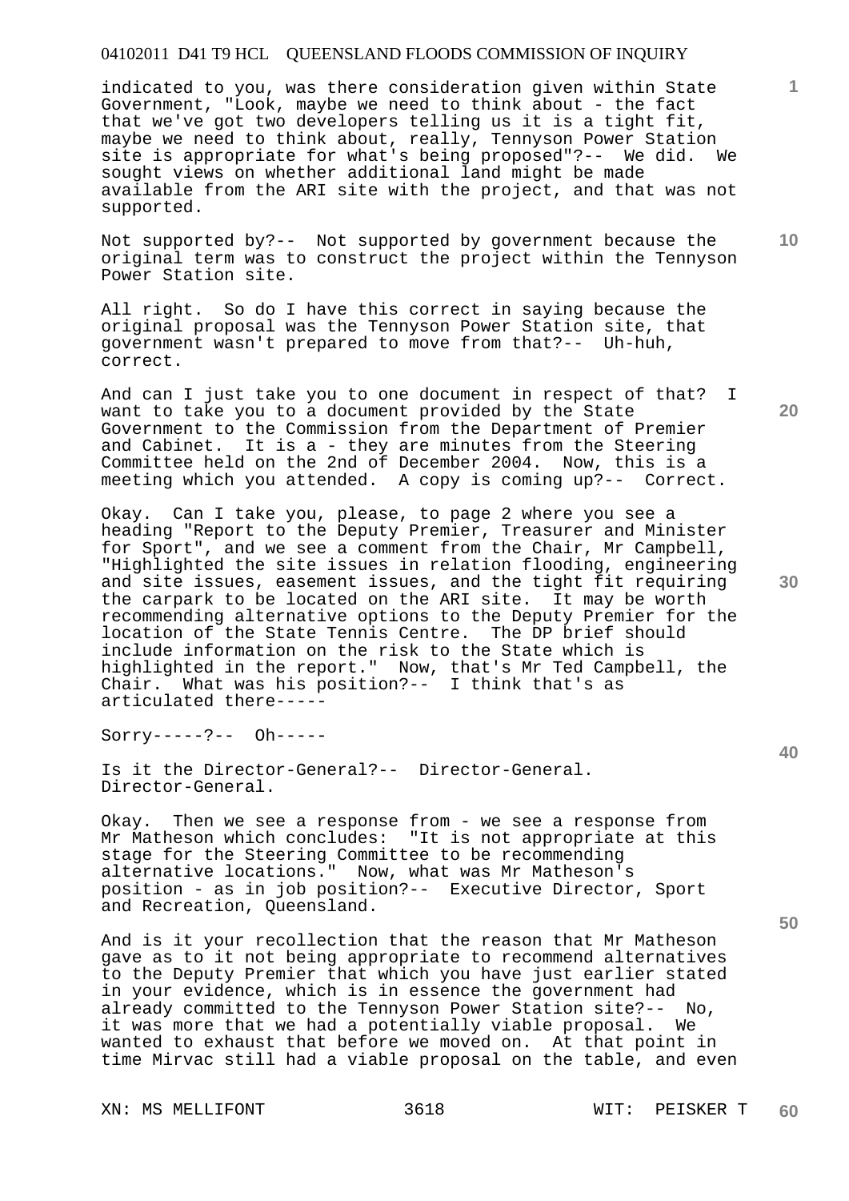indicated to you, was there consideration given within State Government, "Look, maybe we need to think about - the fact that we've got two developers telling us it is a tight fit, maybe we need to think about, really, Tennyson Power Station site is appropriate for what's being proposed"?-- We did. We sought views on whether additional land might be made available from the ARI site with the project, and that was not supported.

Not supported by?-- Not supported by government because the original term was to construct the project within the Tennyson Power Station site.

All right. So do I have this correct in saying because the original proposal was the Tennyson Power Station site, that government wasn't prepared to move from that?-- Uh-huh, correct.

And can I just take you to one document in respect of that? I want to take you to a document provided by the State Government to the Commission from the Department of Premier and Cabinet. It is a - they are minutes from the Steering Committee held on the 2nd of December 2004. Now, this is a meeting which you attended. A copy is coming up?-- Correct.

Okay. Can I take you, please, to page 2 where you see a heading "Report to the Deputy Premier, Treasurer and Minister for Sport", and we see a comment from the Chair, Mr Campbell, "Highlighted the site issues in relation flooding, engineering and site issues, easement issues, and the tight fit requiring the carpark to be located on the ARI site. It may be worth recommending alternative options to the Deputy Premier for the location of the State Tennis Centre. The DP brief should include information on the risk to the State which is highlighted in the report." Now, that's Mr Ted Campbell, the Chair. What was his position?-- I think that's as articulated there-----

Sorry-----?-- Oh-----

Is it the Director-General?-- Director-General. Director-General.

Okay. Then we see a response from - we see a response from Mr Matheson which concludes: "It is not appropriate at this stage for the Steering Committee to be recommending alternative locations." Now, what was Mr Matheson's position - as in job position?-- Executive Director, Sport and Recreation, Queensland.

And is it your recollection that the reason that Mr Matheson gave as to it not being appropriate to recommend alternatives to the Deputy Premier that which you have just earlier stated in your evidence, which is in essence the government had already committed to the Tennyson Power Station site?-- No, it was more that we had a potentially viable proposal. We wanted to exhaust that before we moved on. At that point in time Mirvac still had a viable proposal on the table, and even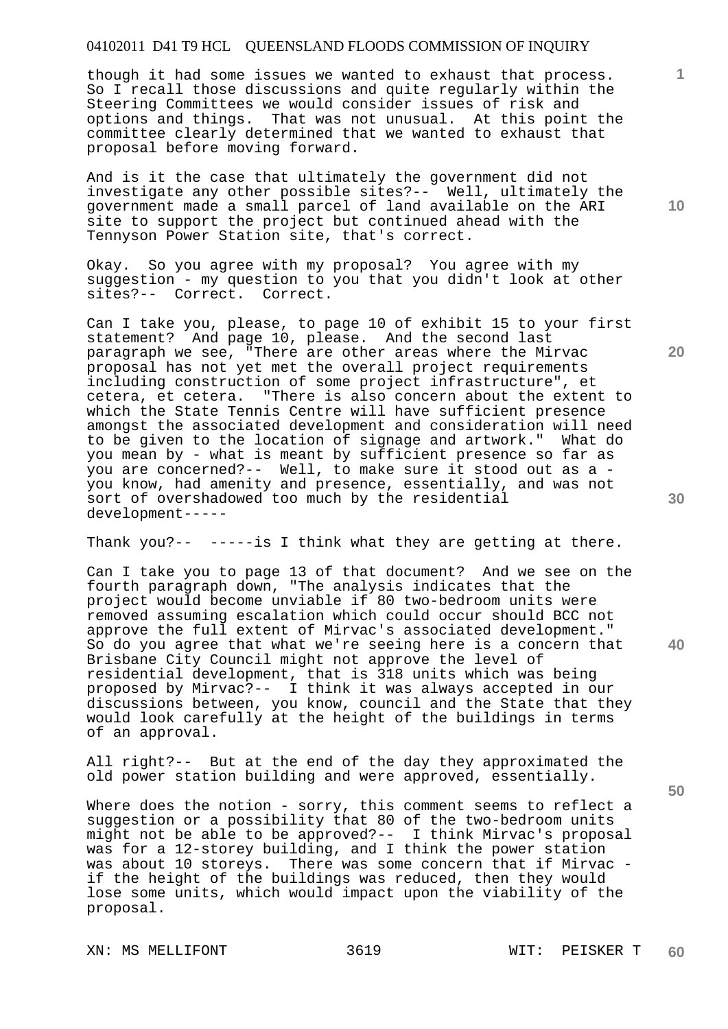though it had some issues we wanted to exhaust that process. So I recall those discussions and quite regularly within the Steering Committees we would consider issues of risk and options and things. That was not unusual. At this point the committee clearly determined that we wanted to exhaust that proposal before moving forward.

And is it the case that ultimately the government did not investigate any other possible sites?-- Well, ultimately the government made a small parcel of land available on the ARI site to support the project but continued ahead with the Tennyson Power Station site, that's correct.

Okay. So you agree with my proposal? You agree with my suggestion - my question to you that you didn't look at other sites?-- Correct. Correct.

Can I take you, please, to page 10 of exhibit 15 to your first statement? And page 10, please. And the second last paragraph we see, "There are other areas where the Mirvac proposal has not yet met the overall project requirements including construction of some project infrastructure", et cetera, et cetera. "There is also concern about the extent to which the State Tennis Centre will have sufficient presence amongst the associated development and consideration will need to be given to the location of signage and artwork." What do you mean by - what is meant by sufficient presence so far as you are concerned?-- Well, to make sure it stood out as a - you know, had amenity and presence, essentially, and was not sort of overshadowed too much by the residential development-----

Thank you?-- -----is I think what they are getting at there.

Can I take you to page 13 of that document? And we see on the fourth paragraph down, "The analysis indicates that the project would become unviable if 80 two-bedroom units were removed assuming escalation which could occur should BCC not approve the full extent of Mirvac's associated development." So do you agree that what we're seeing here is a concern that Brisbane City Council might not approve the level of residential development, that is 318 units which was being proposed by Mirvac?-- I think it was always accepted in our discussions between, you know, council and the State that they would look carefully at the height of the buildings in terms of an approval.

All right?-- But at the end of the day they approximated the old power station building and were approved, essentially.

Where does the notion - sorry, this comment seems to reflect a suggestion or a possibility that 80 of the two-bedroom units might not be able to be approved?-- I think Mirvac's proposal was for a 12-storey building, and I think the power station was about 10 storeys. There was some concern that if Mirvac - if the height of the buildings was reduced, then they would lose some units, which would impact upon the viability of the proposal.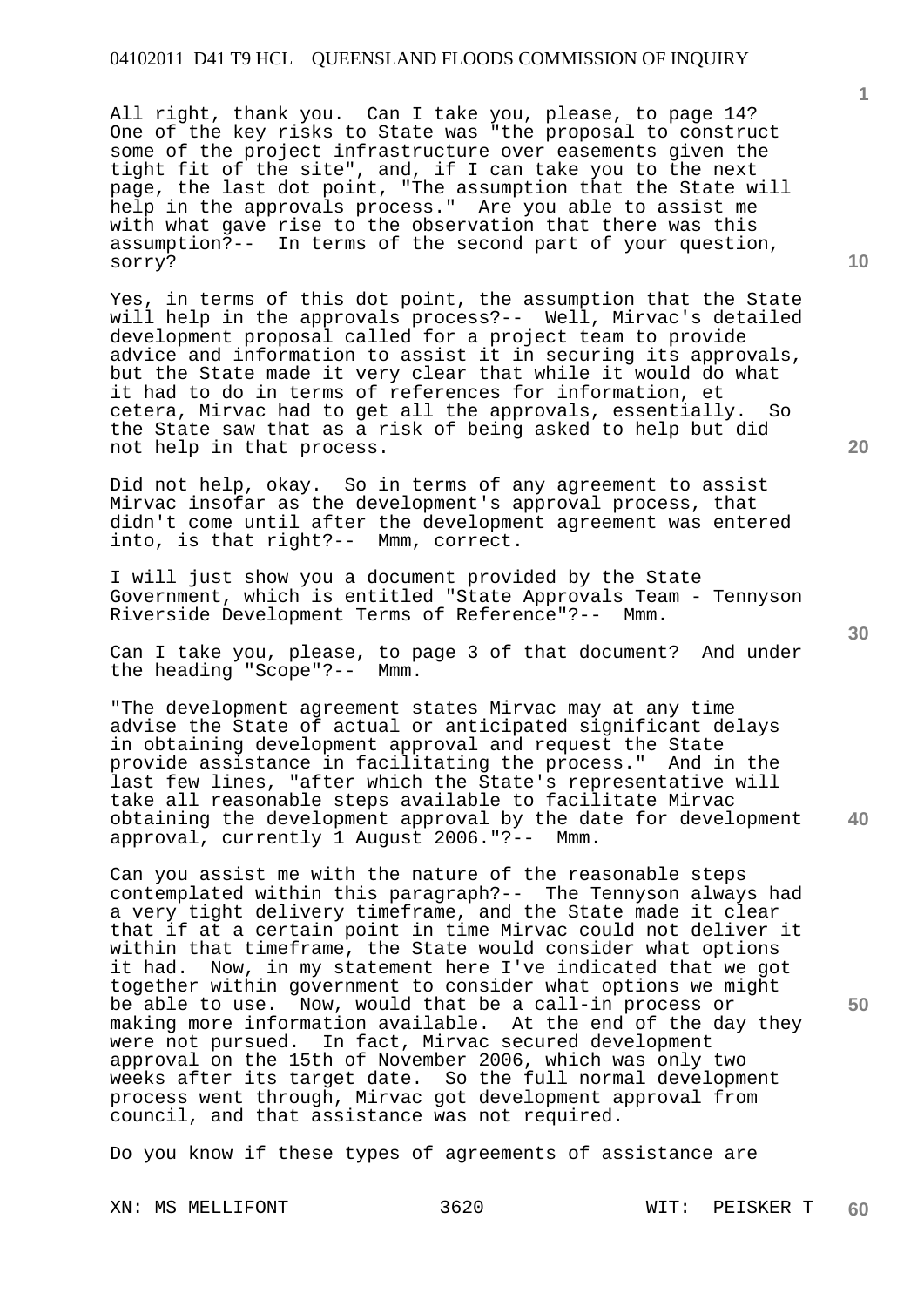All right, thank you. Can I take you, please, to page 14? One of the key risks to State was "the proposal to construct some of the project infrastructure over easements given the tight fit of the site", and, if I can take you to the next page, the last dot point, "The assumption that the State will help in the approvals process." Are you able to assist me with what gave rise to the observation that there was this assumption?-- In terms of the second part of your question, sorry?

Yes, in terms of this dot point, the assumption that the State will help in the approvals process?-- Well, Mirvac's detailed development proposal called for a project team to provide advice and information to assist it in securing its approvals, but the State made it very clear that while it would do what it had to do in terms of references for information, et cetera, Mirvac had to get all the approvals, essentially. So the State saw that as a risk of being asked to help but did not help in that process.

Did not help, okay. So in terms of any agreement to assist Mirvac insofar as the development's approval process, that didn't come until after the development agreement was entered into, is that right?-- Mmm, correct.

I will just show you a document provided by the State Government, which is entitled "State Approvals Team - Tennyson Riverside Development Terms of Reference"?-- Mmm.

Can I take you, please, to page 3 of that document? And under the heading "Scope"?-- Mmm.

"The development agreement states Mirvac may at any time advise the State of actual or anticipated significant delays in obtaining development approval and request the State provide assistance in facilitating the process." And in the last few lines, "after which the State's representative will take all reasonable steps available to facilitate Mirvac obtaining the development approval by the date for development approval, currently 1 August 2006."?-- Mmm.

Can you assist me with the nature of the reasonable steps contemplated within this paragraph?-- The Tennyson always had a very tight delivery timeframe, and the State made it clear that if at a certain point in time Mirvac could not deliver it within that timeframe, the State would consider what options it had. Now, in my statement here I've indicated that we got together within government to consider what options we might be able to use. Now, would that be a call-in process or making more information available. At the end of the day they were not pursued. In fact, Mirvac secured development approval on the 15th of November 2006, which was only two weeks after its target date. So the full normal development process went through, Mirvac got development approval from council, and that assistance was not required.

Do you know if these types of agreements of assistance are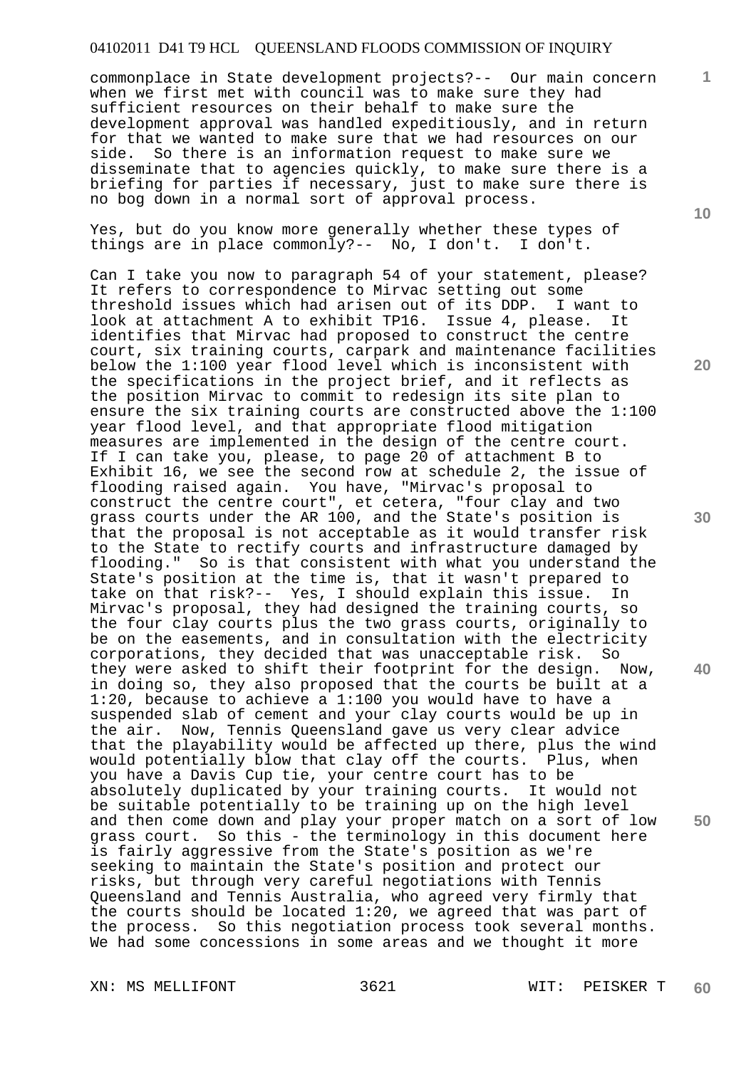commonplace in State development projects?-- Our main concern when we first met with council was to make sure they had sufficient resources on their behalf to make sure the development approval was handled expeditiously, and in return for that we wanted to make sure that we had resources on our side. So there is an information request to make sure we disseminate that to agencies quickly, to make sure there is a briefing for parties if necessary, just to make sure there is no bog down in a normal sort of approval process.

Yes, but do you know more generally whether these types of things are in place commonly?-- No, I don't. I don't.

Can I take you now to paragraph 54 of your statement, please? It refers to correspondence to Mirvac setting out some threshold issues which had arisen out of its DDP. I want to look at attachment A to exhibit TP16. Issue 4, please. It identifies that Mirvac had proposed to construct the centre court, six training courts, carpark and maintenance facilities below the 1:100 year flood level which is inconsistent with the specifications in the project brief, and it reflects as the position Mirvac to commit to redesign its site plan to ensure the six training courts are constructed above the 1:100 year flood level, and that appropriate flood mitigation measures are implemented in the design of the centre court. If I can take you, please, to page 20 of attachment B to Exhibit 16, we see the second row at schedule 2, the issue of flooding raised again. You have, "Mirvac's proposal to construct the centre court", et cetera, "four clay and two grass courts under the AR 100, and the State's position is that the proposal is not acceptable as it would transfer risk to the State to rectify courts and infrastructure damaged by flooding." So is that consistent with what you understand the State's position at the time is, that it wasn't prepared to take on that risk?-- Yes, I should explain this issue. In Mirvac's proposal, they had designed the training courts, so the four clay courts plus the two grass courts, originally to be on the easements, and in consultation with the electricity corporations, they decided that was unacceptable risk. So they were asked to shift their footprint for the design. Now, in doing so, they also proposed that the courts be built at a 1:20, because to achieve a 1:100 you would have to have a suspended slab of cement and your clay courts would be up in the air. Now, Tennis Queensland gave us very clear advice that the playability would be affected up there, plus the wind would potentially blow that clay off the courts. Plus, when you have a Davis Cup tie, your centre court has to be absolutely duplicated by your training courts. It would not be suitable potentially to be training up on the high level and then come down and play your proper match on a sort of low grass court. So this - the terminology in this document here is fairly aggressive from the State's position as we're seeking to maintain the State's position and protect our risks, but through very careful negotiations with Tennis Queensland and Tennis Australia, who agreed very firmly that the courts should be located 1:20, we agreed that was part of the process. So this negotiation process took several months. We had some concessions in some areas and we thought it more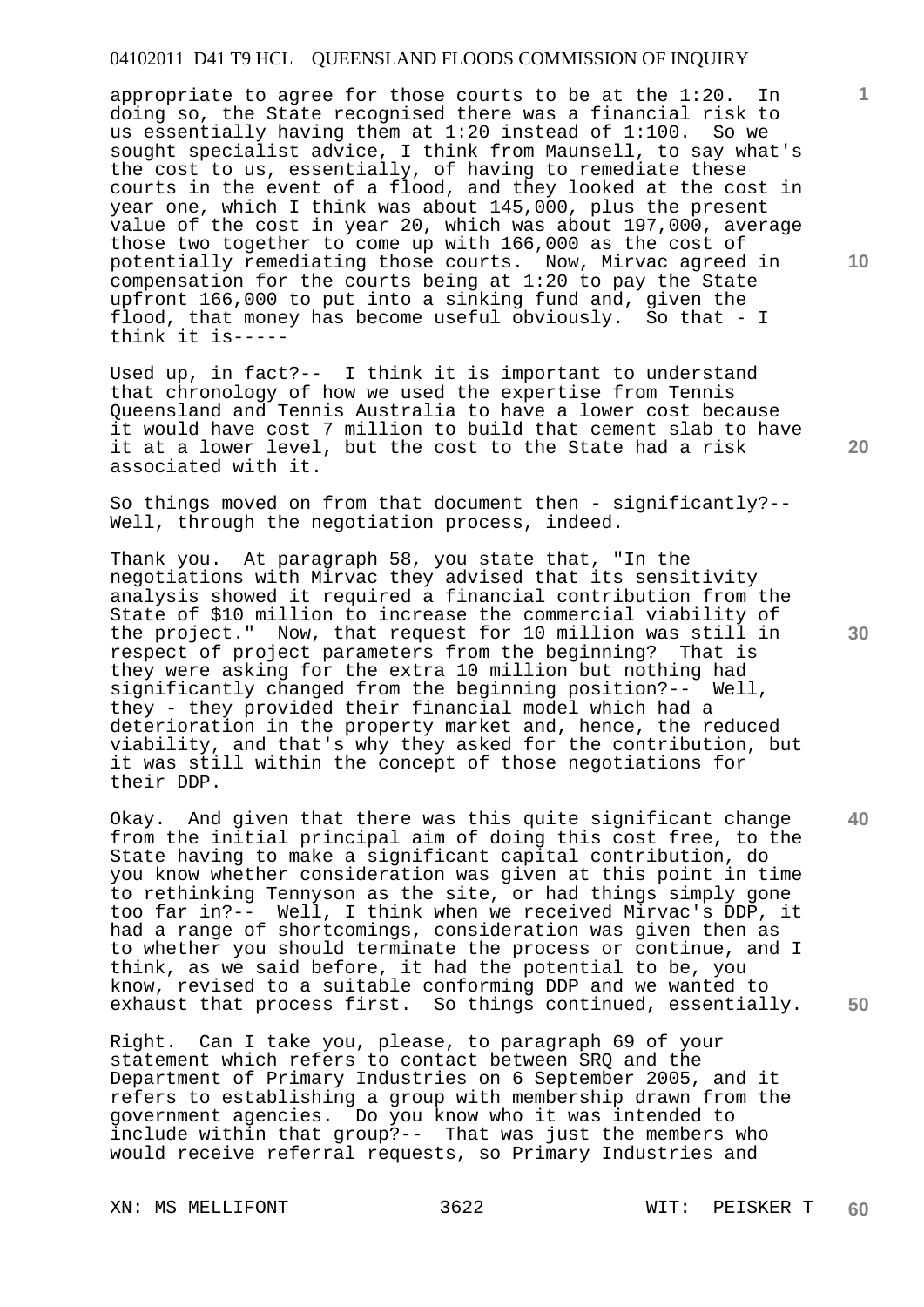appropriate to agree for those courts to be at the 1:20. In doing so, the State recognised there was a financial risk to us essentially having them at 1:20 instead of 1:100. So we sought specialist advice, I think from Maunsell, to say what's the cost to us, essentially, of having to remediate these courts in the event of a flood, and they looked at the cost in year one, which I think was about 145,000, plus the present value of the cost in year 20, which was about 197,000, average those two together to come up with 166,000 as the cost of potentially remediating those courts. Now, Mirvac agreed in compensation for the courts being at 1:20 to pay the State upfront 166,000 to put into a sinking fund and, given the flood, that money has become useful obviously. So that - I think it is-----

Used up, in fact?-- I think it is important to understand that chronology of how we used the expertise from Tennis Queensland and Tennis Australia to have a lower cost because it would have cost 7 million to build that cement slab to have it at a lower level, but the cost to the State had a risk associated with it.

So things moved on from that document then - significantly?-- Well, through the negotiation process, indeed.

Thank you. At paragraph 58, you state that, "In the negotiations with Mirvac they advised that its sensitivity analysis showed it required a financial contribution from the State of $10 million to increase the commercial viability of the project." Now, that request for 10 million was still in respect of project parameters from the beginning? That is they were asking for the extra 10 million but nothing had significantly changed from the beginning position?-- Well, they - they provided their financial model which had a deterioration in the property market and, hence, the reduced viability, and that's why they asked for the contribution, but it was still within the concept of those negotiations for their DDP.

Okay. And given that there was this quite significant change from the initial principal aim of doing this cost free, to the State having to make a significant capital contribution, do you know whether consideration was given at this point in time to rethinking Tennyson as the site, or had things simply gone too far in?-- Well, I think when we received Mirvac's DDP, it had a range of shortcomings, consideration was given then as to whether you should terminate the process or continue, and I think, as we said before, it had the potential to be, you know, revised to a suitable conforming DDP and we wanted to exhaust that process first. So things continued, essentially.

Right. Can I take you, please, to paragraph 69 of your statement which refers to contact between SRQ and the Department of Primary Industries on 6 September 2005, and it refers to establishing a group with membership drawn from the government agencies. Do you know who it was intended to include within that group?-- That was just the members who would receive referral requests, so Primary Industries and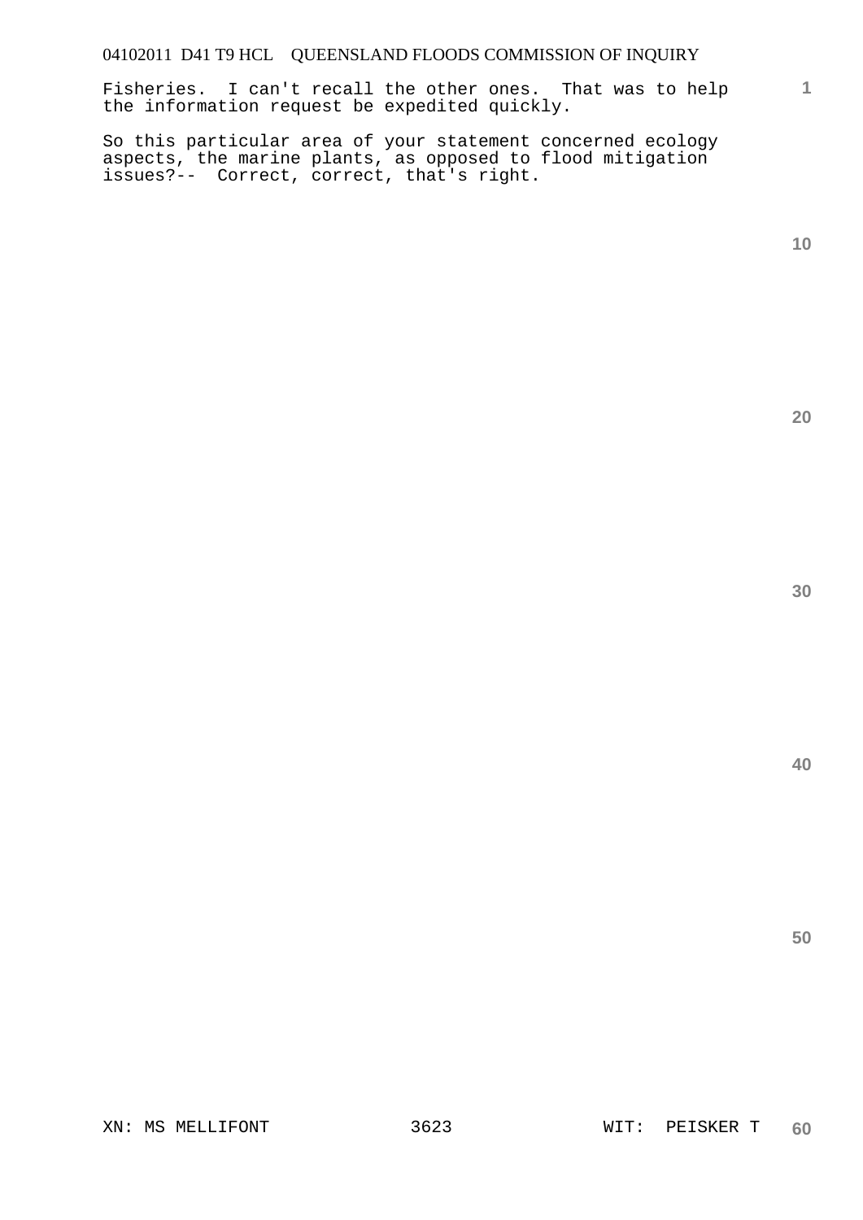Fisheries. I can't recall the other ones. That was to help the information request be expedited quickly.

So this particular area of your statement concerned ecology aspects, the marine plants, as opposed to flood mitigation issues?-- Correct, correct, that's right.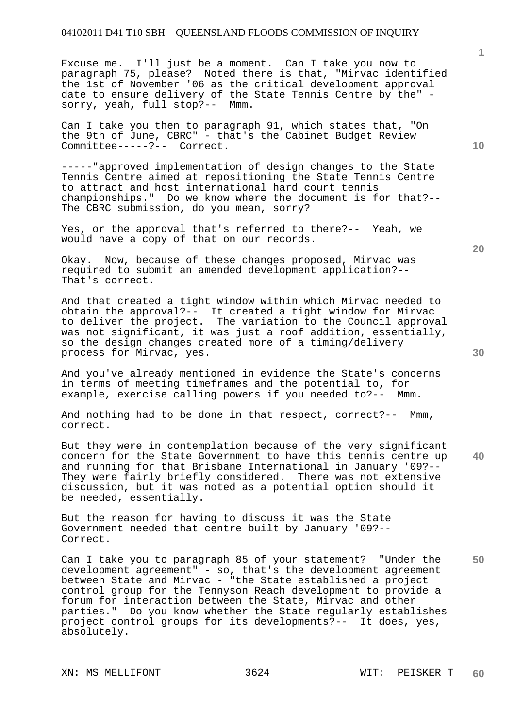Excuse me. I'll just be a moment. Can I take you now to paragraph 75, please? Noted there is that, "Mirvac identified the 1st of November '06 as the critical development approval date to ensure delivery of the State Tennis Centre by the" - sorry, yeah, full stop?-- Mmm.

Can I take you then to paragraph 91, which states that, "On the 9th of June, CBRC" - that's the Cabinet Budget Review Committee-----?-- Correct.

-----"approved implementation of design changes to the State Tennis Centre aimed at repositioning the State Tennis Centre to attract and host international hard court tennis championships." Do we know where the document is for that?-- The CBRC submission, do you mean, sorry?

Yes, or the approval that's referred to there?-- Yeah, we would have a copy of that on our records.

Okay. Now, because of these changes proposed, Mirvac was required to submit an amended development application?-- That's correct.

And that created a tight window within which Mirvac needed to obtain the approval?-- It created a tight window for Mirvac to deliver the project. The variation to the Council approval was not significant, it was just a roof addition, essentially, so the design changes created more of a timing/delivery process for Mirvac, yes.

And you've already mentioned in evidence the State's concerns in terms of meeting timeframes and the potential to, for example, exercise calling powers if you needed to?-- Mmm.

And nothing had to be done in that respect, correct?-- Mmm, correct.

But they were in contemplation because of the very significant concern for the State Government to have this tennis centre up and running for that Brisbane International in January '09?-- They were fairly briefly considered. There was not extensive discussion, but it was noted as a potential option should it be needed, essentially.

But the reason for having to discuss it was the State Government needed that centre built by January '09?-- Correct.

Can I take you to paragraph 85 of your statement? "Under the development agreement" - so, that's the development agreement between State and Mirvac - "the State established a project control group for the Tennyson Reach development to provide a forum for interaction between the State, Mirvac and other parties." Do you know whether the State regularly establishes project control groups for its developments?-- It does, yes, absolutely.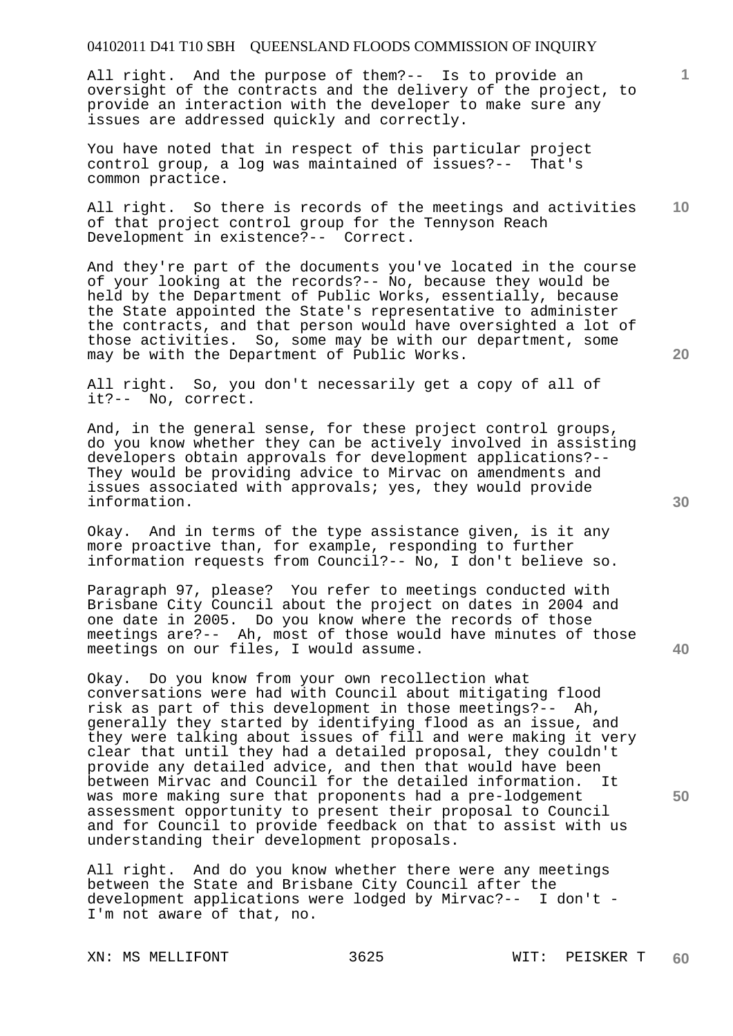All right. And the purpose of them?-- Is to provide an oversight of the contracts and the delivery of the project, to provide an interaction with the developer to make sure any issues are addressed quickly and correctly.

You have noted that in respect of this particular project control group, a log was maintained of issues?-- That's common practice.

All right. So there is records of the meetings and activities of that project control group for the Tennyson Reach Development in existence?-- Correct.

And they're part of the documents you've located in the course of your looking at the records?-- No, because they would be held by the Department of Public Works, essentially, because the State appointed the State's representative to administer the contracts, and that person would have oversighted a lot of those activities. So, some may be with our department, some may be with the Department of Public Works.

All right. So, you don't necessarily get a copy of all of it?-- No, correct.

And, in the general sense, for these project control groups, do you know whether they can be actively involved in assisting developers obtain approvals for development applications?-- They would be providing advice to Mirvac on amendments and issues associated with approvals; yes, they would provide information.

Okay. And in terms of the type assistance given, is it any more proactive than, for example, responding to further information requests from Council?-- No, I don't believe so.

Paragraph 97, please? You refer to meetings conducted with Brisbane City Council about the project on dates in 2004 and one date in 2005. Do you know where the records of those meetings are?-- Ah, most of those would have minutes of those meetings on our files, I would assume.

Okay. Do you know from your own recollection what conversations were had with Council about mitigating flood risk as part of this development in those meetings?-- Ah, generally they started by identifying flood as an issue, and they were talking about issues of fill and were making it very clear that until they had a detailed proposal, they couldn't provide any detailed advice, and then that would have been between Mirvac and Council for the detailed information. It was more making sure that proponents had a pre-lodgement assessment opportunity to present their proposal to Council and for Council to provide feedback on that to assist with us understanding their development proposals.

All right. And do you know whether there were any meetings between the State and Brisbane City Council after the development applications were lodged by Mirvac?-- I don't - I'm not aware of that, no.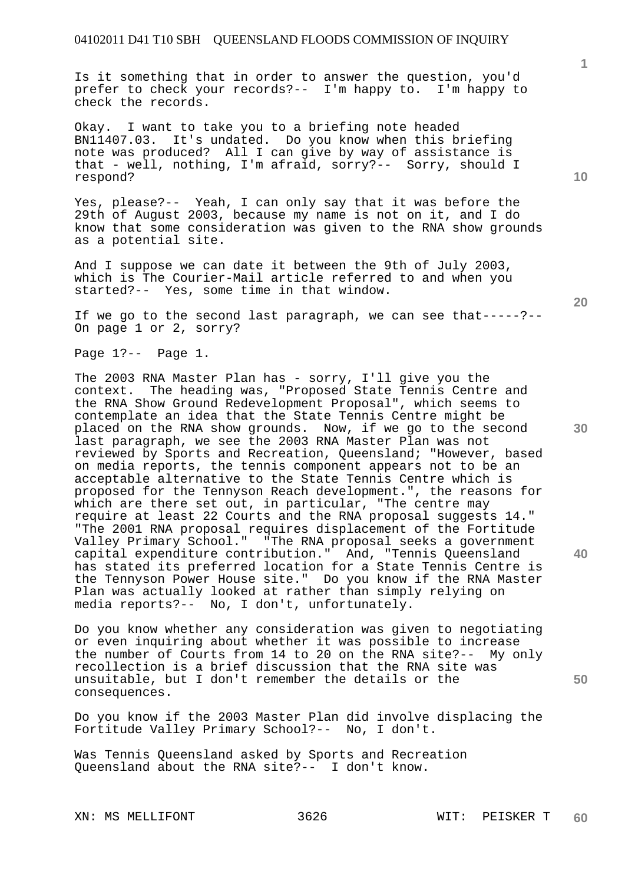Is it something that in order to answer the question, you'd prefer to check your records?-- I'm happy to. I'm happy to check the records.

Okay. I want to take you to a briefing note headed BN11407.03. It's undated. Do you know when this briefing note was produced? All I can give by way of assistance is that - well, nothing, I'm afraid, sorry?-- Sorry, should I respond?

Yes, please?-- Yeah, I can only say that it was before the 29th of August 2003, because my name is not on it, and I do know that some consideration was given to the RNA show grounds as a potential site.

And I suppose we can date it between the 9th of July 2003, which is The Courier-Mail article referred to and when you started?-- Yes, some time in that window.

If we go to the second last paragraph, we can see that-----?-- On page 1 or 2, sorry?

Page 1?-- Page 1.

The 2003 RNA Master Plan has - sorry, I'll give you the context. The heading was, "Proposed State Tennis Centre and the RNA Show Ground Redevelopment Proposal", which seems to contemplate an idea that the State Tennis Centre might be placed on the RNA show grounds. Now, if we go to the second last paragraph, we see the 2003 RNA Master Plan was not reviewed by Sports and Recreation, Queensland; "However, based on media reports, the tennis component appears not to be an acceptable alternative to the State Tennis Centre which is proposed for the Tennyson Reach development.", the reasons for which are there set out, in particular, "The centre may require at least 22 Courts and the RNA proposal suggests 14." "The 2001 RNA proposal requires displacement of the Fortitude Valley Primary School." "The RNA proposal seeks a government capital expenditure contribution." And, "Tennis Queensland has stated its preferred location for a State Tennis Centre is the Tennyson Power House site." Do you know if the RNA Master Plan was actually looked at rather than simply relying on media reports?-- No, I don't, unfortunately.

Do you know whether any consideration was given to negotiating or even inquiring about whether it was possible to increase the number of Courts from 14 to 20 on the RNA site?-- My only recollection is a brief discussion that the RNA site was unsuitable, but I don't remember the details or the consequences.

Do you know if the 2003 Master Plan did involve displacing the Fortitude Valley Primary School?-- No, I don't.

Was Tennis Queensland asked by Sports and Recreation Queensland about the RNA site?-- I don't know.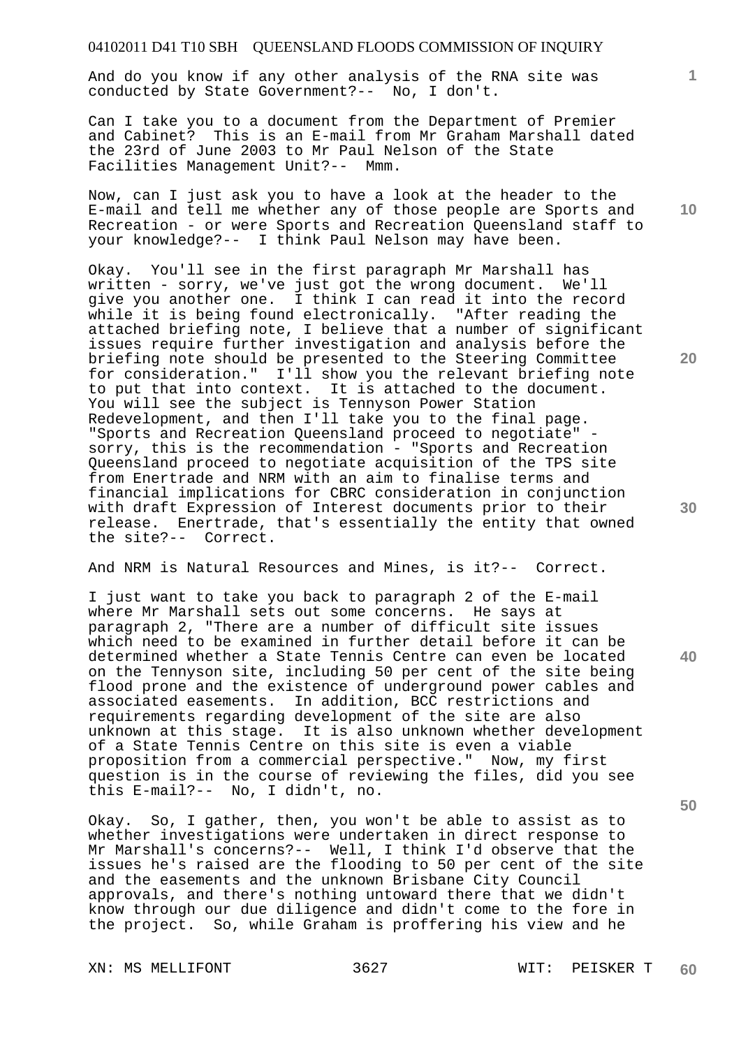And do you know if any other analysis of the RNA site was conducted by State Government?-- No, I don't.

Can I take you to a document from the Department of Premier and Cabinet? This is an E-mail from Mr Graham Marshall dated the 23rd of June 2003 to Mr Paul Nelson of the State Facilities Management Unit?-- Mmm.

Now, can I just ask you to have a look at the header to the E-mail and tell me whether any of those people are Sports and Recreation - or were Sports and Recreation Queensland staff to your knowledge?-- I think Paul Nelson may have been.

Okay. You'll see in the first paragraph Mr Marshall has written - sorry, we've just got the wrong document. We'll give you another one. I think I can read it into the record while it is being found electronically. "After reading the attached briefing note, I believe that a number of significant issues require further investigation and analysis before the briefing note should be presented to the Steering Committee for consideration." I'll show you the relevant briefing note to put that into context. It is attached to the document. You will see the subject is Tennyson Power Station Redevelopment, and then I'll take you to the final page. "Sports and Recreation Queensland proceed to negotiate" - sorry, this is the recommendation - "Sports and Recreation Queensland proceed to negotiate acquisition of the TPS site from Enertrade and NRM with an aim to finalise terms and financial implications for CBRC consideration in conjunction with draft Expression of Interest documents prior to their release. Enertrade, that's essentially the entity that owned the site?-- Correct.

And NRM is Natural Resources and Mines, is it?-- Correct.

I just want to take you back to paragraph 2 of the E-mail where Mr Marshall sets out some concerns. He says at paragraph 2, "There are a number of difficult site issues which need to be examined in further detail before it can be determined whether a State Tennis Centre can even be located on the Tennyson site, including 50 per cent of the site being flood prone and the existence of underground power cables and associated easements. In addition, BCC restrictions and requirements regarding development of the site are also unknown at this stage. It is also unknown whether development of a State Tennis Centre on this site is even a viable proposition from a commercial perspective." Now, my first question is in the course of reviewing the files, did you see this E-mail?-- No, I didn't, no.

Okay. So, I gather, then, you won't be able to assist as to whether investigations were undertaken in direct response to Mr Marshall's concerns?-- Well, I think I'd observe that the issues he's raised are the flooding to 50 per cent of the site and the easements and the unknown Brisbane City Council approvals, and there's nothing untoward there that we didn't know through our due diligence and didn't come to the fore in the project. So, while Graham is proffering his view and he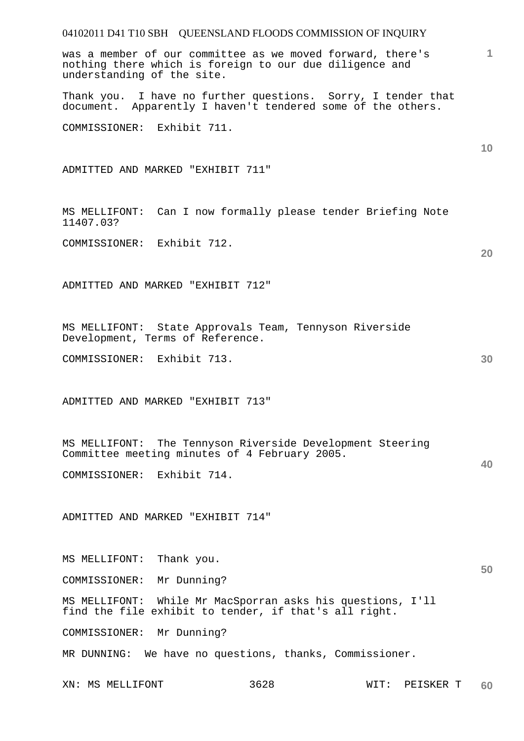was a member of our committee as we moved forward, there's nothing there which is foreign to our due diligence and understanding of the site.

Thank you. I have no further questions. Sorry, I tender that document. Apparently I haven't tendered some of the others.

COMMISSIONER: Exhibit 711.

ADMITTED AND MARKED "EXHIBIT 711"

MS MELLIFONT: Can I now formally please tender Briefing Note 11407.03?

COMMISSIONER: Exhibit 712.

ADMITTED AND MARKED "EXHIBIT 712"

MS MELLIFONT: State Approvals Team, Tennyson Riverside Development, Terms of Reference.

COMMISSIONER: Exhibit 713.

ADMITTED AND MARKED "EXHIBIT 713"

MS MELLIFONT: The Tennyson Riverside Development Steering Committee meeting minutes of 4 February 2005.

COMMISSIONER: Exhibit 714.

ADMITTED AND MARKED "EXHIBIT 714"

MS MELLIFONT: Thank you.

COMMISSIONER: Mr Dunning?

MS MELLIFONT: While Mr MacSporran asks his questions, I'll find the file exhibit to tender, if that's all right.

COMMISSIONER: Mr Dunning?

MR DUNNING: We have no questions, thanks, Commissioner.

XN: MS MELLIFONT WIT: PEISKER T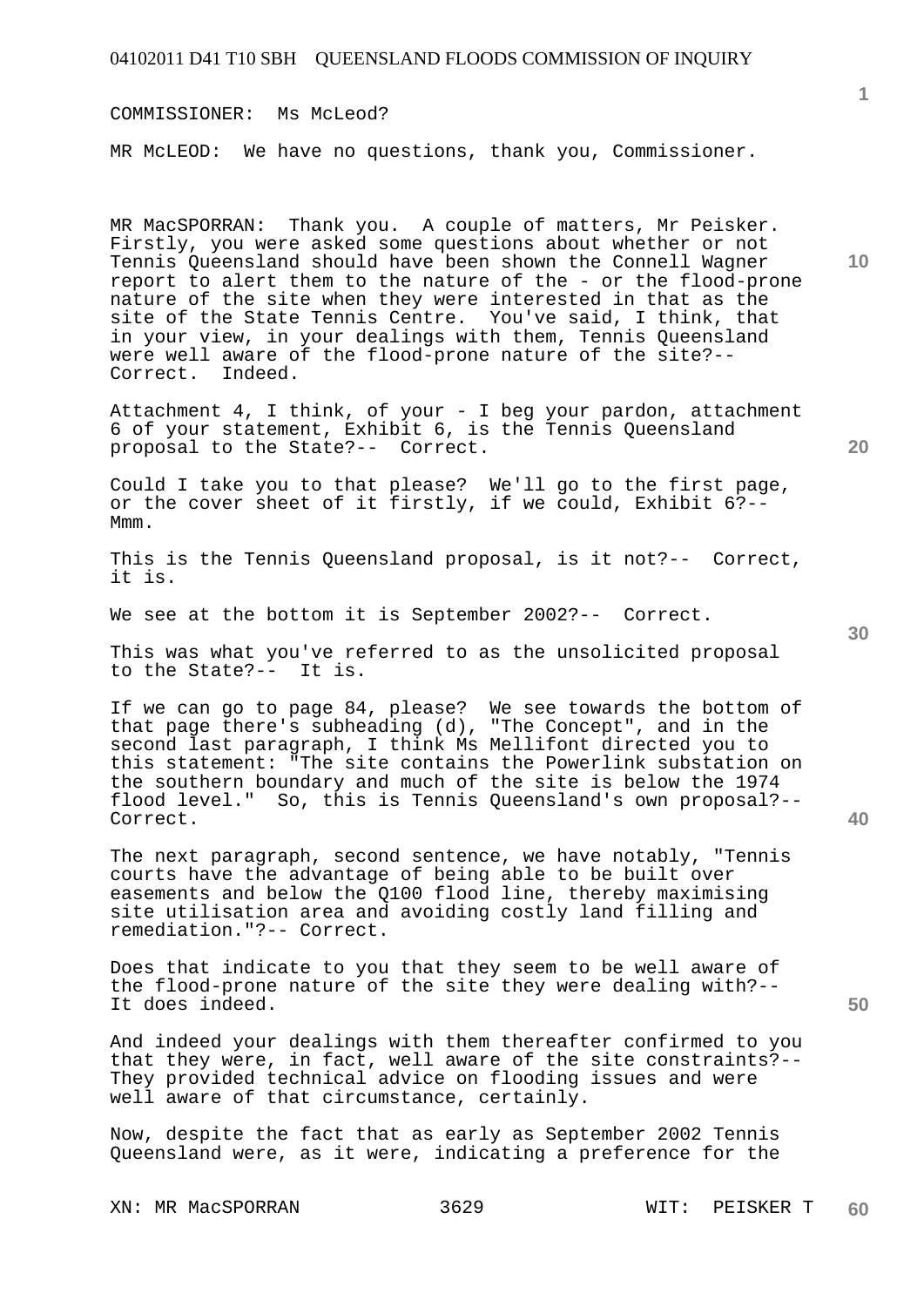COMMISSIONER: Ms McLeod?

MR McLEOD: We have no questions, thank you, Commissioner.

MR MacSPORRAN: Thank you. A couple of matters, Mr Peisker. Firstly, you were asked some questions about whether or not Tennis Queensland should have been shown the Connell Wagner report to alert them to the nature of the - or the flood-prone nature of the site when they were interested in that as the site of the State Tennis Centre. You've said, I think, that in your view, in your dealings with them, Tennis Queensland were well aware of the flood-prone nature of the site?-- Correct. Indeed.

Attachment 4, I think, of your - I beg your pardon, attachment 6 of your statement, Exhibit 6, is the Tennis Queensland proposal to the State?-- Correct.

Could I take you to that please? We'll go to the first page, or the cover sheet of it firstly, if we could, Exhibit 6?-- Mmm.

This is the Tennis Queensland proposal, is it not?-- Correct, it is.

We see at the bottom it is September 2002?-- Correct.

This was what you've referred to as the unsolicited proposal to the State?-- It is.

If we can go to page 84, please? We see towards the bottom of that page there's subheading (d), "The Concept", and in the second last paragraph, I think Ms Mellifont directed you to this statement: "The site contains the Powerlink substation on the southern boundary and much of the site is below the 1974 flood level." So, this is Tennis Queensland's own proposal?-- Correct.

The next paragraph, second sentence, we have notably, "Tennis courts have the advantage of being able to be built over easements and below the Q100 flood line, thereby maximising site utilisation area and avoiding costly land filling and remediation."?-- Correct.

Does that indicate to you that they seem to be well aware of the flood-prone nature of the site they were dealing with?-- It does indeed.

And indeed your dealings with them thereafter confirmed to you that they were, in fact, well aware of the site constraints?-- They provided technical advice on flooding issues and were well aware of that circumstance, certainly.

Now, despite the fact that as early as September 2002 Tennis Queensland were, as it were, indicating a preference for the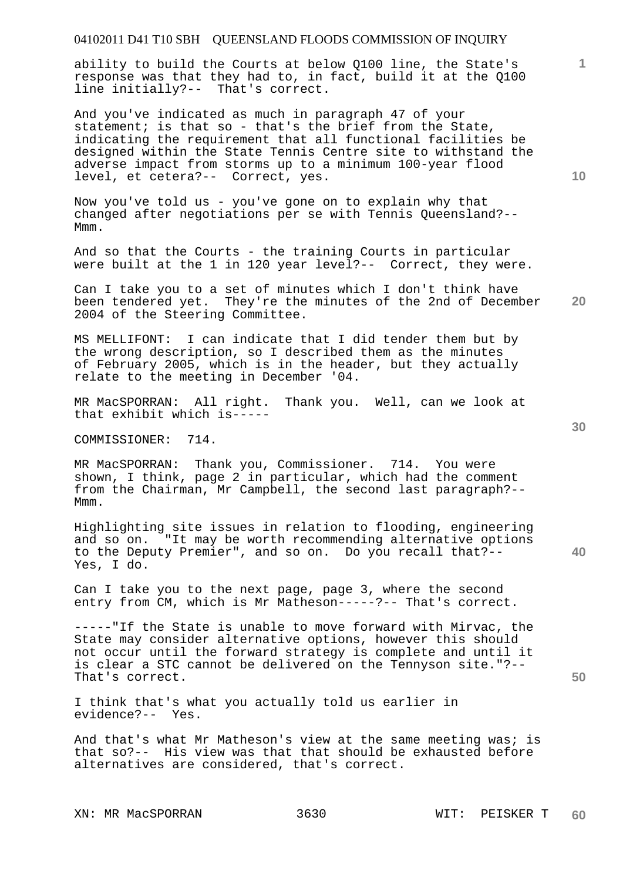ability to build the Courts at below Q100 line, the State's response was that they had to, in fact, build it at the Q100 line initially?-- That's correct.

And you've indicated as much in paragraph 47 of your statement; is that so - that's the brief from the State, indicating the requirement that all functional facilities be designed within the State Tennis Centre site to withstand the adverse impact from storms up to a minimum 100-year flood level, et cetera?-- Correct, yes.

Now you've told us - you've gone on to explain why that changed after negotiations per se with Tennis Queensland?-- Mmm.

And so that the Courts - the training Courts in particular were built at the 1 in 120 year level?-- Correct, they were.

Can I take you to a set of minutes which I don't think have been tendered yet. They're the minutes of the 2nd of December 2004 of the Steering Committee.

MS MELLIFONT: I can indicate that I did tender them but by the wrong description, so I described them as the minutes of February 2005, which is in the header, but they actually relate to the meeting in December '04.

MR MacSPORRAN: All right. Thank you. Well, can we look at that exhibit which is-----

COMMISSIONER: 714.

MR MacSPORRAN: Thank you, Commissioner. 714. You were shown, I think, page 2 in particular, which had the comment from the Chairman, Mr Campbell, the second last paragraph?-- Mmm.

Highlighting site issues in relation to flooding, engineering and so on. "It may be worth recommending alternative options to the Deputy Premier", and so on. Do you recall that?-- Yes, I do.

Can I take you to the next page, page 3, where the second entry from CM, which is Mr Matheson-----?-- That's correct.

-----"If the State is unable to move forward with Mirvac, the State may consider alternative options, however this should not occur until the forward strategy is complete and until it is clear a STC cannot be delivered on the Tennyson site."?-- That's correct.

I think that's what you actually told us earlier in evidence?-- Yes.

And that's what Mr Matheson's view at the same meeting was; is that so?-- His view was that that should be exhausted before alternatives are considered, that's correct.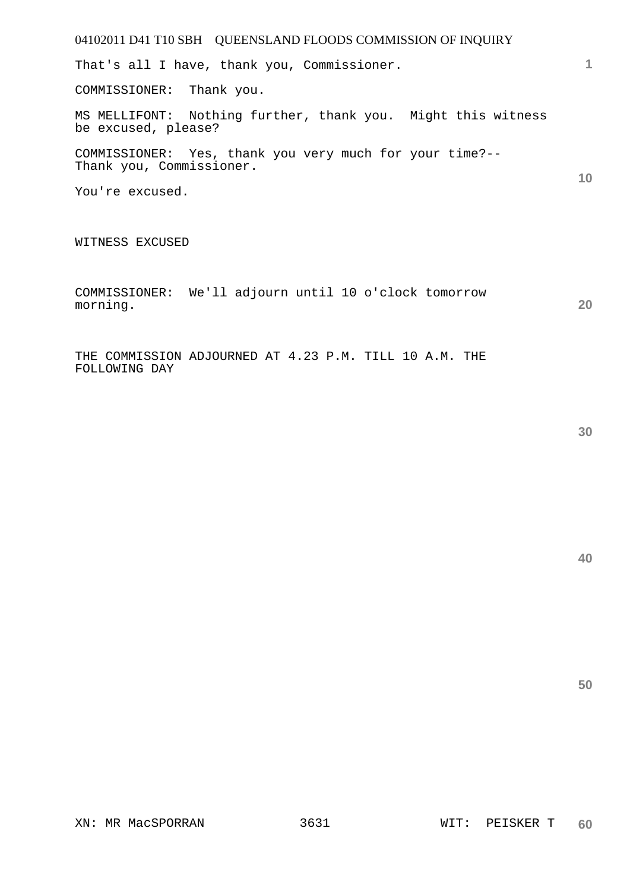That's all I have, thank you, Commissioner.

COMMISSIONER: Thank you.

MS MELLIFONT: Nothing further, thank you. Might this witness be excused, please?

COMMISSIONER: Yes, thank you very much for your time?-- Thank you, Commissioner.

You're excused.

WITNESS EXCUSED

COMMISSIONER: We'll adjourn until 10 o'clock tomorrow morning.

THE COMMISSION ADJOURNED AT 4.23 P.M. TILL 10 A.M. THE FOLLOWING DAY